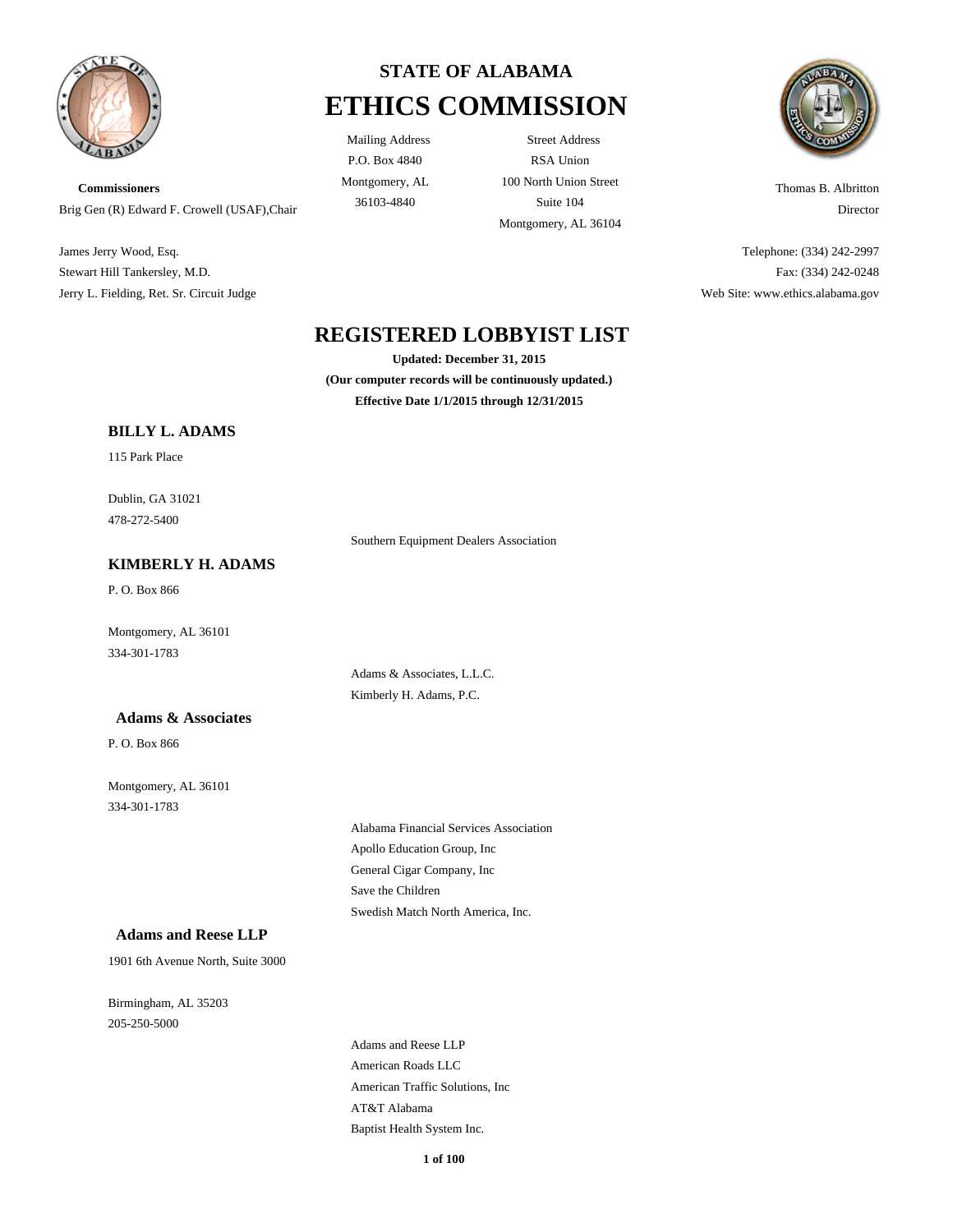# STATE OF ALABAMA
# ETHICS COMMISSION

Mailing Address
P.O. Box 4840
Montgomery, AL
36103-4840

Street Address
RSA Union
100 North Union Street
Suite 104
Montgomery, AL 36104

**Commissioners**
Brig Gen (R) Edward F. Crowell (USAF),Chair

James Jerry Wood, Esq.
Stewart Hill Tankersley, M.D.
Jerry L. Fielding, Ret. Sr. Circuit Judge

Thomas B. Albritton
Director

Telephone: (334) 242-2997
Fax: (334) 242-0248
Web Site: www.ethics.alabama.gov

## REGISTERED LOBBYIST LIST

**Updated: December 31, 2015**
**(Our computer records will be continuously updated.)**
**Effective Date 1/1/2015 through 12/31/2015**

### BILLY L. ADAMS

115 Park Place

Dublin, GA 31021
478-272-5400

Southern Equipment Dealers Association

### KIMBERLY H. ADAMS

P. O. Box 866

Montgomery, AL 36101
334-301-1783

Adams & Associates, L.L.C.
Kimberly H. Adams, P.C.

### Adams & Associates

P. O. Box 866

Montgomery, AL 36101
334-301-1783

Alabama Financial Services Association
Apollo Education Group, Inc
General Cigar Company, Inc
Save the Children
Swedish Match North America, Inc.

### Adams and Reese LLP

1901 6th Avenue North, Suite 3000

Birmingham, AL 35203
205-250-5000

Adams and Reese LLP
American Roads LLC
American Traffic Solutions, Inc
AT&T Alabama
Baptist Health System Inc.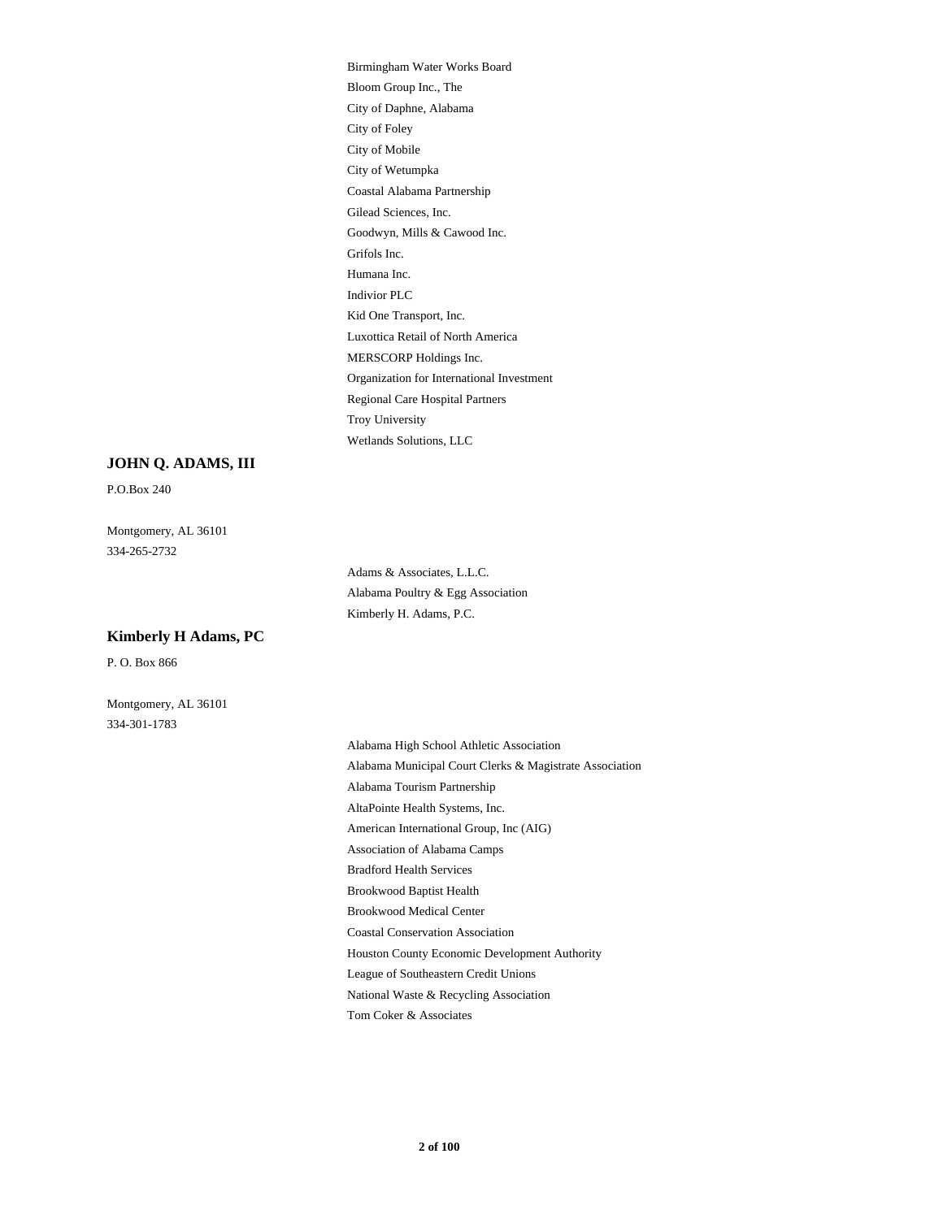Birmingham Water Works Board
Bloom Group Inc., The
City of Daphne, Alabama
City of Foley
City of Mobile
City of Wetumpka
Coastal Alabama Partnership
Gilead Sciences, Inc.
Goodwyn, Mills & Cawood Inc.
Grifols Inc.
Humana Inc.
Indivior PLC
Kid One Transport, Inc.
Luxottica Retail of North America
MERSCORP Holdings Inc.
Organization for International Investment
Regional Care Hospital Partners
Troy University
Wetlands Solutions, LLC

**JOHN Q. ADAMS, III**

P.O.Box 240

Montgomery, AL 36101
334-265-2732

Adams & Associates, L.L.C.
Alabama Poultry & Egg Association
Kimberly H. Adams, P.C.

**Kimberly H Adams, PC**

P. O. Box 866

Montgomery, AL 36101
334-301-1783

Alabama High School Athletic Association
Alabama Municipal Court Clerks & Magistrate Association
Alabama Tourism Partnership
AltaPointe Health Systems, Inc.
American International Group, Inc (AIG)
Association of Alabama Camps
Bradford Health Services
Brookwood Baptist Health
Brookwood Medical Center
Coastal Conservation Association
Houston County Economic Development Authority
League of Southeastern Credit Unions
National Waste & Recycling Association
Tom Coker & Associates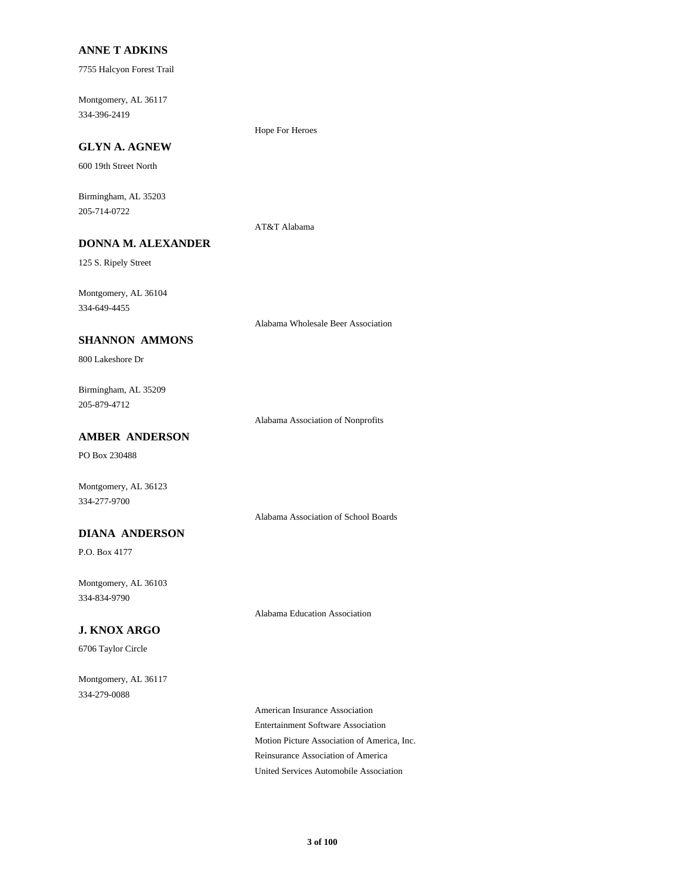**ANNE T ADKINS**

7755 Halcyon Forest Trail

Montgomery, AL 36117
334-396-2419

Hope For Heroes

**GLYN A. AGNEW**

600 19th Street North

Birmingham, AL 35203
205-714-0722

AT&T Alabama

**DONNA M. ALEXANDER**

125 S. Ripely Street

Montgomery, AL 36104
334-649-4455

Alabama Wholesale Beer Association

**SHANNON AMMONS**

800 Lakeshore Dr

Birmingham, AL 35209
205-879-4712

Alabama Association of Nonprofits

**AMBER ANDERSON**

PO Box 230488

Montgomery, AL 36123
334-277-9700

Alabama Association of School Boards

**DIANA ANDERSON**

P.O. Box 4177

Montgomery, AL 36103
334-834-9790

Alabama Education Association

**J. KNOX ARGO**

6706 Taylor Circle

Montgomery, AL 36117
334-279-0088

American Insurance Association
Entertainment Software Association
Motion Picture Association of America, Inc.
Reinsurance Association of America
United Services Automobile Association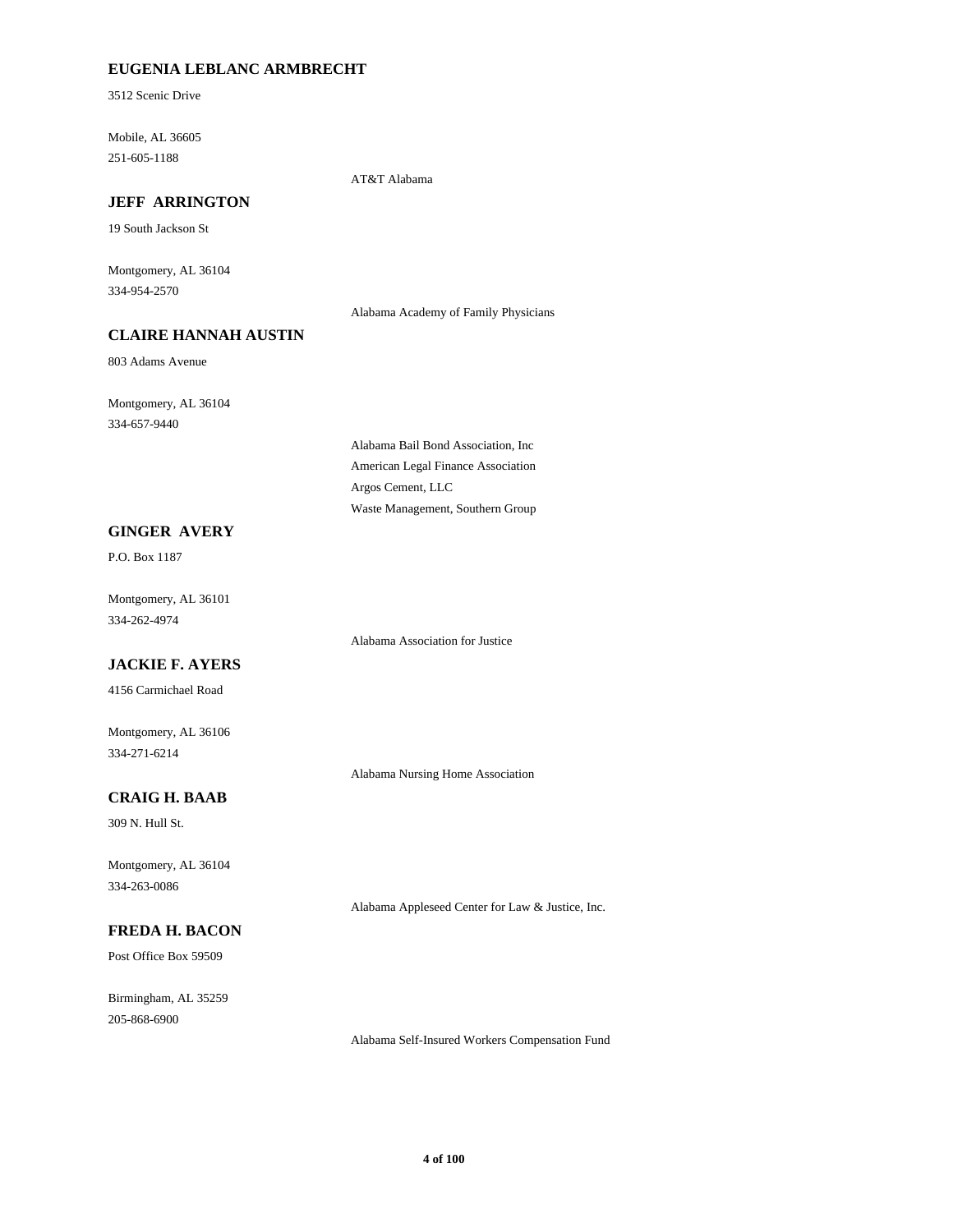**EUGENIA LEBLANC ARMBRECHT**

3512 Scenic Drive

Mobile, AL 36605
251-605-1188

AT&T Alabama

**JEFF ARRINGTON**

19 South Jackson St

Montgomery, AL 36104
334-954-2570

Alabama Academy of Family Physicians

**CLAIRE HANNAH AUSTIN**

803 Adams Avenue

Montgomery, AL 36104
334-657-9440

Alabama Bail Bond Association, Inc
American Legal Finance Association
Argos Cement, LLC
Waste Management, Southern Group

**GINGER AVERY**

P.O. Box 1187

Montgomery, AL 36101
334-262-4974

Alabama Association for Justice

**JACKIE F. AYERS**

4156 Carmichael Road

Montgomery, AL 36106
334-271-6214

Alabama Nursing Home Association

**CRAIG H. BAAB**

309 N. Hull St.

Montgomery, AL 36104
334-263-0086

Alabama Appleseed Center for Law & Justice, Inc.

**FREDA H. BACON**

Post Office Box 59509

Birmingham, AL 35259
205-868-6900

Alabama Self-Insured Workers Compensation Fund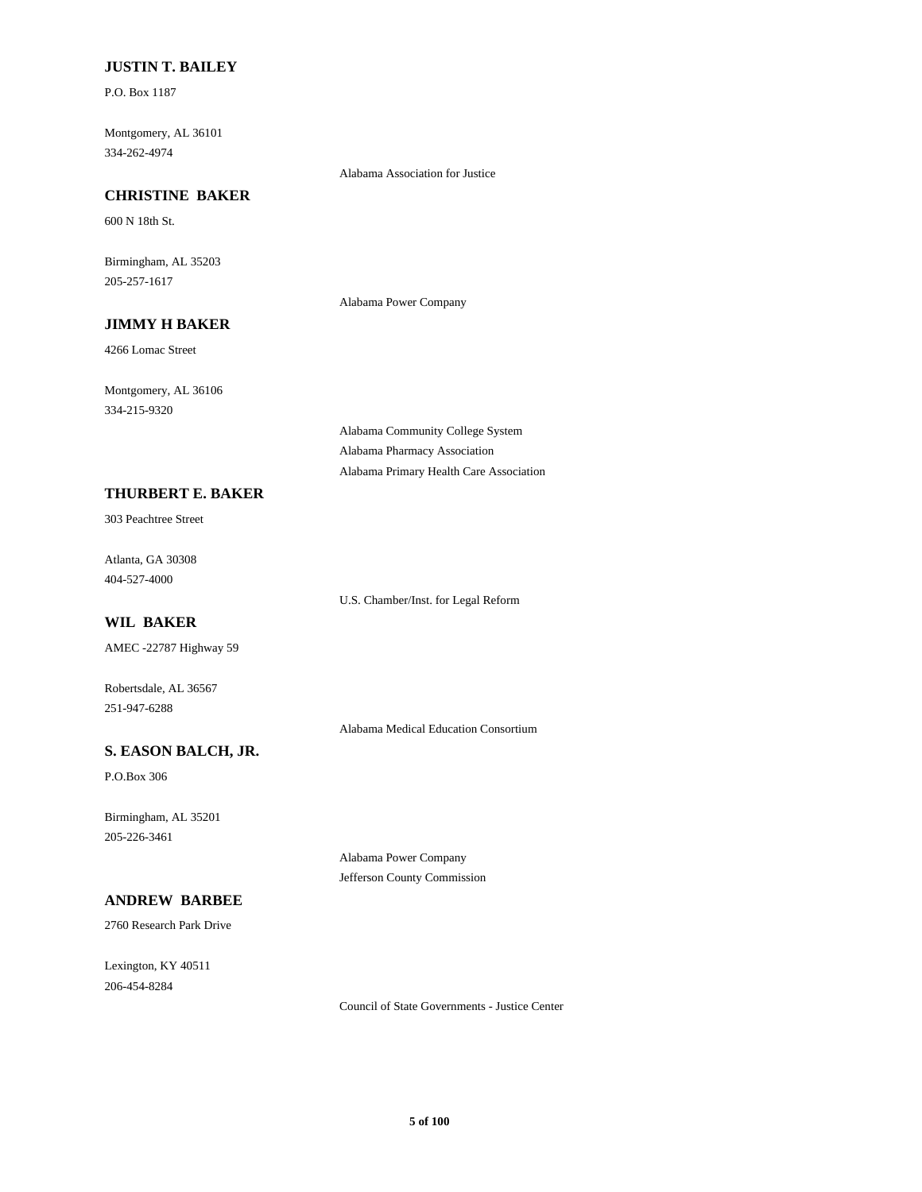**JUSTIN T. BAILEY**

P.O. Box 1187

Montgomery, AL 36101
334-262-4974

Alabama Association for Justice

**CHRISTINE BAKER**

600 N 18th St.

Birmingham, AL 35203
205-257-1617

Alabama Power Company

**JIMMY H BAKER**

4266 Lomac Street

Montgomery, AL 36106
334-215-9320

Alabama Community College System
Alabama Pharmacy Association
Alabama Primary Health Care Association

**THURBERT E. BAKER**

303 Peachtree Street

Atlanta, GA 30308
404-527-4000

U.S. Chamber/Inst. for Legal Reform

**WIL BAKER**

AMEC -22787 Highway 59

Robertsdale, AL 36567
251-947-6288

Alabama Medical Education Consortium

**S. EASON BALCH, JR.**

P.O.Box 306

Birmingham, AL 35201
205-226-3461

Alabama Power Company
Jefferson County Commission

**ANDREW BARBEE**

2760 Research Park Drive

Lexington, KY 40511
206-454-8284

Council of State Governments - Justice Center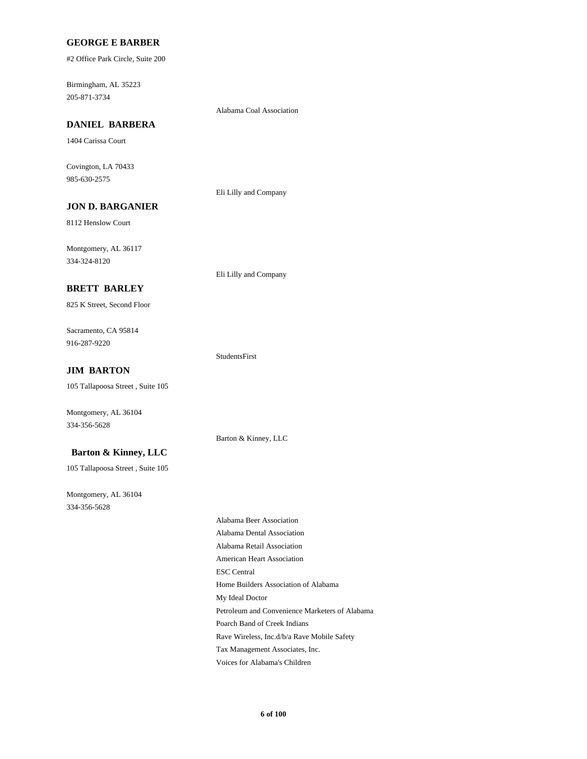**GEORGE E BARBER**

#2 Office Park Circle, Suite 200

Birmingham, AL 35223
205-871-3734

Alabama Coal Association

**DANIEL BARBERA**

1404 Carissa Court

Covington, LA 70433
985-630-2575

Eli Lilly and Company

**JON D. BARGANIER**

8112 Henslow Court

Montgomery, AL 36117
334-324-8120

Eli Lilly and Company

**BRETT BARLEY**

825 K Street, Second Floor

Sacramento, CA 95814
916-287-9220

StudentsFirst

**JIM BARTON**

105 Tallapoosa Street , Suite 105

Montgomery, AL 36104
334-356-5628

Barton & Kinney, LLC

**Barton & Kinney, LLC**

105 Tallapoosa Street , Suite 105

Montgomery, AL 36104
334-356-5628

Alabama Beer Association
Alabama Dental Association
Alabama Retail Association
American Heart Association
ESC Central
Home Builders Association of Alabama
My Ideal Doctor
Petroleum and Convenience Marketers of Alabama
Poarch Band of Creek Indians
Rave Wireless, Inc.d/b/a Rave Mobile Safety
Tax Management Associates, Inc.
Voices for Alabama's Children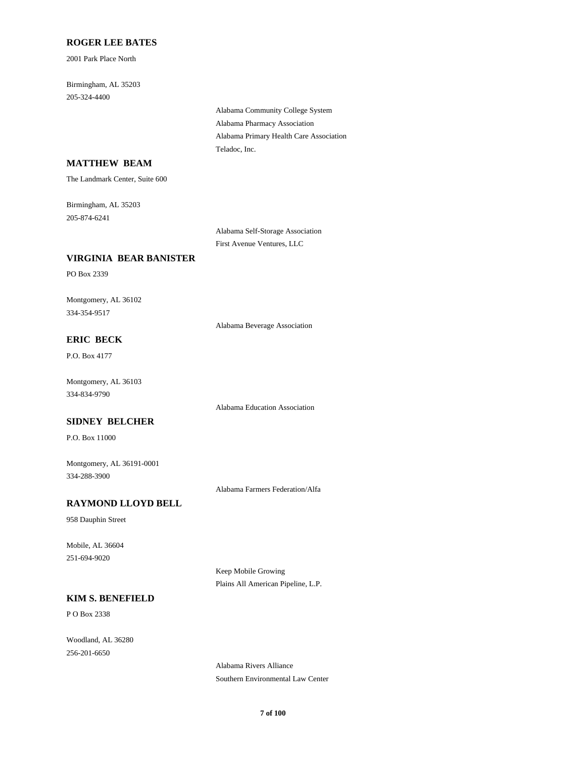## ROGER LEE BATES

2001 Park Place North

Birmingham, AL 35203
205-324-4400

Alabama Community College System
Alabama Pharmacy Association
Alabama Primary Health Care Association
Teladoc, Inc.

## MATTHEW BEAM

The Landmark Center, Suite 600

Birmingham, AL 35203
205-874-6241

Alabama Self-Storage Association
First Avenue Ventures, LLC

## VIRGINIA BEAR BANISTER

PO Box 2339

Montgomery, AL 36102
334-354-9517

Alabama Beverage Association

## ERIC BECK

P.O. Box 4177

Montgomery, AL 36103
334-834-9790

Alabama Education Association

## SIDNEY BELCHER

P.O. Box 11000

Montgomery, AL 36191-0001
334-288-3900

Alabama Farmers Federation/Alfa

## RAYMOND LLOYD BELL

958 Dauphin Street

Mobile, AL 36604
251-694-9020

Keep Mobile Growing
Plains All American Pipeline, L.P.

## KIM S. BENEFIELD

P O Box 2338

Woodland, AL 36280
256-201-6650

Alabama Rivers Alliance
Southern Environmental Law Center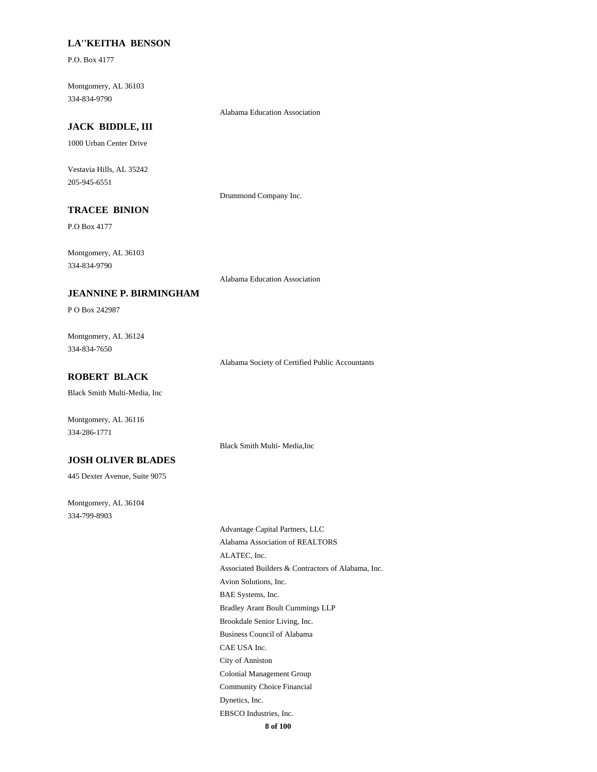**LA''KEITHA BENSON**

P.O. Box 4177

Montgomery, AL 36103
334-834-9790

Alabama Education Association

**JACK BIDDLE, III**

1000 Urban Center Drive

Vestavia Hills, AL 35242
205-945-6551

Drummond Company Inc.

**TRACEE BINION**

P.O Box 4177

Montgomery, AL 36103
334-834-9790

Alabama Education Association

**JEANNINE P. BIRMINGHAM**

P O Box 242987

Montgomery, AL 36124
334-834-7650

Alabama Society of Certified Public Accountants

**ROBERT BLACK**

Black Smith Multi-Media, Inc

Montgomery, AL 36116
334-286-1771

Black Smith Multi- Media,Inc

**JOSH OLIVER BLADES**

445 Dexter Avenue, Suite 9075

Montgomery, AL 36104
334-799-8903

Advantage Capital Partners, LLC
Alabama Association of REALTORS
ALATEC, Inc.
Associated Builders & Contractors of Alabama, Inc.
Avion Solutions, Inc.
BAE Systems, Inc.
Bradley Arant Boult Cummings LLP
Brookdale Senior Living, Inc.
Business Council of Alabama
CAE USA Inc.
City of Anniston
Colonial Management Group
Community Choice Financial
Dynetics, Inc.
EBSCO Industries, Inc.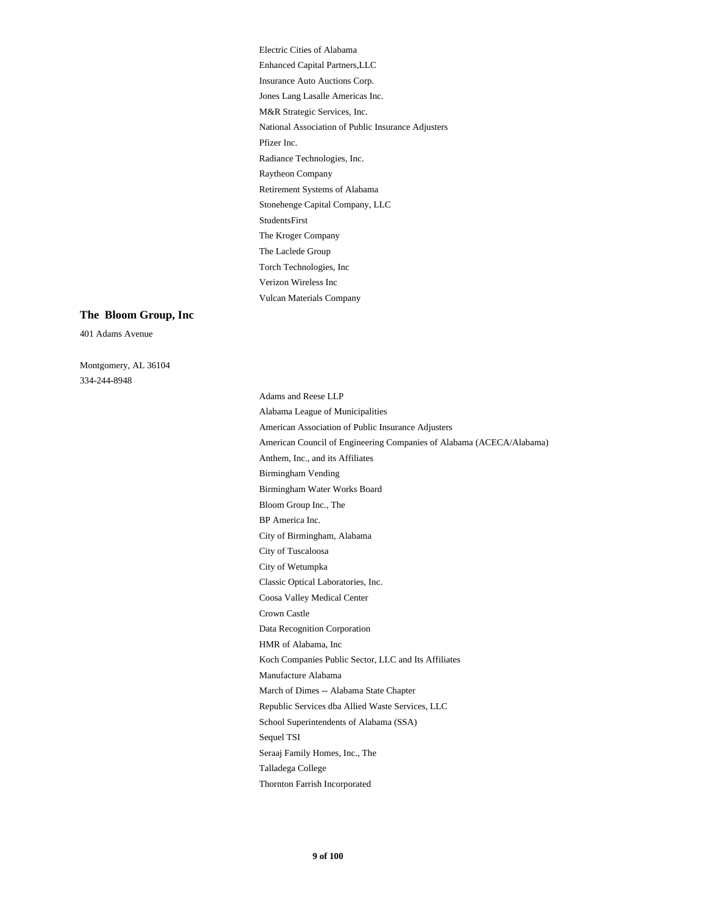Electric Cities of Alabama
Enhanced Capital Partners,LLC
Insurance Auto Auctions Corp.
Jones Lang Lasalle Americas Inc.
M&R Strategic Services, Inc.
National Association of Public Insurance Adjusters
Pfizer Inc.
Radiance Technologies, Inc.
Raytheon Company
Retirement Systems of Alabama
Stonehenge Capital Company, LLC
StudentsFirst
The Kroger Company
The Laclede Group
Torch Technologies, Inc
Verizon Wireless Inc
Vulcan Materials Company

**The Bloom Group, Inc**

401 Adams Avenue

Montgomery, AL 36104
334-244-8948

Adams and Reese LLP
Alabama League of Municipalities
American Association of Public Insurance Adjusters
American Council of Engineering Companies of Alabama (ACECA/Alabama)
Anthem, Inc., and its Affiliates
Birmingham Vending
Birmingham Water Works Board
Bloom Group Inc., The
BP America Inc.
City of Birmingham, Alabama
City of Tuscaloosa
City of Wetumpka
Classic Optical Laboratories, Inc.
Coosa Valley Medical Center
Crown Castle
Data Recognition Corporation
HMR of Alabama, Inc
Koch Companies Public Sector, LLC and Its Affiliates
Manufacture Alabama
March of Dimes -- Alabama State Chapter
Republic Services dba Allied Waste Services, LLC
School Superintendents of Alabama (SSA)
Sequel TSI
Seraaj Family Homes, Inc., The
Talladega College
Thornton Farrish Incorporated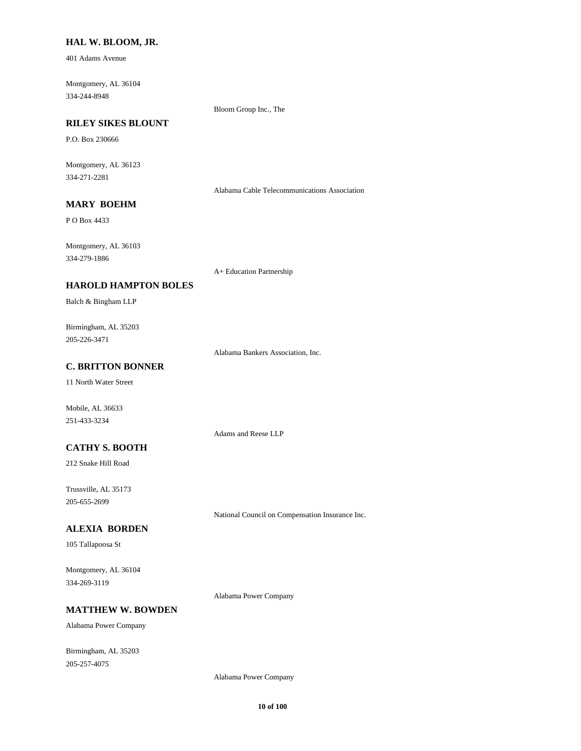**HAL W. BLOOM, JR.**

401 Adams Avenue

Montgomery, AL 36104
334-244-8948

Bloom Group Inc., The

**RILEY SIKES BLOUNT**

P.O. Box 230666

Montgomery, AL 36123
334-271-2281

Alabama Cable Telecommunications Association

**MARY BOEHM**

P O Box 4433

Montgomery, AL 36103
334-279-1886

A+ Education Partnership

**HAROLD HAMPTON BOLES**

Balch & Bingham LLP

Birmingham, AL 35203
205-226-3471

Alabama Bankers Association, Inc.

**C. BRITTON BONNER**

11 North Water Street

Mobile, AL 36633
251-433-3234

Adams and Reese LLP

**CATHY S. BOOTH**

212 Snake Hill Road

Trussville, AL 35173
205-655-2699

National Council on Compensation Insurance Inc.

**ALEXIA BORDEN**

105 Tallapoosa St

Montgomery, AL 36104
334-269-3119

Alabama Power Company

**MATTHEW W. BOWDEN**

Alabama Power Company

Birmingham, AL 35203
205-257-4075

Alabama Power Company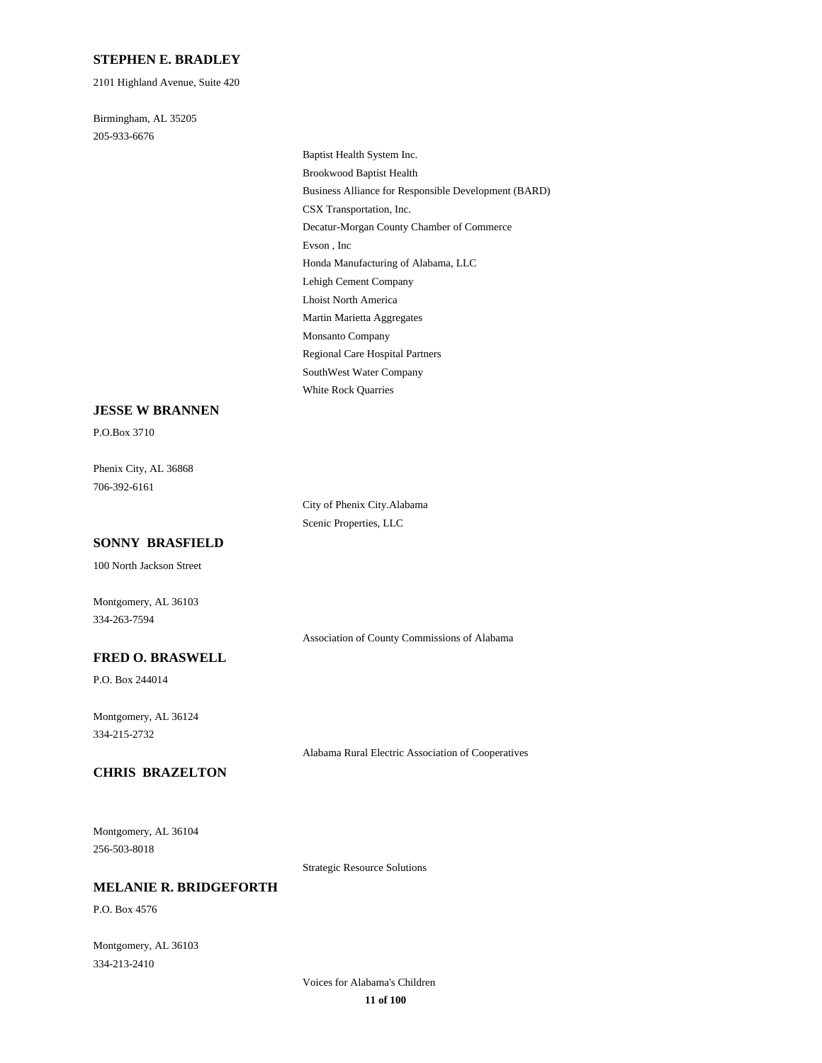### STEPHEN E. BRADLEY

2101 Highland Avenue, Suite 420

Birmingham, AL 35205
205-933-6676

- Baptist Health System Inc.
- Brookwood Baptist Health
- Business Alliance for Responsible Development (BARD)
- CSX Transportation, Inc.
- Decatur-Morgan County Chamber of Commerce
- Evson , Inc
- Honda Manufacturing of Alabama, LLC
- Lehigh Cement Company
- Lhoist North America
- Martin Marietta Aggregates
- Monsanto Company
- Regional Care Hospital Partners
- SouthWest Water Company
- White Rock Quarries

### JESSE W BRANNEN

P.O.Box 3710

Phenix City, AL 36868
706-392-6161

- City of Phenix City.Alabama
- Scenic Properties, LLC

### SONNY BRASFIELD

100 North Jackson Street

Montgomery, AL 36103
334-263-7594

- Association of County Commissions of Alabama

### FRED O. BRASWELL

P.O. Box 244014

Montgomery, AL 36124
334-215-2732

- Alabama Rural Electric Association of Cooperatives

### CHRIS BRAZELTON

Montgomery, AL 36104
256-503-8018

- Strategic Resource Solutions

### MELANIE R. BRIDGEFORTH

P.O. Box 4576

Montgomery, AL 36103
334-213-2410

- Voices for Alabama's Children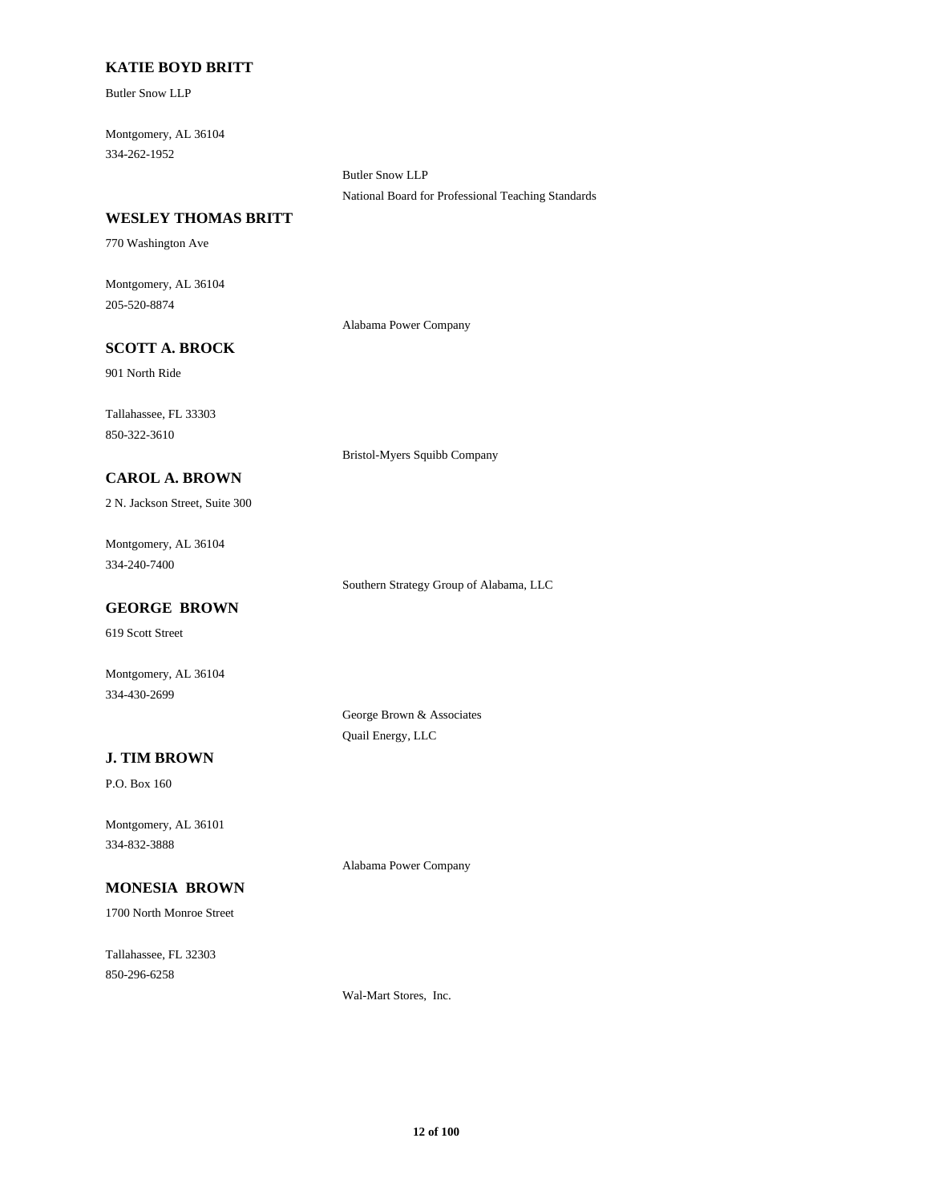**KATIE BOYD BRITT**

Butler Snow LLP

Montgomery, AL 36104
334-262-1952

Butler Snow LLP
National Board for Professional Teaching Standards

**WESLEY THOMAS BRITT**

770 Washington Ave

Montgomery, AL 36104
205-520-8874

Alabama Power Company

**SCOTT A. BROCK**

901 North Ride

Tallahassee, FL 33303
850-322-3610

Bristol-Myers Squibb Company

**CAROL A. BROWN**

2 N. Jackson Street, Suite 300

Montgomery, AL 36104
334-240-7400

Southern Strategy Group of Alabama, LLC

**GEORGE BROWN**

619 Scott Street

Montgomery, AL 36104
334-430-2699

George Brown & Associates
Quail Energy, LLC

**J. TIM BROWN**

P.O. Box 160

Montgomery, AL 36101
334-832-3888

Alabama Power Company

**MONESIA BROWN**

1700 North Monroe Street

Tallahassee, FL 32303
850-296-6258

Wal-Mart Stores, Inc.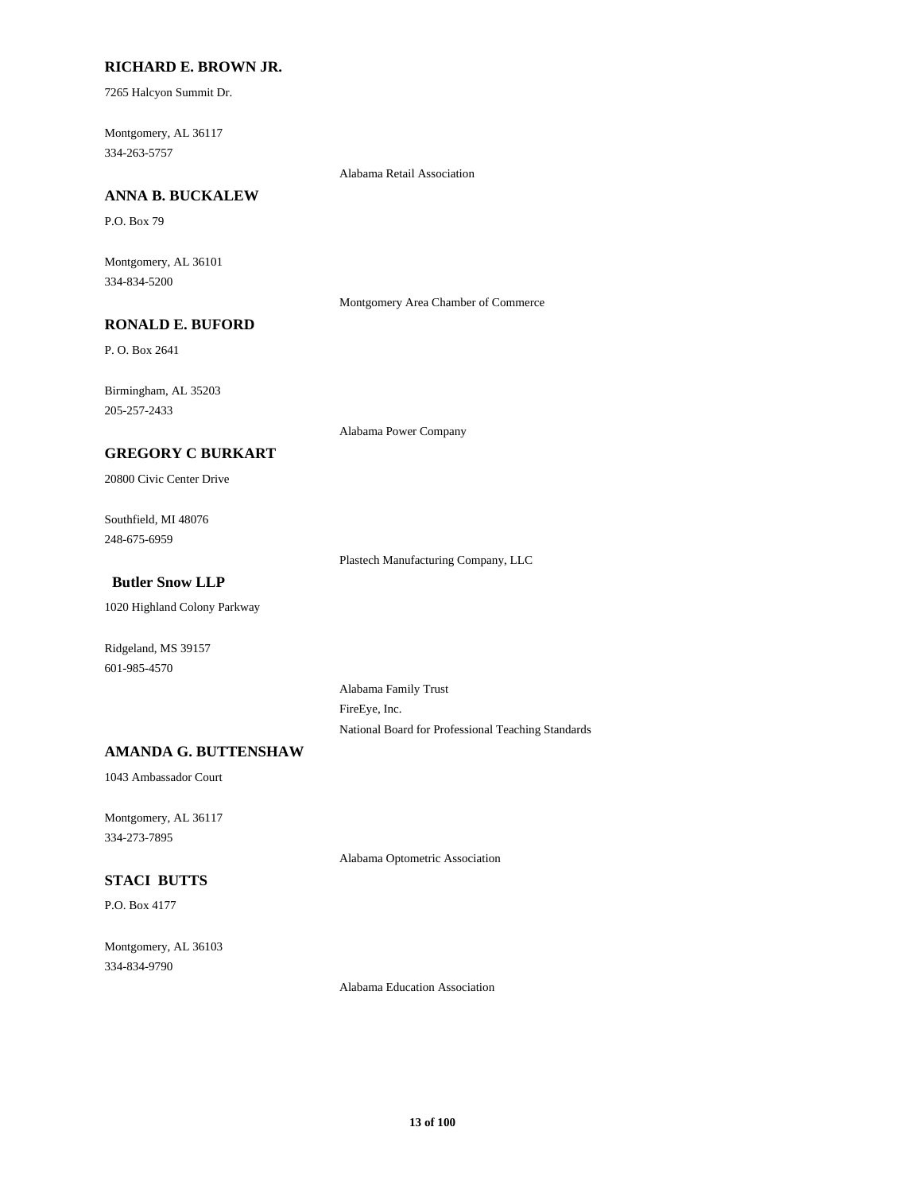**RICHARD E. BROWN JR.**

7265 Halcyon Summit Dr.

Montgomery, AL 36117
334-263-5757

Alabama Retail Association

**ANNA B. BUCKALEW**

P.O. Box 79

Montgomery, AL 36101
334-834-5200

Montgomery Area Chamber of Commerce

**RONALD E. BUFORD**

P. O. Box 2641

Birmingham, AL 35203
205-257-2433

Alabama Power Company

**GREGORY C BURKART**

20800 Civic Center Drive

Southfield, MI 48076
248-675-6959

Plastech Manufacturing Company, LLC

**Butler Snow LLP**

1020 Highland Colony Parkway

Ridgeland, MS 39157
601-985-4570

Alabama Family Trust
FireEye, Inc.
National Board for Professional Teaching Standards

**AMANDA G. BUTTENSHAW**

1043 Ambassador Court

Montgomery, AL 36117
334-273-7895

Alabama Optometric Association

**STACI BUTTS**

P.O. Box 4177

Montgomery, AL 36103
334-834-9790

Alabama Education Association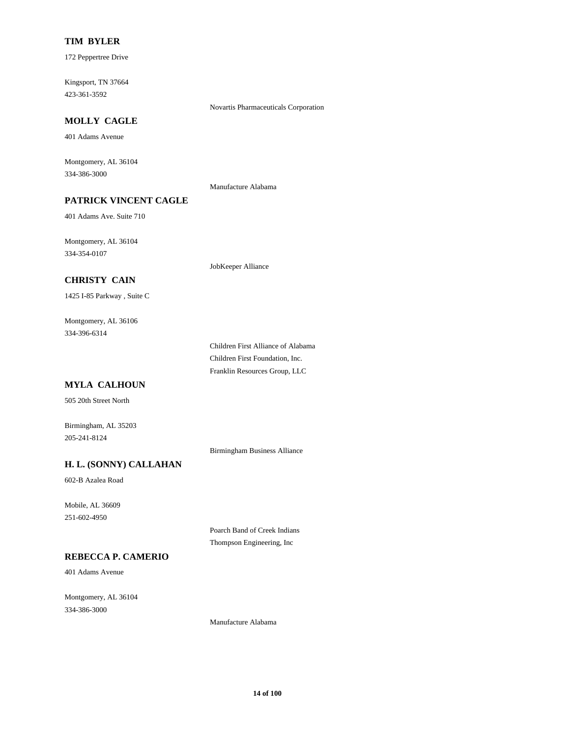**TIM BYLER**

172 Peppertree Drive

Kingsport, TN 37664
423-361-3592

Novartis Pharmaceuticals Corporation

**MOLLY CAGLE**

401 Adams Avenue

Montgomery, AL 36104
334-386-3000

Manufacture Alabama

**PATRICK VINCENT CAGLE**

401 Adams Ave. Suite 710

Montgomery, AL 36104
334-354-0107

JobKeeper Alliance

**CHRISTY CAIN**

1425 I-85 Parkway , Suite C

Montgomery, AL 36106
334-396-6314

Children First Alliance of Alabama
Children First Foundation, Inc.
Franklin Resources Group, LLC

**MYLA CALHOUN**

505 20th Street North

Birmingham, AL 35203
205-241-8124

Birmingham Business Alliance

**H. L. (SONNY) CALLAHAN**

602-B Azalea Road

Mobile, AL 36609
251-602-4950

Poarch Band of Creek Indians
Thompson Engineering, Inc

**REBECCA P. CAMERIO**

401 Adams Avenue

Montgomery, AL 36104
334-386-3000

Manufacture Alabama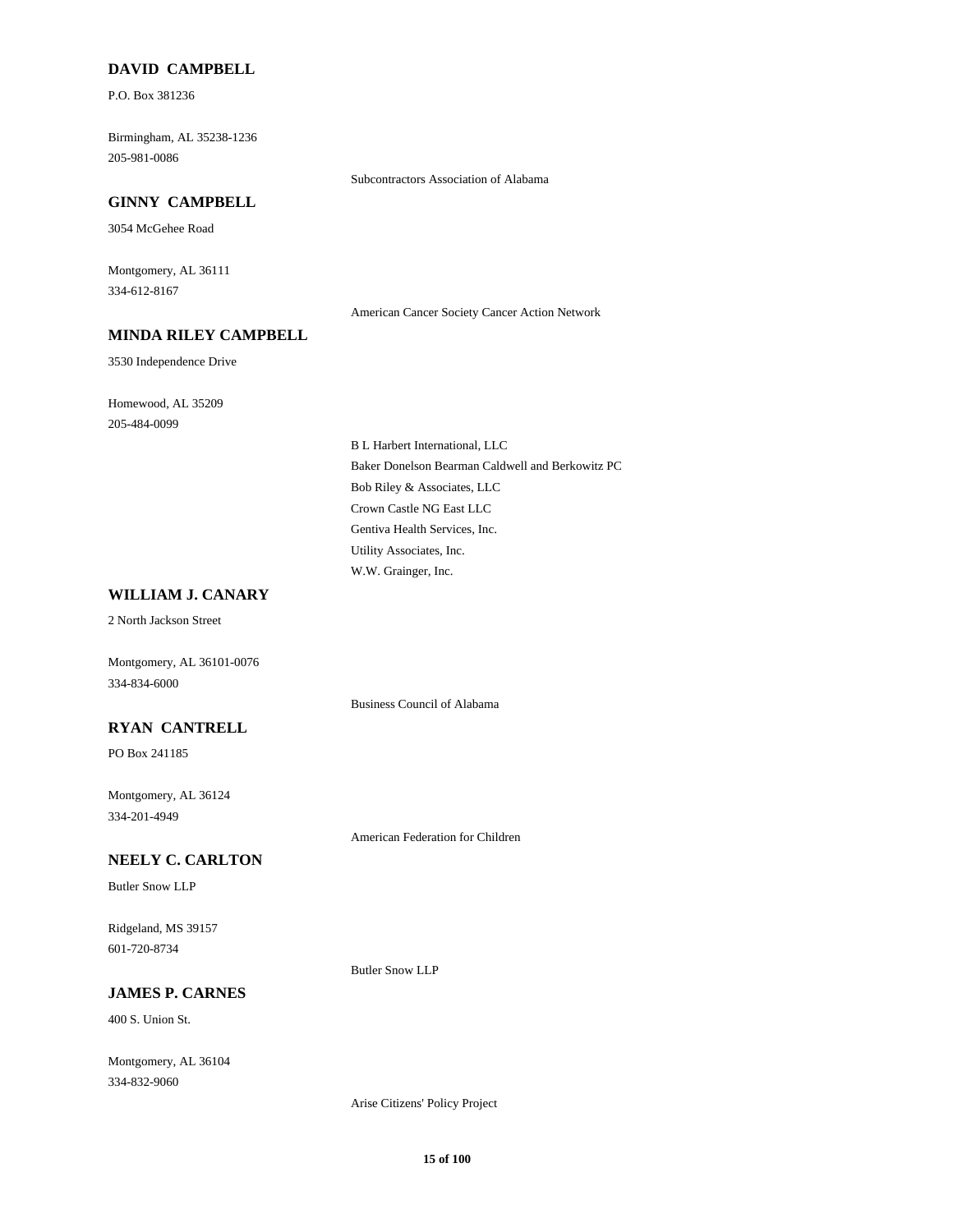**DAVID CAMPBELL**

P.O. Box 381236

Birmingham, AL 35238-1236
205-981-0086

Subcontractors Association of Alabama

**GINNY CAMPBELL**

3054 McGehee Road

Montgomery, AL 36111
334-612-8167

American Cancer Society Cancer Action Network

**MINDA RILEY CAMPBELL**

3530 Independence Drive

Homewood, AL 35209
205-484-0099

B L Harbert International, LLC
Baker Donelson Bearman Caldwell and Berkowitz PC
Bob Riley & Associates, LLC
Crown Castle NG East LLC
Gentiva Health Services, Inc.
Utility Associates, Inc.
W.W. Grainger, Inc.

**WILLIAM J. CANARY**

2 North Jackson Street

Montgomery, AL 36101-0076
334-834-6000

Business Council of Alabama

**RYAN CANTRELL**

PO Box 241185

Montgomery, AL 36124
334-201-4949

American Federation for Children

**NEELY C. CARLTON**

Butler Snow LLP

Ridgeland, MS 39157
601-720-8734

Butler Snow LLP

**JAMES P. CARNES**

400 S. Union St.

Montgomery, AL 36104
334-832-9060

Arise Citizens' Policy Project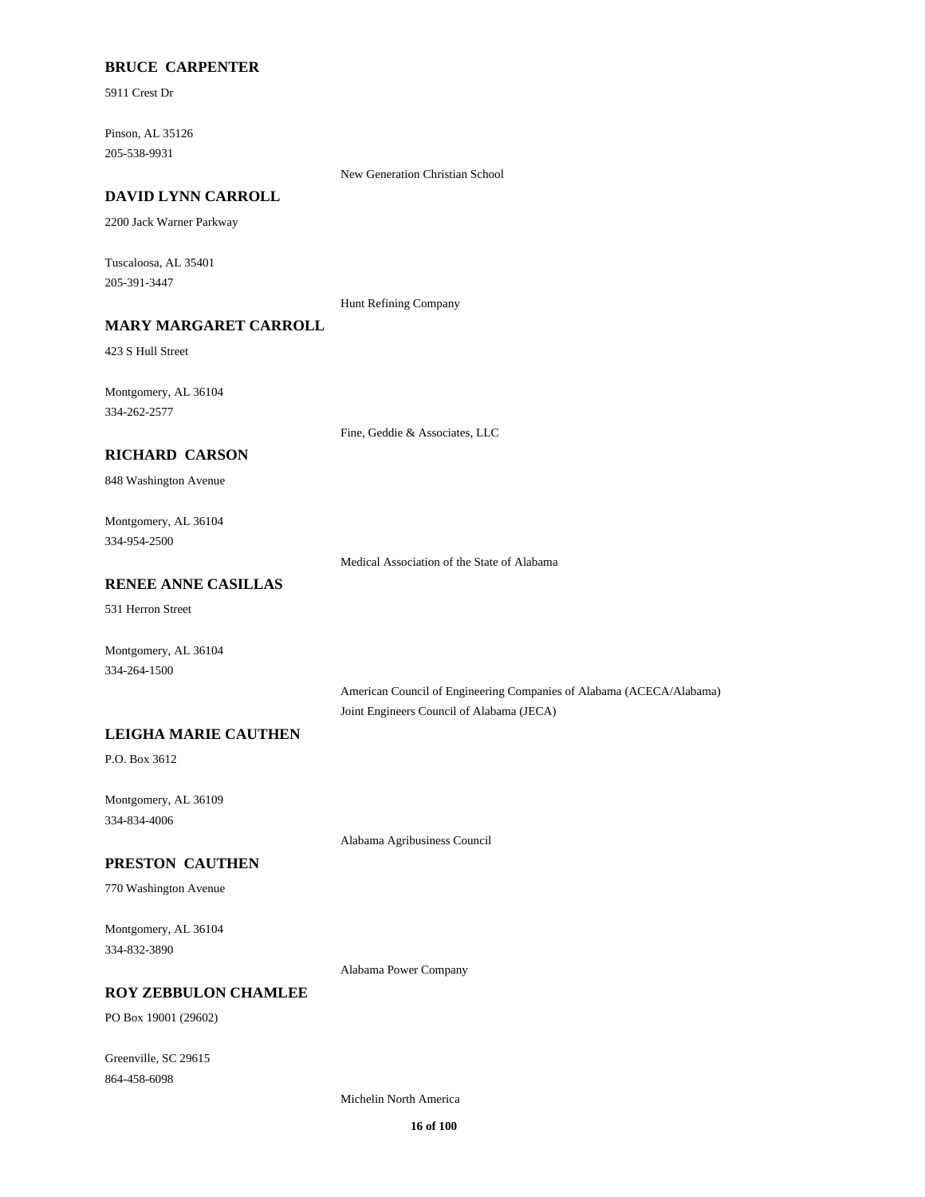**BRUCE CARPENTER**

5911 Crest Dr

Pinson, AL 35126
205-538-9931

New Generation Christian School

**DAVID LYNN CARROLL**

2200 Jack Warner Parkway

Tuscaloosa, AL 35401
205-391-3447

Hunt Refining Company

**MARY MARGARET CARROLL**

423 S Hull Street

Montgomery, AL 36104
334-262-2577

Fine, Geddie & Associates, LLC

**RICHARD CARSON**

848 Washington Avenue

Montgomery, AL 36104
334-954-2500

Medical Association of the State of Alabama

**RENEE ANNE CASILLAS**

531 Herron Street

Montgomery, AL 36104
334-264-1500

American Council of Engineering Companies of Alabama (ACECA/Alabama)
Joint Engineers Council of Alabama (JECA)

**LEIGHA MARIE CAUTHEN**

P.O. Box 3612

Montgomery, AL 36109
334-834-4006

Alabama Agribusiness Council

**PRESTON CAUTHEN**

770 Washington Avenue

Montgomery, AL 36104
334-832-3890

Alabama Power Company

**ROY ZEBBULON CHAMLEE**

PO Box 19001 (29602)

Greenville, SC 29615
864-458-6098

Michelin North America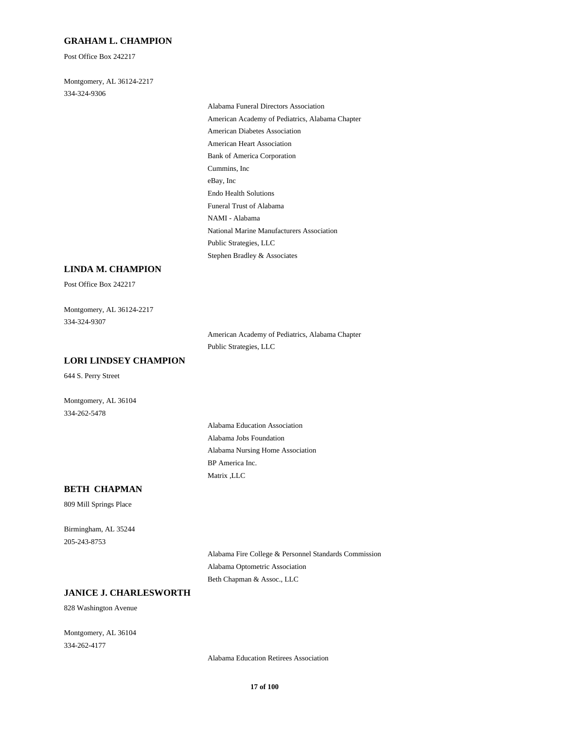## GRAHAM L. CHAMPION

Post Office Box 242217

Montgomery, AL 36124-2217
334-324-9306

- Alabama Funeral Directors Association
- American Academy of Pediatrics, Alabama Chapter
- American Diabetes Association
- American Heart Association
- Bank of America Corporation
- Cummins, Inc
- eBay, Inc
- Endo Health Solutions
- Funeral Trust of Alabama
- NAMI - Alabama
- National Marine Manufacturers Association
- Public Strategies, LLC
- Stephen Bradley & Associates

## LINDA M. CHAMPION

Post Office Box 242217

Montgomery, AL 36124-2217
334-324-9307

- American Academy of Pediatrics, Alabama Chapter
- Public Strategies, LLC

## LORI LINDSEY CHAMPION

644 S. Perry Street

Montgomery, AL 36104
334-262-5478

- Alabama Education Association
- Alabama Jobs Foundation
- Alabama Nursing Home Association
- BP America Inc.
- Matrix ,LLC

## BETH CHAPMAN

809 Mill Springs Place

Birmingham, AL 35244
205-243-8753

- Alabama Fire College & Personnel Standards Commission
- Alabama Optometric Association
- Beth Chapman & Assoc., LLC

## JANICE J. CHARLESWORTH

828 Washington Avenue

Montgomery, AL 36104
334-262-4177

- Alabama Education Retirees Association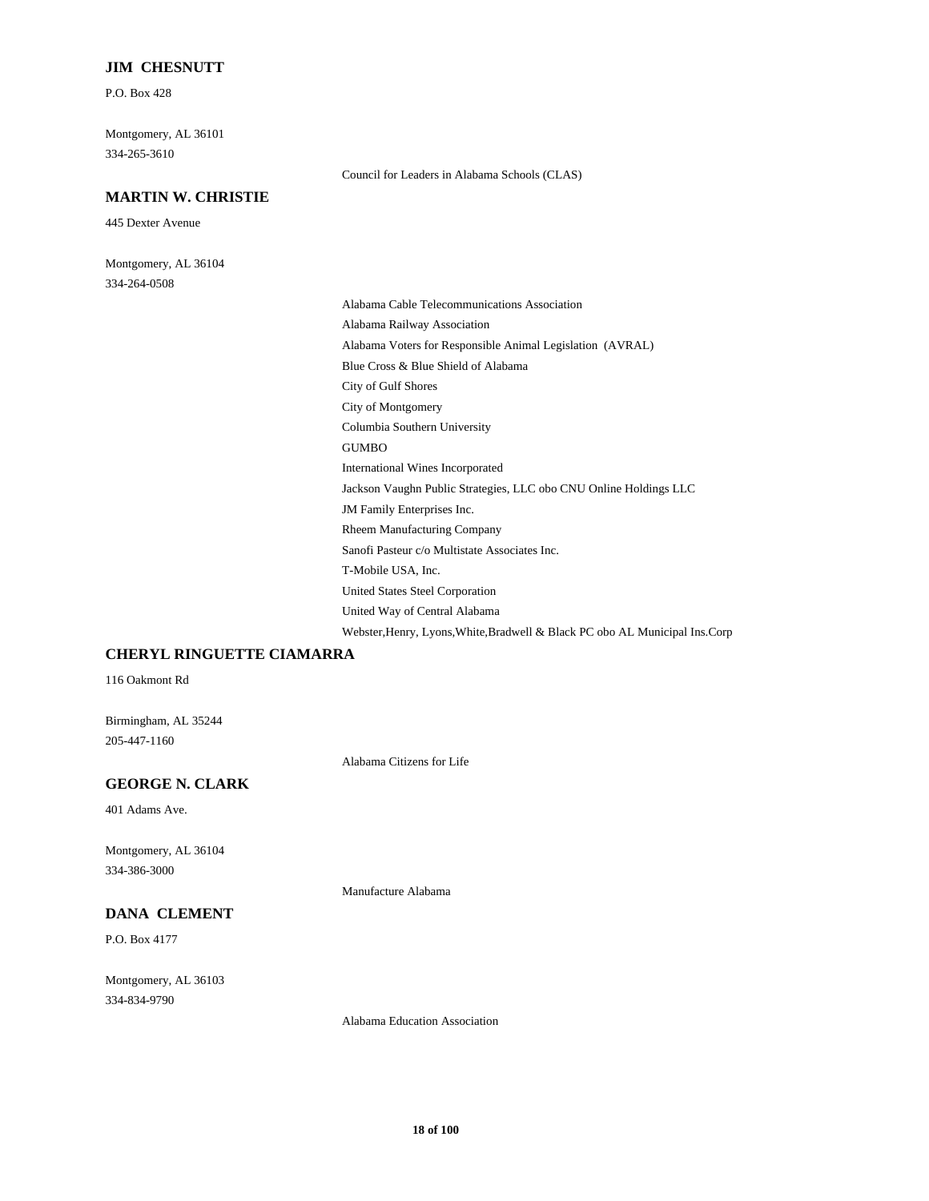### JIM CHESNUTT

P.O. Box 428

Montgomery, AL 36101
334-265-3610

Council for Leaders in Alabama Schools (CLAS)

### MARTIN W. CHRISTIE

445 Dexter Avenue

Montgomery, AL 36104
334-264-0508

Alabama Cable Telecommunications Association
Alabama Railway Association
Alabama Voters for Responsible Animal Legislation (AVRAL)
Blue Cross & Blue Shield of Alabama
City of Gulf Shores
City of Montgomery
Columbia Southern University
GUMBO
International Wines Incorporated
Jackson Vaughn Public Strategies, LLC obo CNU Online Holdings LLC
JM Family Enterprises Inc.
Rheem Manufacturing Company
Sanofi Pasteur c/o Multistate Associates Inc.
T-Mobile USA, Inc.
United States Steel Corporation
United Way of Central Alabama
Webster,Henry, Lyons,White,Bradwell & Black PC obo AL Municipal Ins.Corp

### CHERYL RINGUETTE CIAMARRA

116 Oakmont Rd

Birmingham, AL 35244
205-447-1160

Alabama Citizens for Life

### GEORGE N. CLARK

401 Adams Ave.

Montgomery, AL 36104
334-386-3000

Manufacture Alabama

### DANA CLEMENT

P.O. Box 4177

Montgomery, AL 36103
334-834-9790

Alabama Education Association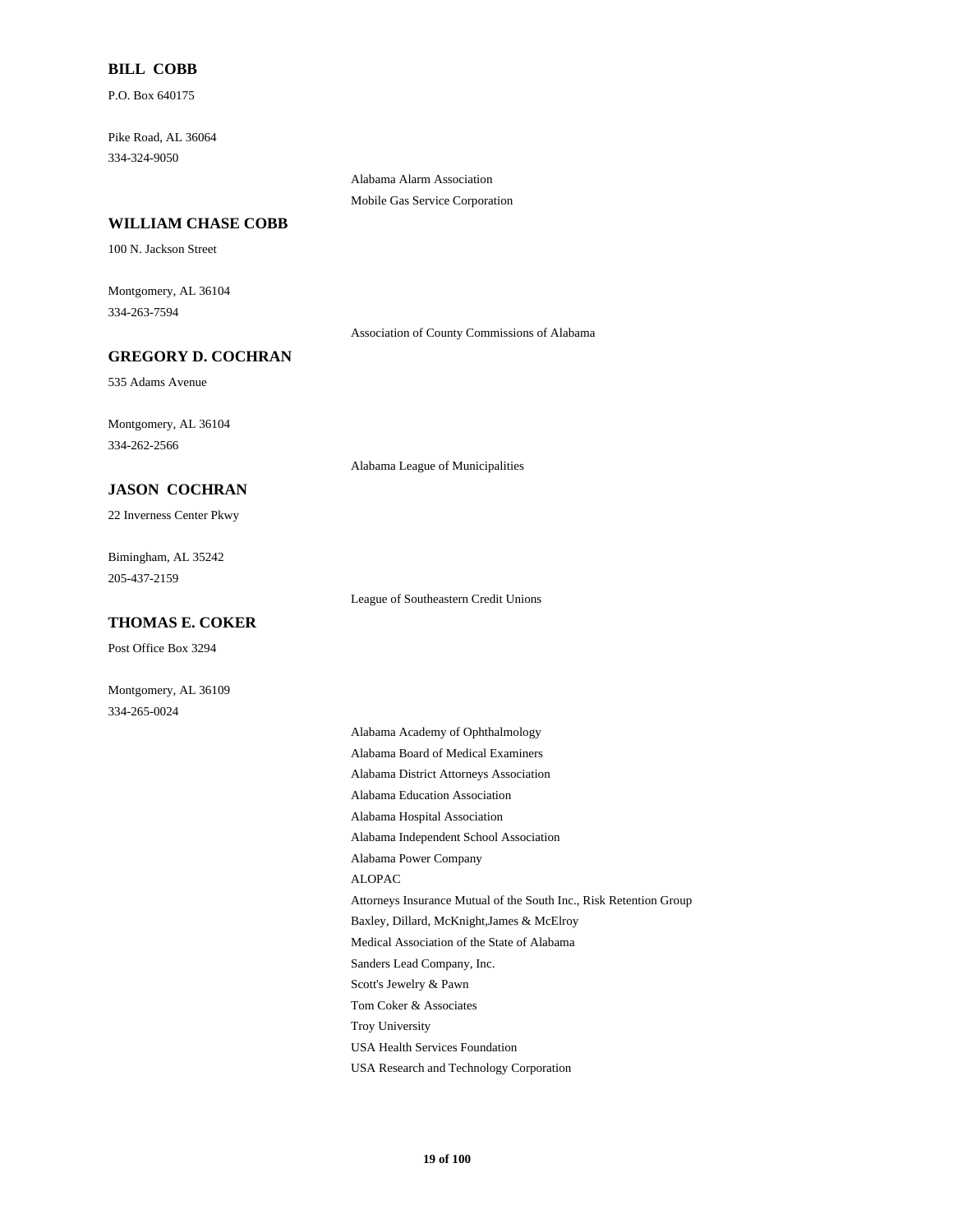**BILL COBB**

P.O. Box 640175

Pike Road, AL 36064
334-324-9050

Alabama Alarm Association
Mobile Gas Service Corporation

**WILLIAM CHASE COBB**

100 N. Jackson Street

Montgomery, AL 36104
334-263-7594

Association of County Commissions of Alabama

**GREGORY D. COCHRAN**

535 Adams Avenue

Montgomery, AL 36104
334-262-2566

Alabama League of Municipalities

**JASON COCHRAN**

22 Inverness Center Pkwy

Bimingham, AL 35242
205-437-2159

League of Southeastern Credit Unions

**THOMAS E. COKER**

Post Office Box 3294

Montgomery, AL 36109
334-265-0024

Alabama Academy of Ophthalmology
Alabama Board of Medical Examiners
Alabama District Attorneys Association
Alabama Education Association
Alabama Hospital Association
Alabama Independent School Association
Alabama Power Company
ALOPAC
Attorneys Insurance Mutual of the South Inc., Risk Retention Group
Baxley, Dillard, McKnight,James & McElroy
Medical Association of the State of Alabama
Sanders Lead Company, Inc.
Scott's Jewelry & Pawn
Tom Coker & Associates
Troy University
USA Health Services Foundation
USA Research and Technology Corporation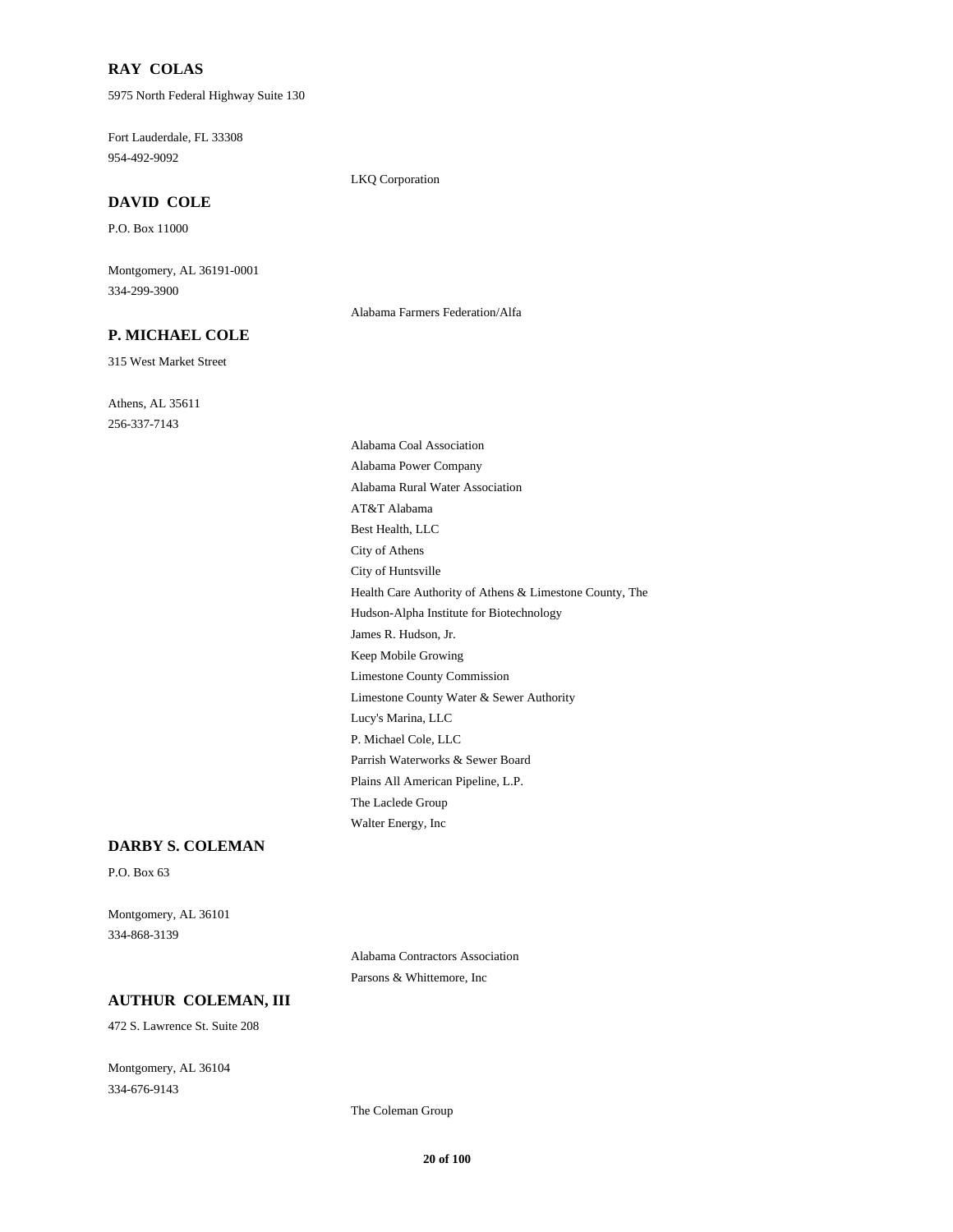**RAY COLAS**

5975 North Federal Highway Suite 130

Fort Lauderdale, FL 33308

954-492-9092

LKQ Corporation

**DAVID COLE**

P.O. Box 11000

Montgomery, AL 36191-0001

334-299-3900

Alabama Farmers Federation/Alfa

**P. MICHAEL COLE**

315 West Market Street

Athens, AL 35611

256-337-7143

Alabama Coal Association
Alabama Power Company
Alabama Rural Water Association
AT&T Alabama
Best Health, LLC
City of Athens
City of Huntsville
Health Care Authority of Athens & Limestone County, The
Hudson-Alpha Institute for Biotechnology
James R. Hudson, Jr.
Keep Mobile Growing
Limestone County Commission
Limestone County Water & Sewer Authority
Lucy's Marina, LLC
P. Michael Cole, LLC
Parrish Waterworks & Sewer Board
Plains All American Pipeline, L.P.
The Laclede Group
Walter Energy, Inc

**DARBY S. COLEMAN**

P.O. Box 63

Montgomery, AL 36101

334-868-3139

Alabama Contractors Association
Parsons & Whittemore, Inc

**AUTHUR COLEMAN, III**

472 S. Lawrence St. Suite 208

Montgomery, AL 36104

334-676-9143

The Coleman Group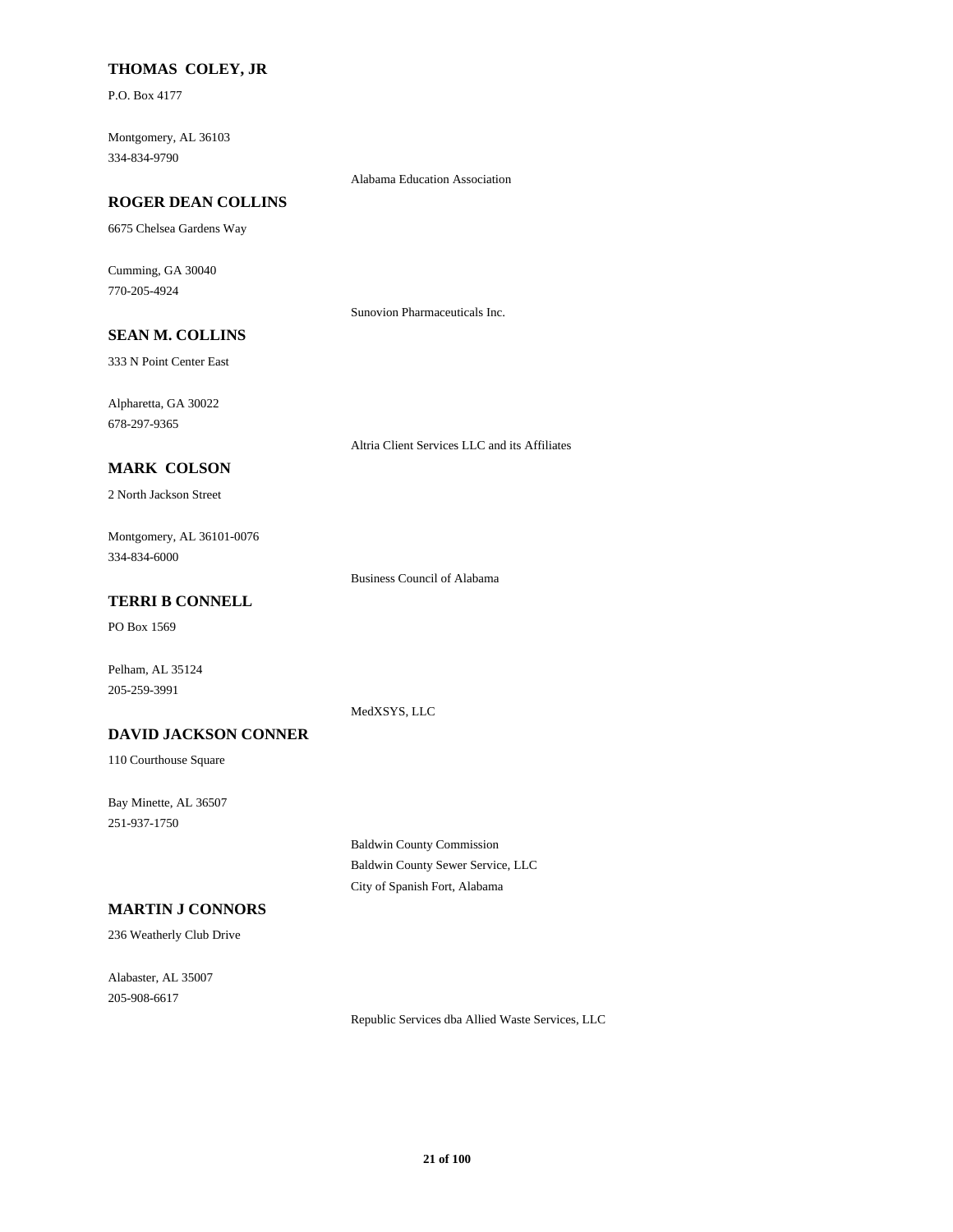**THOMAS COLEY, JR**

P.O. Box 4177

Montgomery, AL 36103
334-834-9790

Alabama Education Association

**ROGER DEAN COLLINS**

6675 Chelsea Gardens Way

Cumming, GA 30040
770-205-4924

Sunovion Pharmaceuticals Inc.

**SEAN M. COLLINS**

333 N Point Center East

Alpharetta, GA 30022
678-297-9365

Altria Client Services LLC and its Affiliates

**MARK COLSON**

2 North Jackson Street

Montgomery, AL 36101-0076
334-834-6000

Business Council of Alabama

**TERRI B CONNELL**

PO Box 1569

Pelham, AL 35124
205-259-3991

MedXSYS, LLC

**DAVID JACKSON CONNER**

110 Courthouse Square

Bay Minette, AL 36507
251-937-1750

Baldwin County Commission
Baldwin County Sewer Service, LLC
City of Spanish Fort, Alabama

**MARTIN J CONNORS**

236 Weatherly Club Drive

Alabaster, AL 35007
205-908-6617

Republic Services dba Allied Waste Services, LLC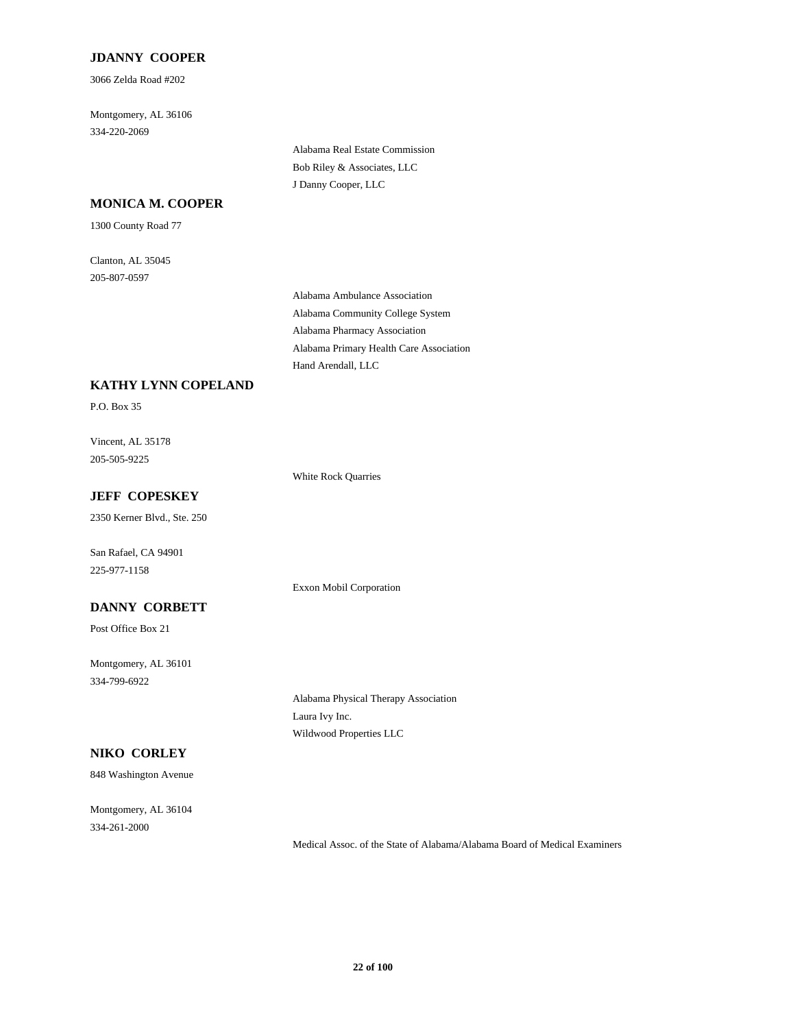**JDANNY COOPER**

3066 Zelda Road #202

Montgomery, AL 36106

334-220-2069

Alabama Real Estate Commission

Bob Riley & Associates, LLC

J Danny Cooper, LLC

**MONICA M. COOPER**

1300 County Road 77

Clanton, AL 35045

205-807-0597

Alabama Ambulance Association

Alabama Community College System

Alabama Pharmacy Association

Alabama Primary Health Care Association

Hand Arendall, LLC

**KATHY LYNN COPELAND**

P.O. Box 35

Vincent, AL 35178

205-505-9225

White Rock Quarries

**JEFF COPESKEY**

2350 Kerner Blvd., Ste. 250

San Rafael, CA 94901

225-977-1158

Exxon Mobil Corporation

**DANNY CORBETT**

Post Office Box 21

Montgomery, AL 36101

334-799-6922

Alabama Physical Therapy Association

Laura Ivy Inc.

Wildwood Properties LLC

**NIKO CORLEY**

848 Washington Avenue

Montgomery, AL 36104

334-261-2000

Medical Assoc. of the State of Alabama/Alabama Board of Medical Examiners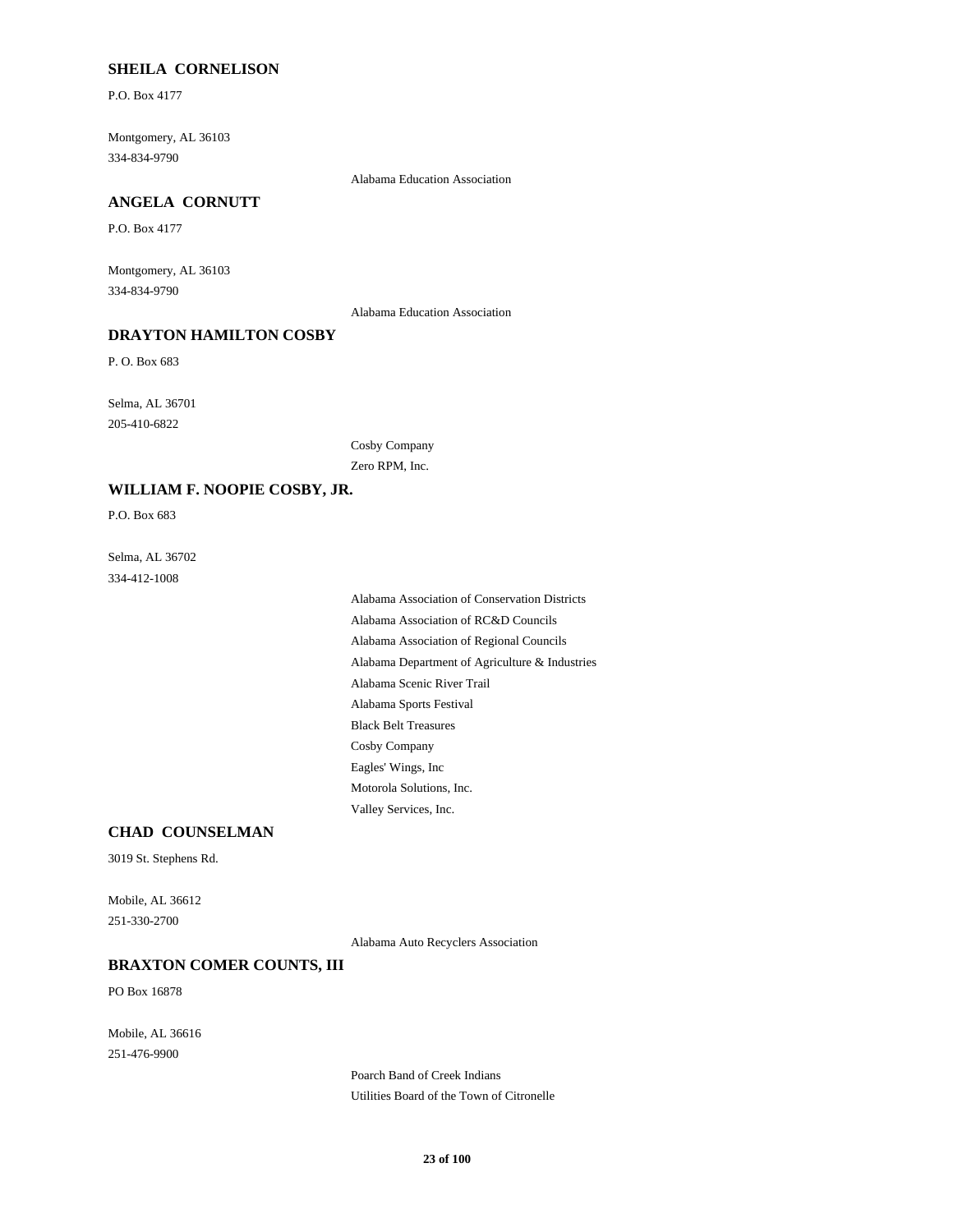### SHEILA CORNELISON

P.O. Box 4177

Montgomery, AL 36103
334-834-9790

Alabama Education Association

### ANGELA CORNUTT

P.O. Box 4177

Montgomery, AL 36103
334-834-9790

Alabama Education Association

### DRAYTON HAMILTON COSBY

P. O. Box 683

Selma, AL 36701
205-410-6822

Cosby Company
Zero RPM, Inc.

### WILLIAM F. NOOPIE COSBY, JR.

P.O. Box 683

Selma, AL 36702
334-412-1008

Alabama Association of Conservation Districts
Alabama Association of RC&D Councils
Alabama Association of Regional Councils
Alabama Department of Agriculture & Industries
Alabama Scenic River Trail
Alabama Sports Festival
Black Belt Treasures
Cosby Company
Eagles' Wings, Inc
Motorola Solutions, Inc.
Valley Services, Inc.

### CHAD COUNSELMAN

3019 St. Stephens Rd.

Mobile, AL 36612
251-330-2700

Alabama Auto Recyclers Association

### BRAXTON COMER COUNTS, III

PO Box 16878

Mobile, AL 36616
251-476-9900

Poarch Band of Creek Indians
Utilities Board of the Town of Citronelle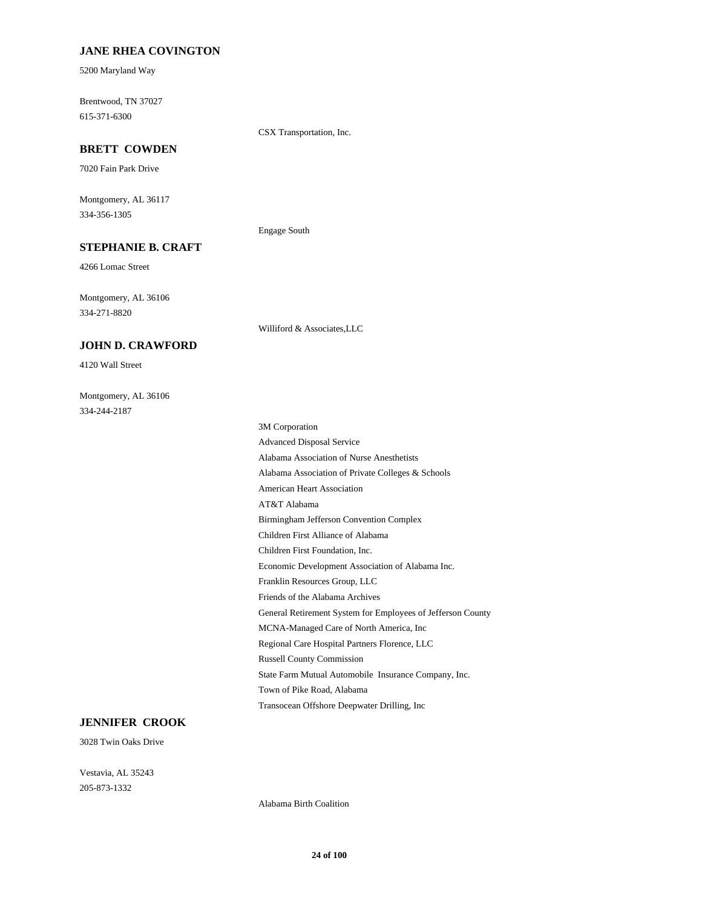### JANE RHEA COVINGTON

5200 Maryland Way

Brentwood, TN 37027
615-371-6300

CSX Transportation, Inc.

### BRETT COWDEN

7020 Fain Park Drive

Montgomery, AL 36117
334-356-1305

Engage South

### STEPHANIE B. CRAFT

4266 Lomac Street

Montgomery, AL 36106
334-271-8820

Williford & Associates,LLC

### JOHN D. CRAWFORD

4120 Wall Street

Montgomery, AL 36106
334-244-2187

3M Corporation
Advanced Disposal Service
Alabama Association of Nurse Anesthetists
Alabama Association of Private Colleges & Schools
American Heart Association
AT&T Alabama
Birmingham Jefferson Convention Complex
Children First Alliance of Alabama
Children First Foundation, Inc.
Economic Development Association of Alabama Inc.
Franklin Resources Group, LLC
Friends of the Alabama Archives
General Retirement System for Employees of Jefferson County
MCNA-Managed Care of North America, Inc
Regional Care Hospital Partners Florence, LLC
Russell County Commission
State Farm Mutual Automobile Insurance Company, Inc.
Town of Pike Road, Alabama
Transocean Offshore Deepwater Drilling, Inc

### JENNIFER CROOK

3028 Twin Oaks Drive

Vestavia, AL 35243
205-873-1332

Alabama Birth Coalition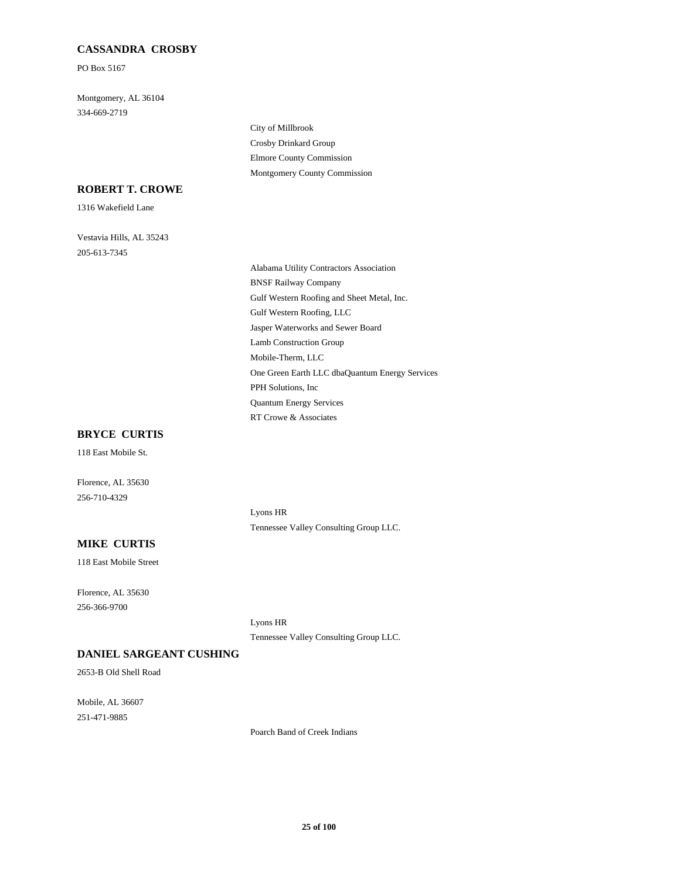**CASSANDRA CROSBY**

PO Box 5167

Montgomery, AL 36104
334-669-2719

- City of Millbrook
- Crosby Drinkard Group
- Elmore County Commission
- Montgomery County Commission

**ROBERT T. CROWE**

1316 Wakefield Lane

Vestavia Hills, AL 35243
205-613-7345

- Alabama Utility Contractors Association
- BNSF Railway Company
- Gulf Western Roofing and Sheet Metal, Inc.
- Gulf Western Roofing, LLC
- Jasper Waterworks and Sewer Board
- Lamb Construction Group
- Mobile-Therm, LLC
- One Green Earth LLC dbaQuantum Energy Services
- PPH Solutions, Inc
- Quantum Energy Services
- RT Crowe & Associates

**BRYCE CURTIS**

118 East Mobile St.

Florence, AL 35630
256-710-4329

- Lyons HR
- Tennessee Valley Consulting Group LLC.

**MIKE CURTIS**

118 East Mobile Street

Florence, AL 35630
256-366-9700

- Lyons HR
- Tennessee Valley Consulting Group LLC.

**DANIEL SARGEANT CUSHING**

2653-B Old Shell Road

Mobile, AL 36607
251-471-9885

- Poarch Band of Creek Indians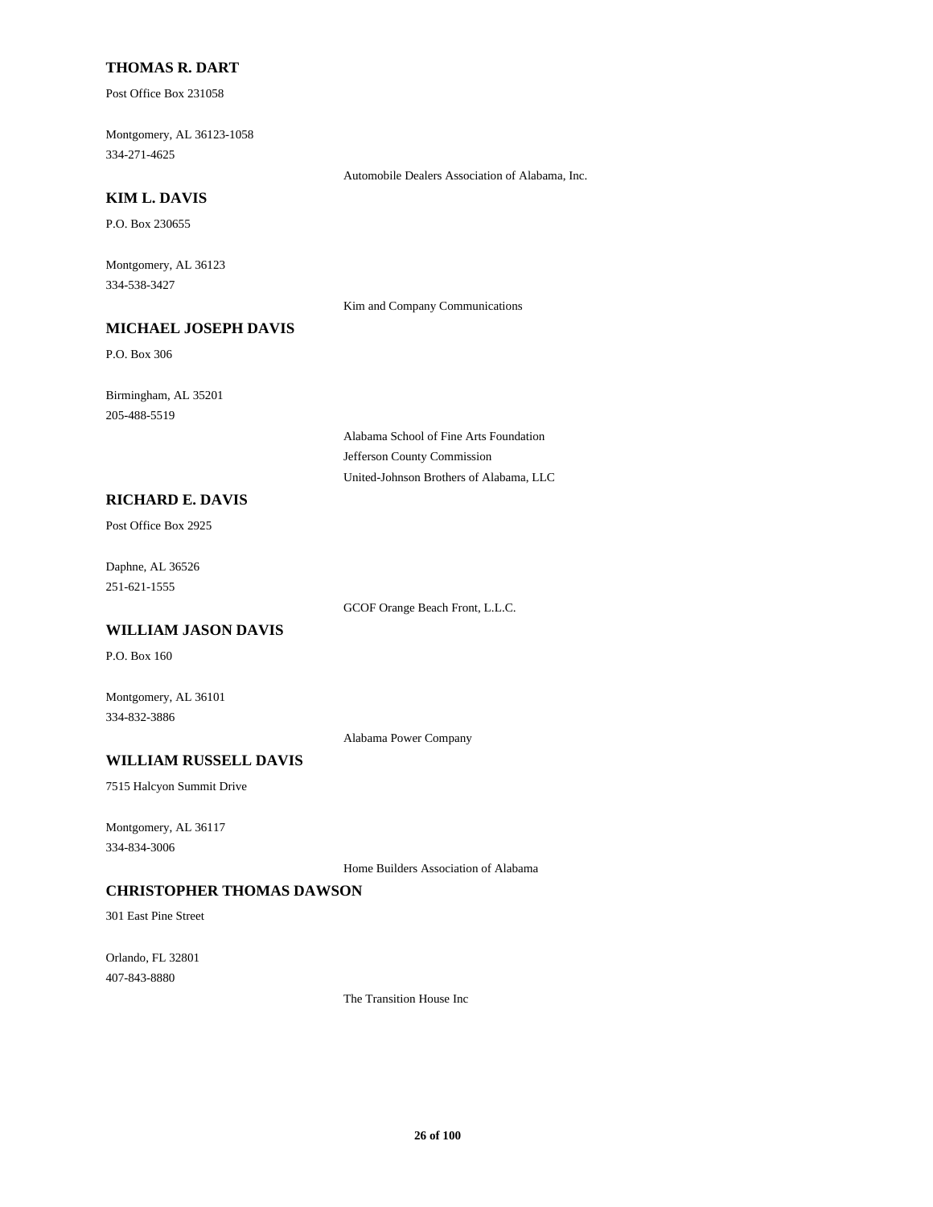**THOMAS R. DART**

Post Office Box 231058

Montgomery, AL 36123-1058
334-271-4625

Automobile Dealers Association of Alabama, Inc.

**KIM L. DAVIS**

P.O. Box 230655

Montgomery, AL 36123
334-538-3427

Kim and Company Communications

**MICHAEL JOSEPH DAVIS**

P.O. Box 306

Birmingham, AL 35201
205-488-5519

Alabama School of Fine Arts Foundation
Jefferson County Commission
United-Johnson Brothers of Alabama, LLC

**RICHARD E. DAVIS**

Post Office Box 2925

Daphne, AL 36526
251-621-1555

GCOF Orange Beach Front, L.L.C.

**WILLIAM JASON DAVIS**

P.O. Box 160

Montgomery, AL 36101
334-832-3886

Alabama Power Company

**WILLIAM RUSSELL DAVIS**

7515 Halcyon Summit Drive

Montgomery, AL 36117
334-834-3006

Home Builders Association of Alabama

**CHRISTOPHER THOMAS DAWSON**

301 East Pine Street

Orlando, FL 32801
407-843-8880

The Transition House Inc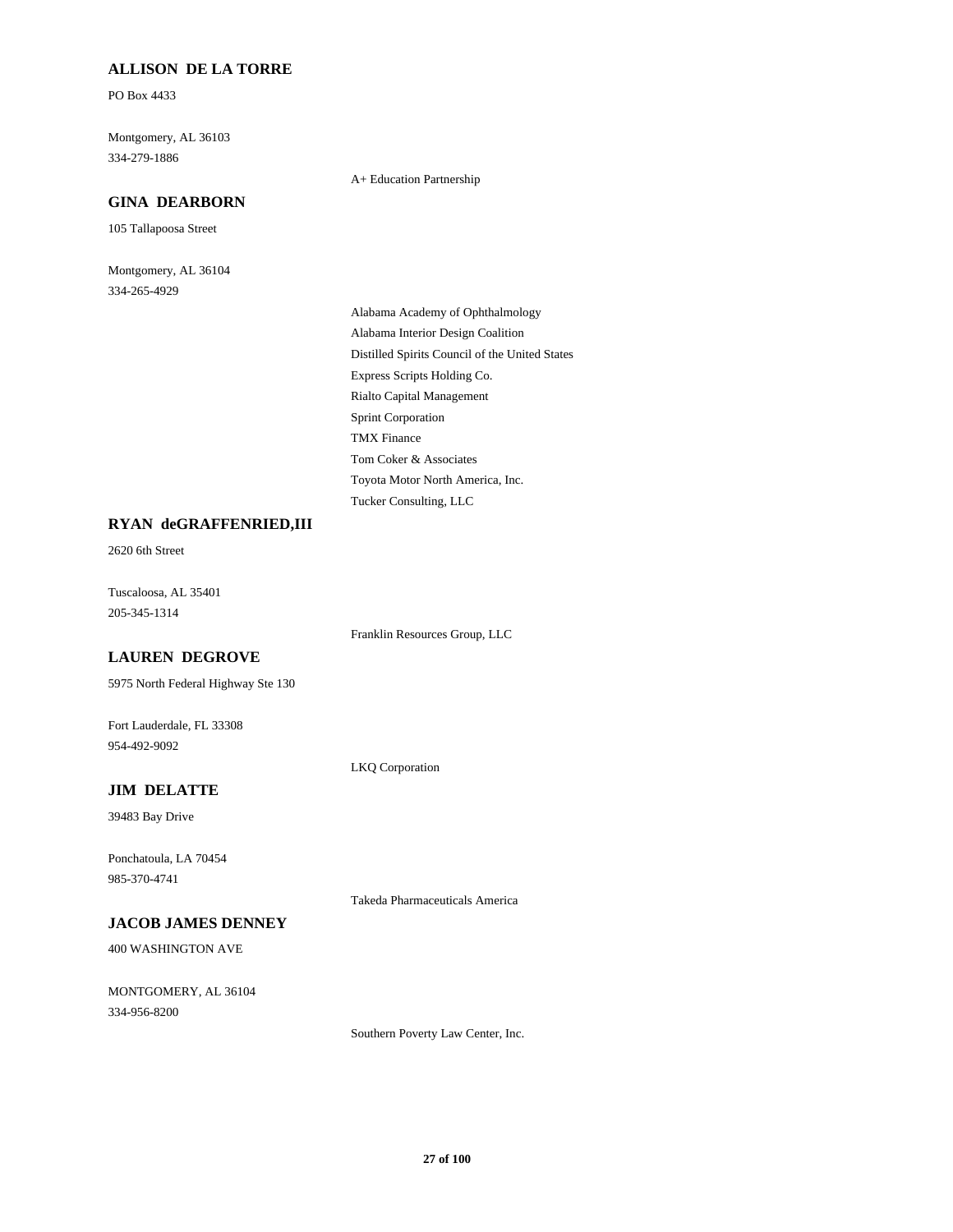**ALLISON DE LA TORRE**

PO Box 4433

Montgomery, AL 36103
334-279-1886

A+ Education Partnership

**GINA DEARBORN**

105 Tallapoosa Street

Montgomery, AL 36104
334-265-4929

Alabama Academy of Ophthalmology
Alabama Interior Design Coalition
Distilled Spirits Council of the United States
Express Scripts Holding Co.
Rialto Capital Management
Sprint Corporation
TMX Finance
Tom Coker & Associates
Toyota Motor North America, Inc.
Tucker Consulting, LLC

**RYAN deGRAFFENRIED,III**

2620 6th Street

Tuscaloosa, AL 35401
205-345-1314

Franklin Resources Group, LLC

**LAUREN DEGROVE**

5975 North Federal Highway Ste 130

Fort Lauderdale, FL 33308
954-492-9092

LKQ Corporation

**JIM DELATTE**

39483 Bay Drive

Ponchatoula, LA 70454
985-370-4741

Takeda Pharmaceuticals America

**JACOB JAMES DENNEY**

400 WASHINGTON AVE

MONTGOMERY, AL 36104
334-956-8200

Southern Poverty Law Center, Inc.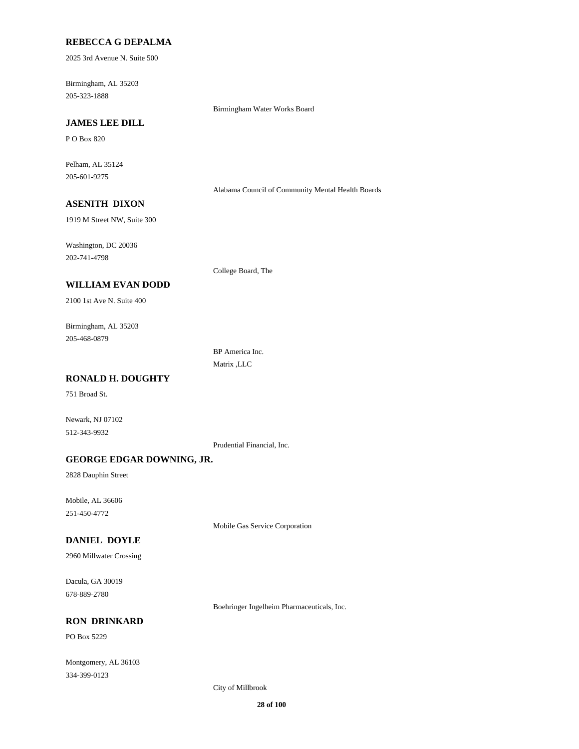**REBECCA G DEPALMA**

2025 3rd Avenue N. Suite 500

Birmingham, AL 35203
205-323-1888

Birmingham Water Works Board

**JAMES LEE DILL**

P O Box 820

Pelham, AL 35124
205-601-9275

Alabama Council of Community Mental Health Boards

**ASENITH DIXON**

1919 M Street NW, Suite 300

Washington, DC 20036
202-741-4798

College Board, The

**WILLIAM EVAN DODD**

2100 1st Ave N. Suite 400

Birmingham, AL 35203
205-468-0879

BP America Inc.
Matrix ,LLC

**RONALD H. DOUGHTY**

751 Broad St.

Newark, NJ 07102
512-343-9932

Prudential Financial, Inc.

**GEORGE EDGAR DOWNING, JR.**

2828 Dauphin Street

Mobile, AL 36606
251-450-4772

Mobile Gas Service Corporation

**DANIEL DOYLE**

2960 Millwater Crossing

Dacula, GA 30019
678-889-2780

Boehringer Ingelheim Pharmaceuticals, Inc.

**RON DRINKARD**

PO Box 5229

Montgomery, AL 36103
334-399-0123

City of Millbrook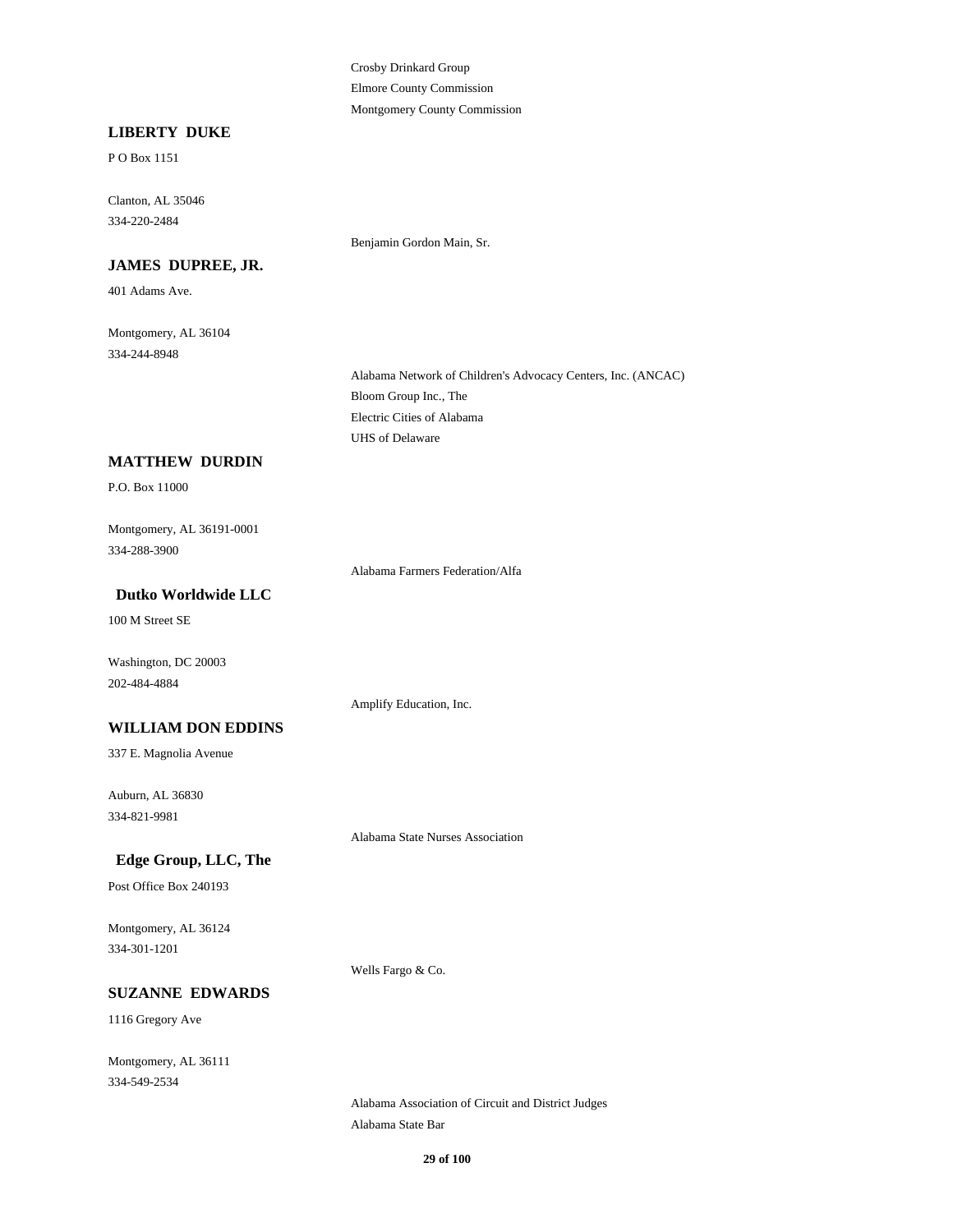Crosby Drinkard Group
Elmore County Commission
Montgomery County Commission

**LIBERTY DUKE**

P O Box 1151

Clanton, AL 35046
334-220-2484

Benjamin Gordon Main, Sr.

**JAMES DUPREE, JR.**

401 Adams Ave.

Montgomery, AL 36104
334-244-8948

Alabama Network of Children's Advocacy Centers, Inc. (ANCAC)
Bloom Group Inc., The
Electric Cities of Alabama
UHS of Delaware

**MATTHEW DURDIN**

P.O. Box 11000

Montgomery, AL 36191-0001
334-288-3900

Alabama Farmers Federation/Alfa

**Dutko Worldwide LLC**

100 M Street SE

Washington, DC 20003
202-484-4884

Amplify Education, Inc.

**WILLIAM DON EDDINS**

337 E. Magnolia Avenue

Auburn, AL 36830
334-821-9981

Alabama State Nurses Association

**Edge Group, LLC, The**

Post Office Box 240193

Montgomery, AL 36124
334-301-1201

Wells Fargo & Co.

**SUZANNE EDWARDS**

1116 Gregory Ave

Montgomery, AL 36111
334-549-2534

Alabama Association of Circuit and District Judges
Alabama State Bar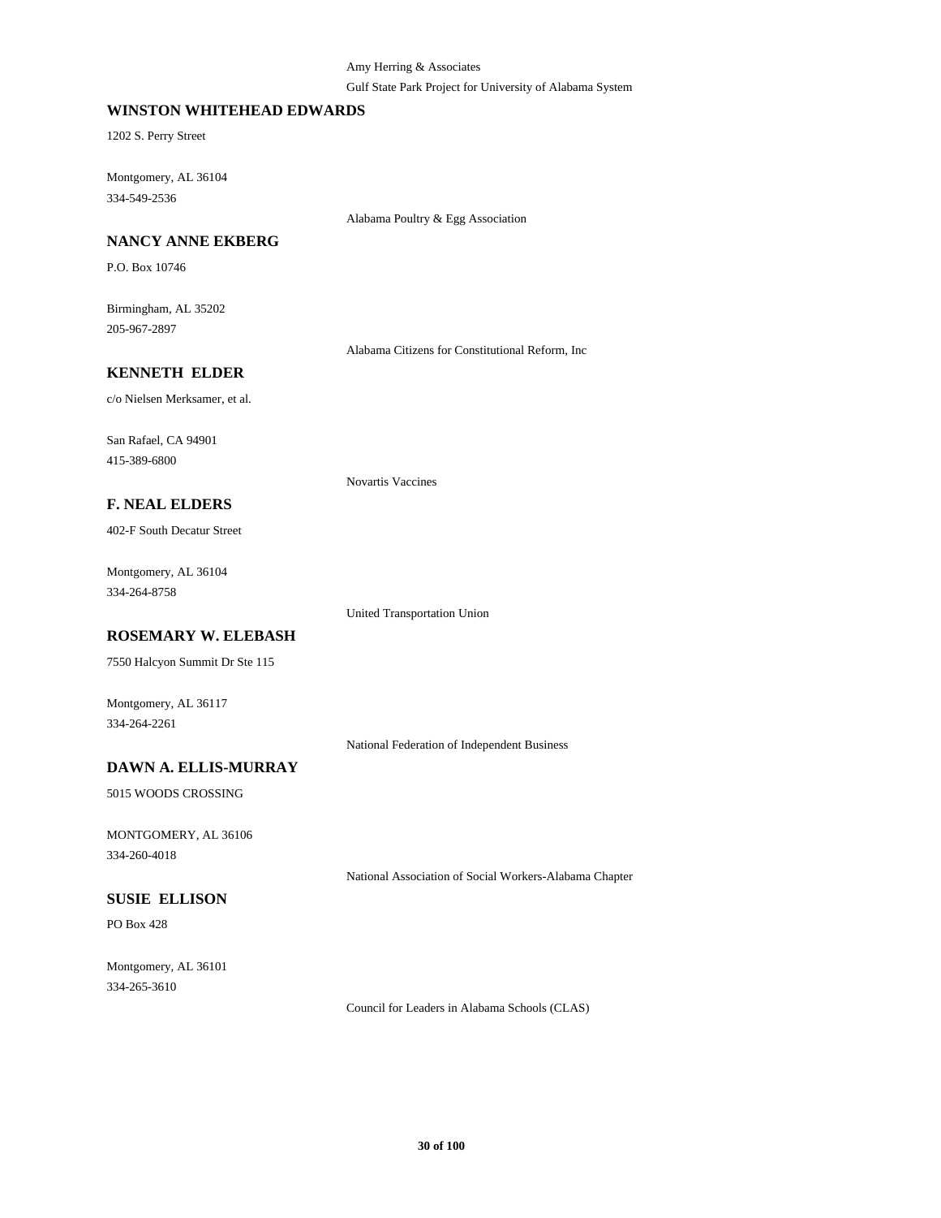Amy Herring & Associates

Gulf State Park Project for University of Alabama System

**WINSTON WHITEHEAD EDWARDS**

1202 S. Perry Street

Montgomery, AL 36104

334-549-2536

Alabama Poultry & Egg Association

**NANCY ANNE EKBERG**

P.O. Box 10746

Birmingham, AL 35202

205-967-2897

Alabama Citizens for Constitutional Reform, Inc

**KENNETH ELDER**

c/o Nielsen Merksamer, et al.

San Rafael, CA 94901

415-389-6800

Novartis Vaccines

**F. NEAL ELDERS**

402-F South Decatur Street

Montgomery, AL 36104

334-264-8758

United Transportation Union

**ROSEMARY W. ELEBASH**

7550 Halcyon Summit Dr Ste 115

Montgomery, AL 36117

334-264-2261

National Federation of Independent Business

**DAWN A. ELLIS-MURRAY**

5015 WOODS CROSSING

MONTGOMERY, AL 36106

334-260-4018

National Association of Social Workers-Alabama Chapter

**SUSIE ELLISON**

PO Box 428

Montgomery, AL 36101

334-265-3610

Council for Leaders in Alabama Schools (CLAS)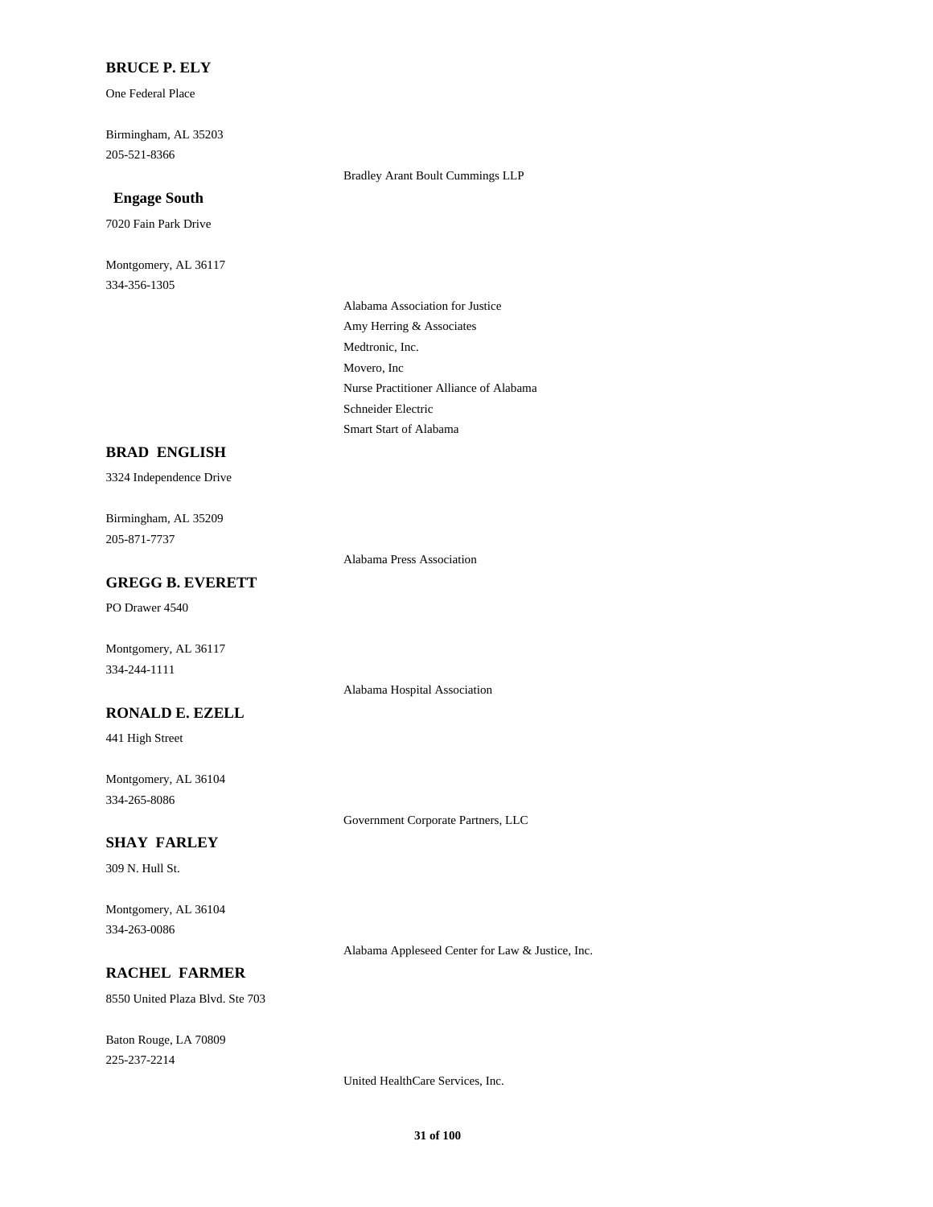**BRUCE P. ELY**

One Federal Place

Birmingham, AL 35203
205-521-8366

Bradley Arant Boult Cummings LLP

**Engage South**

7020 Fain Park Drive

Montgomery, AL 36117
334-356-1305

Alabama Association for Justice
Amy Herring & Associates
Medtronic, Inc.
Movero, Inc
Nurse Practitioner Alliance of Alabama
Schneider Electric
Smart Start of Alabama

**BRAD ENGLISH**

3324 Independence Drive

Birmingham, AL 35209
205-871-7737

Alabama Press Association

**GREGG B. EVERETT**

PO Drawer 4540

Montgomery, AL 36117
334-244-1111

Alabama Hospital Association

**RONALD E. EZELL**

441 High Street

Montgomery, AL 36104
334-265-8086

Government Corporate Partners, LLC

**SHAY FARLEY**

309 N. Hull St.

Montgomery, AL 36104
334-263-0086

Alabama Appleseed Center for Law & Justice, Inc.

**RACHEL FARMER**

8550 United Plaza Blvd. Ste 703

Baton Rouge, LA 70809
225-237-2214

United HealthCare Services, Inc.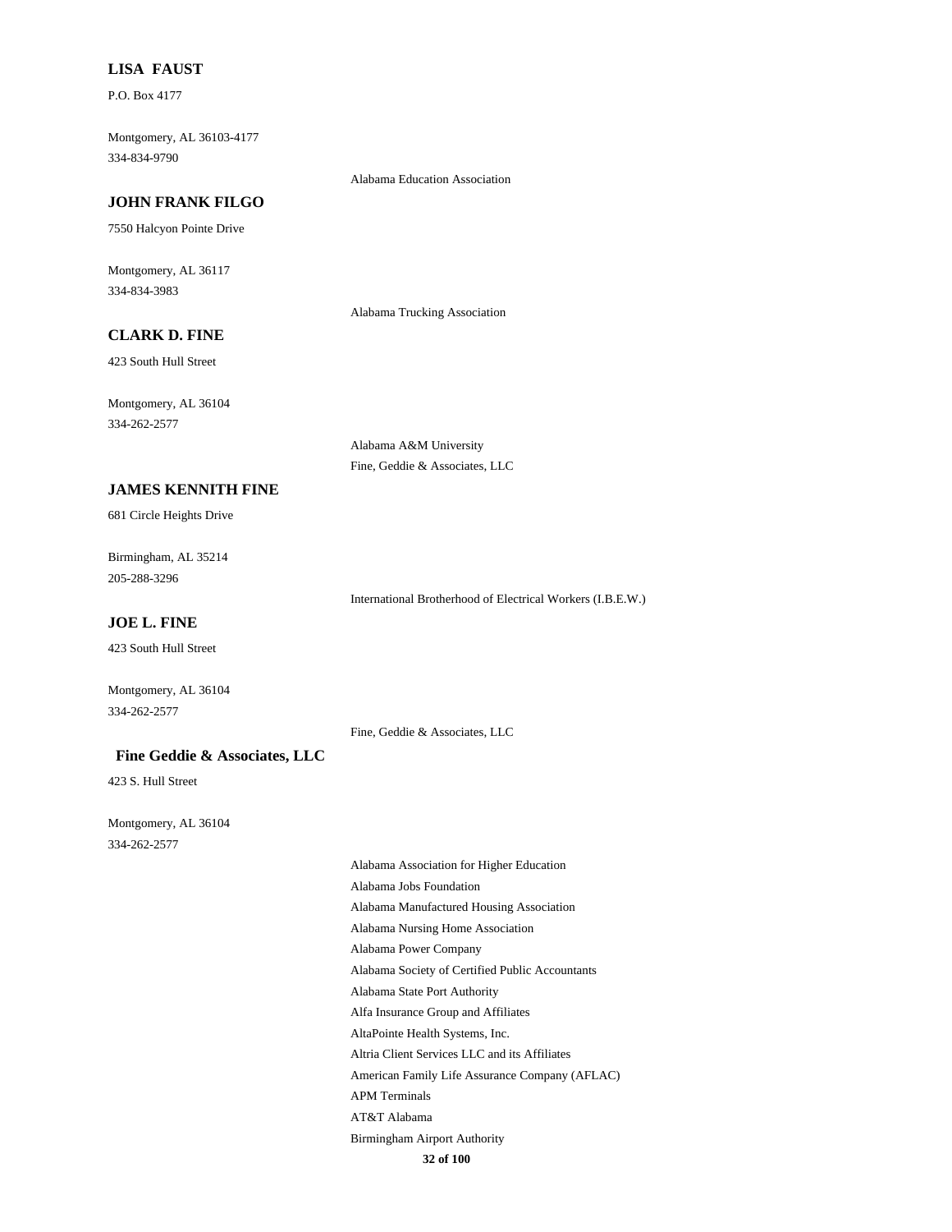**LISA FAUST**

P.O. Box 4177

Montgomery, AL 36103-4177
334-834-9790

Alabama Education Association

**JOHN FRANK FILGO**

7550 Halcyon Pointe Drive

Montgomery, AL 36117
334-834-3983

Alabama Trucking Association

**CLARK D. FINE**

423 South Hull Street

Montgomery, AL 36104
334-262-2577

Alabama A&M University
Fine, Geddie & Associates, LLC

**JAMES KENNITH FINE**

681 Circle Heights Drive

Birmingham, AL 35214
205-288-3296

International Brotherhood of Electrical Workers (I.B.E.W.)

**JOE L. FINE**

423 South Hull Street

Montgomery, AL 36104
334-262-2577

Fine, Geddie & Associates, LLC

**Fine Geddie & Associates, LLC**

423 S. Hull Street

Montgomery, AL 36104
334-262-2577

Alabama Association for Higher Education
Alabama Jobs Foundation
Alabama Manufactured Housing Association
Alabama Nursing Home Association
Alabama Power Company
Alabama Society of Certified Public Accountants
Alabama State Port Authority
Alfa Insurance Group and Affiliates
AltaPointe Health Systems, Inc.
Altria Client Services LLC and its Affiliates
American Family Life Assurance Company (AFLAC)
APM Terminals
AT&T Alabama
Birmingham Airport Authority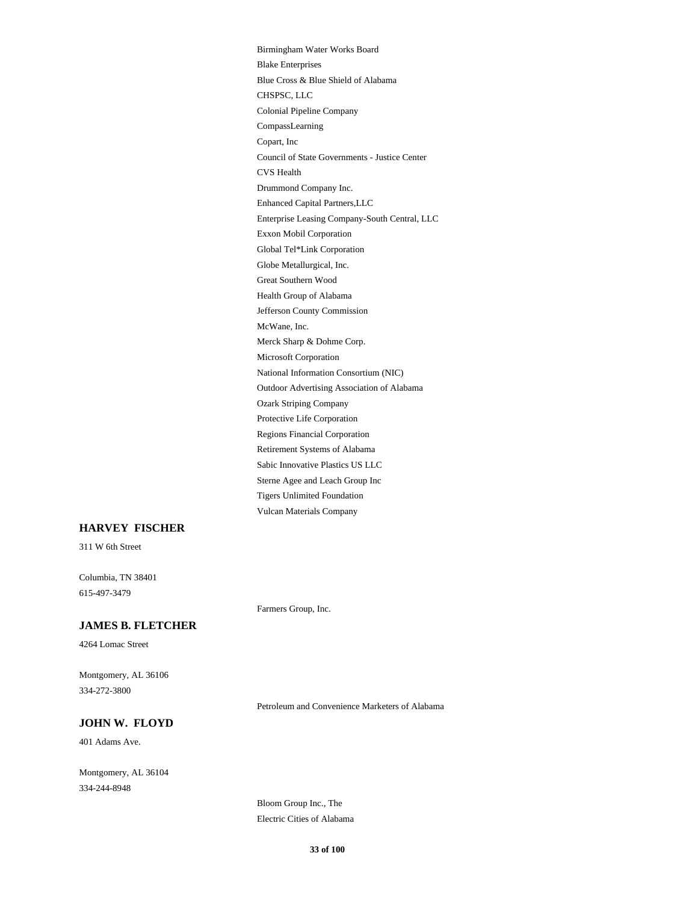Birmingham Water Works Board
Blake Enterprises
Blue Cross & Blue Shield of Alabama
CHSPSC, LLC
Colonial Pipeline Company
CompassLearning
Copart, Inc
Council of State Governments - Justice Center
CVS Health
Drummond Company Inc.
Enhanced Capital Partners,LLC
Enterprise Leasing Company-South Central, LLC
Exxon Mobil Corporation
Global Tel*Link Corporation
Globe Metallurgical, Inc.
Great Southern Wood
Health Group of Alabama
Jefferson County Commission
McWane, Inc.
Merck Sharp & Dohme Corp.
Microsoft Corporation
National Information Consortium (NIC)
Outdoor Advertising Association of Alabama
Ozark Striping Company
Protective Life Corporation
Regions Financial Corporation
Retirement Systems of Alabama
Sabic Innovative Plastics US LLC
Sterne Agee and Leach Group Inc
Tigers Unlimited Foundation
Vulcan Materials Company

**HARVEY FISCHER**

311 W 6th Street

Columbia, TN 38401
615-497-3479

Farmers Group, Inc.

**JAMES B. FLETCHER**

4264 Lomac Street

Montgomery, AL 36106
334-272-3800

Petroleum and Convenience Marketers of Alabama

**JOHN W. FLOYD**

401 Adams Ave.

Montgomery, AL 36104
334-244-8948

Bloom Group Inc., The
Electric Cities of Alabama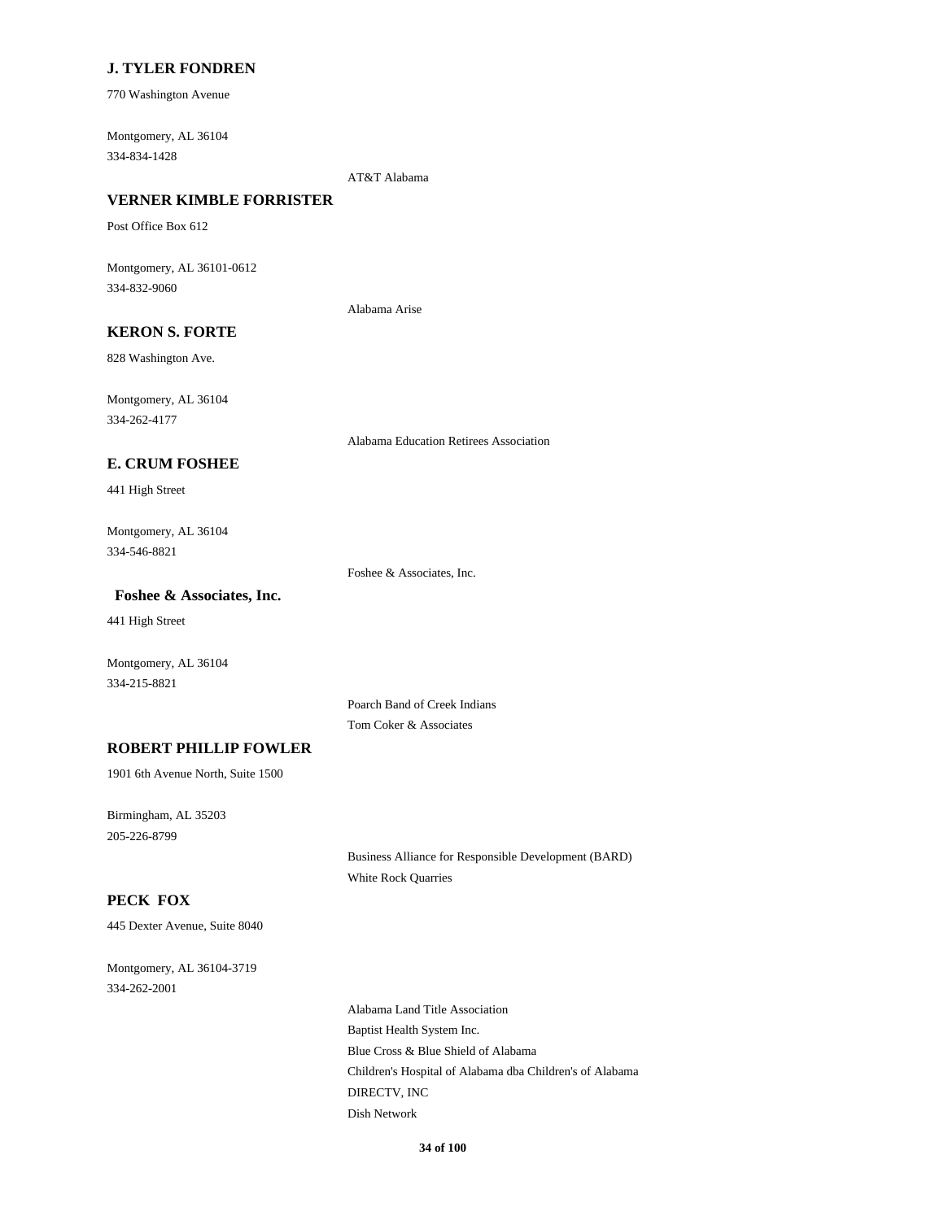**J. TYLER FONDREN**

770 Washington Avenue

Montgomery, AL 36104
334-834-1428

AT&T Alabama

**VERNER KIMBLE FORRISTER**

Post Office Box 612

Montgomery, AL 36101-0612
334-832-9060

Alabama Arise

**KERON S. FORTE**

828 Washington Ave.

Montgomery, AL 36104
334-262-4177

Alabama Education Retirees Association

**E. CRUM FOSHEE**

441 High Street

Montgomery, AL 36104
334-546-8821

Foshee & Associates, Inc.

**Foshee & Associates, Inc.**

441 High Street

Montgomery, AL 36104
334-215-8821

Poarch Band of Creek Indians
Tom Coker & Associates

**ROBERT PHILLIP FOWLER**

1901 6th Avenue North, Suite 1500

Birmingham, AL 35203
205-226-8799

Business Alliance for Responsible Development (BARD)
White Rock Quarries

**PECK FOX**

445 Dexter Avenue, Suite 8040

Montgomery, AL 36104-3719
334-262-2001

Alabama Land Title Association
Baptist Health System Inc.
Blue Cross & Blue Shield of Alabama
Children's Hospital of Alabama dba Children's of Alabama
DIRECTV, INC
Dish Network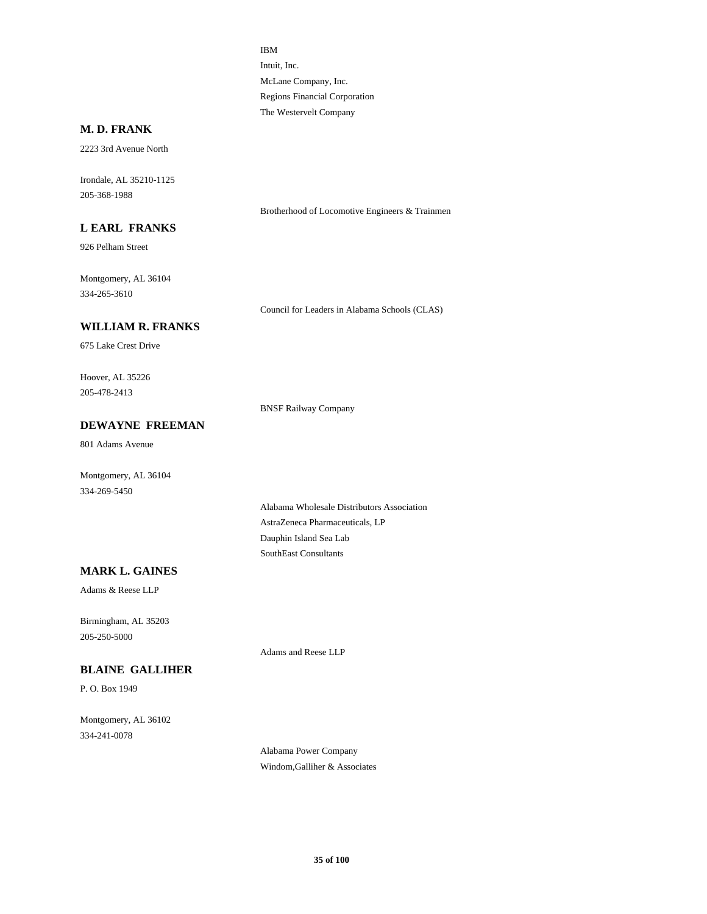IBM

Intuit, Inc.

McLane Company, Inc.

Regions Financial Corporation

The Westervelt Company

**M. D. FRANK**

2223 3rd Avenue North

Irondale, AL 35210-1125

205-368-1988

Brotherhood of Locomotive Engineers & Trainmen

**L EARL FRANKS**

926 Pelham Street

Montgomery, AL 36104

334-265-3610

Council for Leaders in Alabama Schools (CLAS)

**WILLIAM R. FRANKS**

675 Lake Crest Drive

Hoover, AL 35226

205-478-2413

BNSF Railway Company

**DEWAYNE FREEMAN**

801 Adams Avenue

Montgomery, AL 36104

334-269-5450

Alabama Wholesale Distributors Association

AstraZeneca Pharmaceuticals, LP

Dauphin Island Sea Lab

SouthEast Consultants

**MARK L. GAINES**

Adams & Reese LLP

Birmingham, AL 35203

205-250-5000

Adams and Reese LLP

**BLAINE GALLIHER**

P. O. Box 1949

Montgomery, AL 36102

334-241-0078

Alabama Power Company

Windom,Galliher & Associates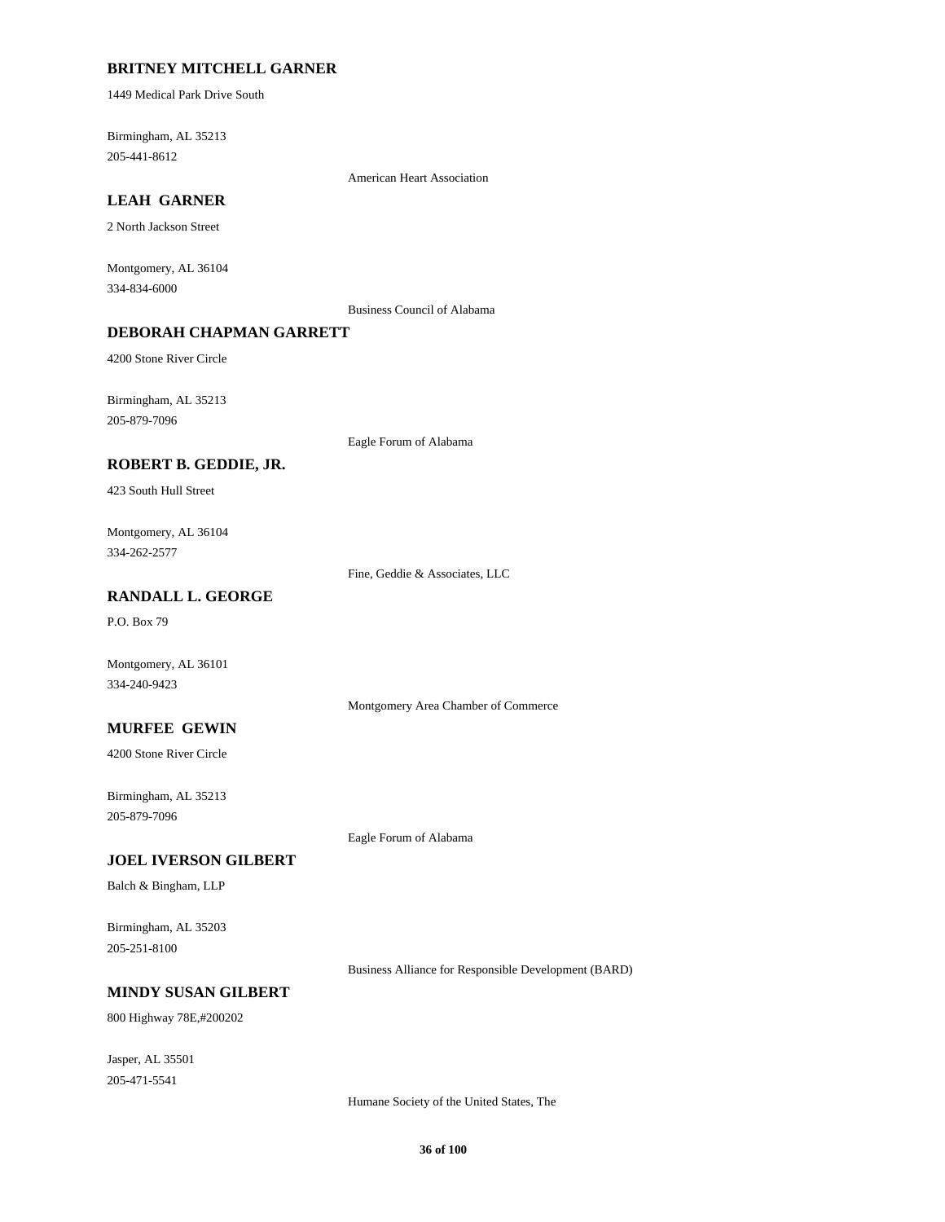**BRITNEY MITCHELL GARNER**

1449 Medical Park Drive South

Birmingham, AL 35213
205-441-8612

American Heart Association

**LEAH GARNER**

2 North Jackson Street

Montgomery, AL 36104
334-834-6000

Business Council of Alabama

**DEBORAH CHAPMAN GARRETT**

4200 Stone River Circle

Birmingham, AL 35213
205-879-7096

Eagle Forum of Alabama

**ROBERT B. GEDDIE, JR.**

423 South Hull Street

Montgomery, AL 36104
334-262-2577

Fine, Geddie & Associates, LLC

**RANDALL L. GEORGE**

P.O. Box 79

Montgomery, AL 36101
334-240-9423

Montgomery Area Chamber of Commerce

**MURFEE GEWIN**

4200 Stone River Circle

Birmingham, AL 35213
205-879-7096

Eagle Forum of Alabama

**JOEL IVERSON GILBERT**

Balch & Bingham, LLP

Birmingham, AL 35203
205-251-8100

Business Alliance for Responsible Development (BARD)

**MINDY SUSAN GILBERT**

800 Highway 78E,#200202

Jasper, AL 35501
205-471-5541

Humane Society of the United States, The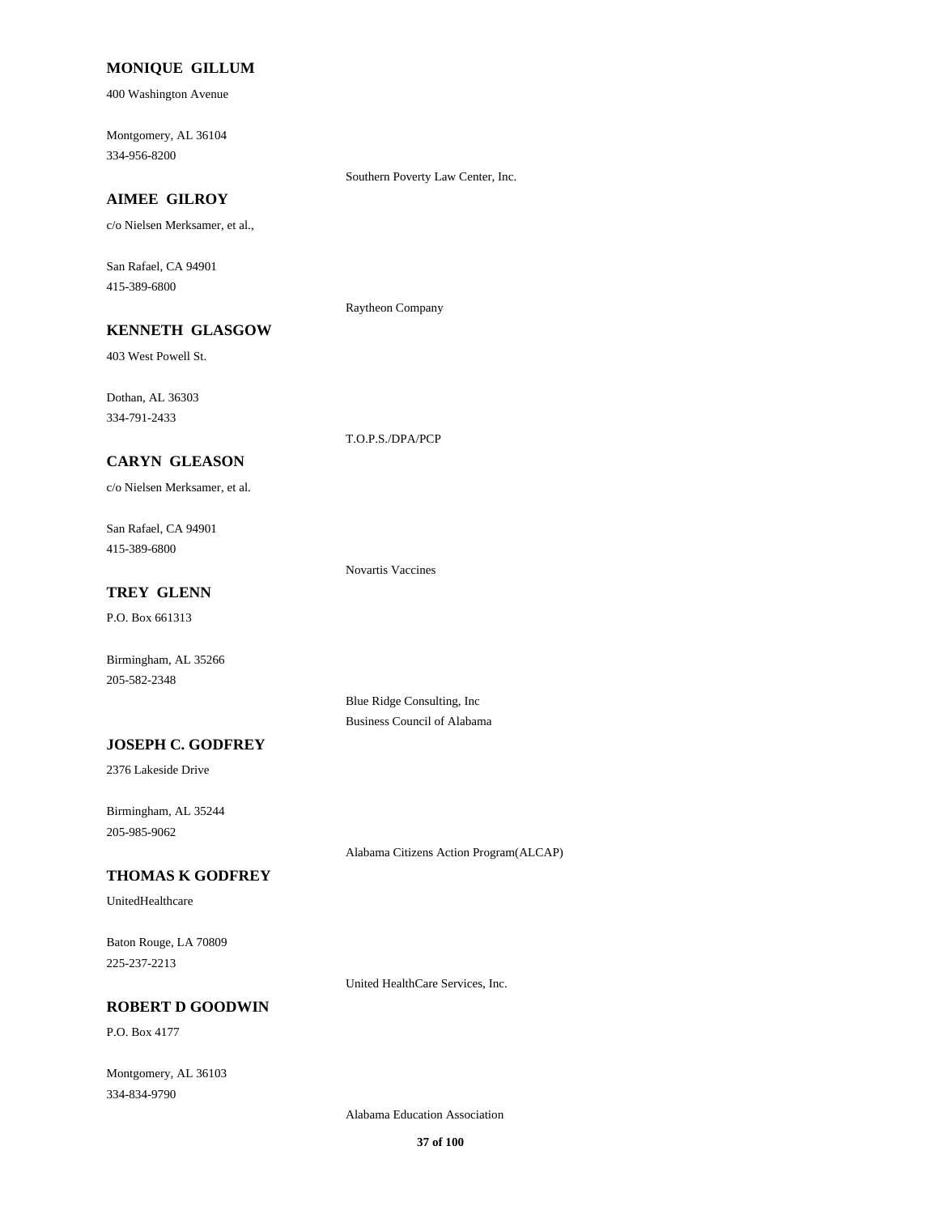**MONIQUE GILLUM**

400 Washington Avenue

Montgomery, AL 36104
334-956-8200

Southern Poverty Law Center, Inc.

**AIMEE GILROY**

c/o Nielsen Merksamer, et al.,

San Rafael, CA 94901
415-389-6800

Raytheon Company

**KENNETH GLASGOW**

403 West Powell St.

Dothan, AL 36303
334-791-2433

T.O.P.S./DPA/PCP

**CARYN GLEASON**

c/o Nielsen Merksamer, et al.

San Rafael, CA 94901
415-389-6800

Novartis Vaccines

**TREY GLENN**

P.O. Box 661313

Birmingham, AL 35266
205-582-2348

Blue Ridge Consulting, Inc
Business Council of Alabama

**JOSEPH C. GODFREY**

2376 Lakeside Drive

Birmingham, AL 35244
205-985-9062

Alabama Citizens Action Program(ALCAP)

**THOMAS K GODFREY**

UnitedHealthcare

Baton Rouge, LA 70809
225-237-2213

United HealthCare Services, Inc.

**ROBERT D GOODWIN**

P.O. Box 4177

Montgomery, AL 36103
334-834-9790

Alabama Education Association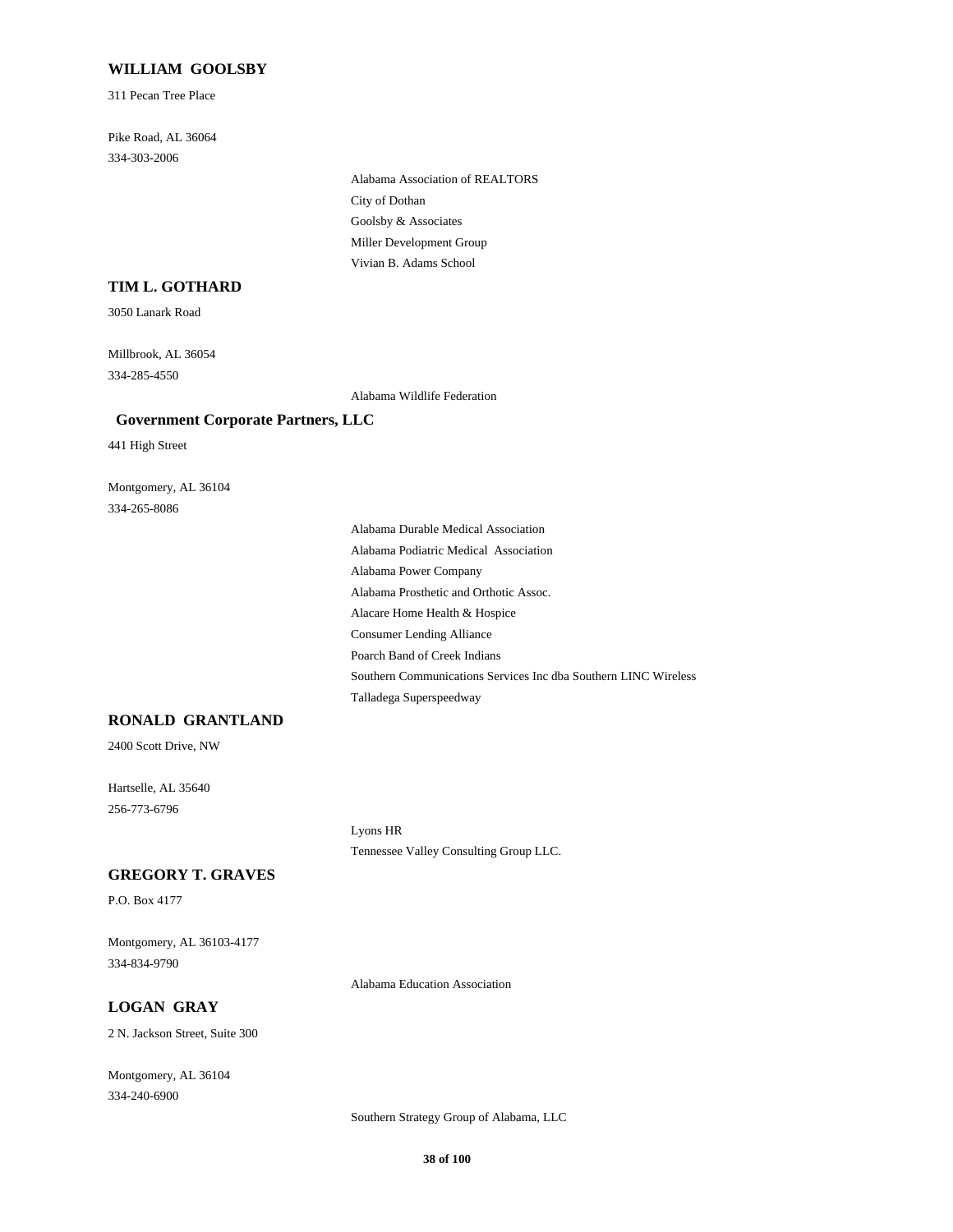### WILLIAM GOOLSBY

311 Pecan Tree Place

Pike Road, AL 36064
334-303-2006

- Alabama Association of REALTORS
- City of Dothan
- Goolsby & Associates
- Miller Development Group
- Vivian B. Adams School

### TIM L. GOTHARD

3050 Lanark Road

Millbrook, AL 36054
334-285-4550

- Alabama Wildlife Federation

### Government Corporate Partners, LLC

441 High Street

Montgomery, AL 36104
334-265-8086

- Alabama Durable Medical Association
- Alabama Podiatric Medical Association
- Alabama Power Company
- Alabama Prosthetic and Orthotic Assoc.
- Alacare Home Health & Hospice
- Consumer Lending Alliance
- Poarch Band of Creek Indians
- Southern Communications Services Inc dba Southern LINC Wireless
- Talladega Superspeedway

### RONALD GRANTLAND

2400 Scott Drive, NW

Hartselle, AL 35640
256-773-6796

- Lyons HR
- Tennessee Valley Consulting Group LLC.

### GREGORY T. GRAVES

P.O. Box 4177

Montgomery, AL 36103-4177
334-834-9790

- Alabama Education Association

### LOGAN GRAY

2 N. Jackson Street, Suite 300

Montgomery, AL 36104
334-240-6900

- Southern Strategy Group of Alabama, LLC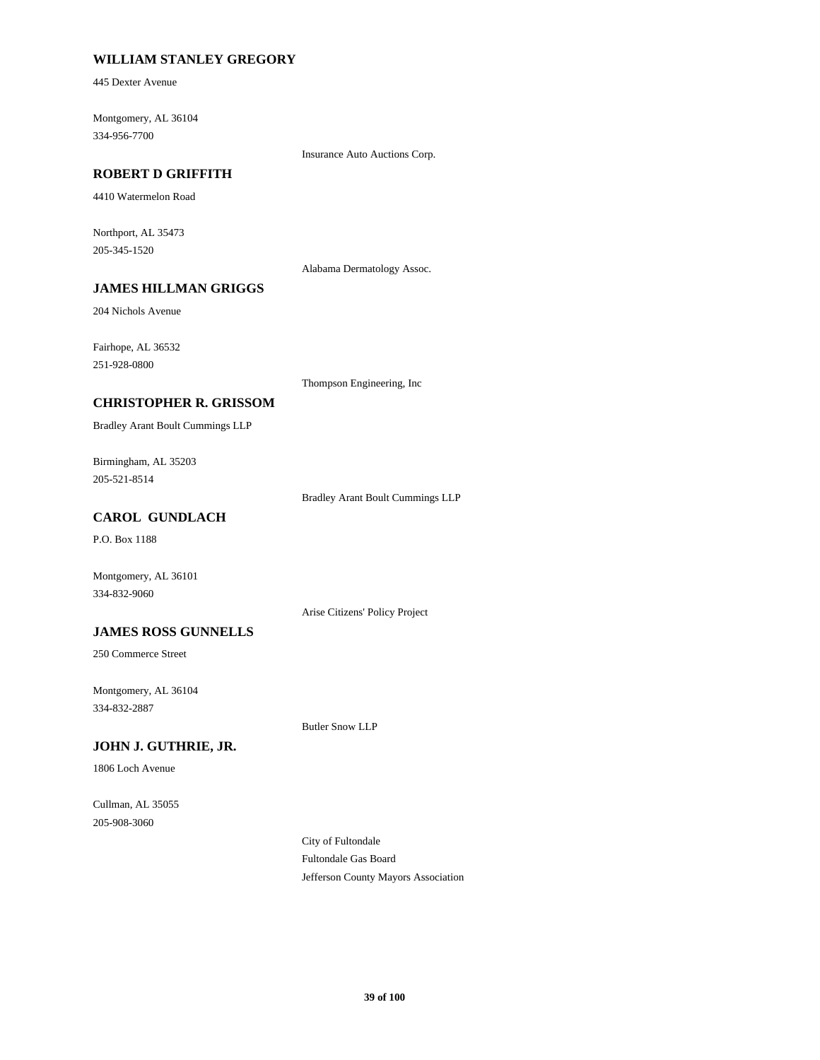**WILLIAM STANLEY GREGORY**

445 Dexter Avenue

Montgomery, AL 36104
334-956-7700

Insurance Auto Auctions Corp.

**ROBERT D GRIFFITH**

4410 Watermelon Road

Northport, AL 35473
205-345-1520

Alabama Dermatology Assoc.

**JAMES HILLMAN GRIGGS**

204 Nichols Avenue

Fairhope, AL 36532
251-928-0800

Thompson Engineering, Inc

**CHRISTOPHER R. GRISSOM**

Bradley Arant Boult Cummings LLP

Birmingham, AL 35203
205-521-8514

Bradley Arant Boult Cummings LLP

**CAROL GUNDLACH**

P.O. Box 1188

Montgomery, AL 36101
334-832-9060

Arise Citizens' Policy Project

**JAMES ROSS GUNNELLS**

250 Commerce Street

Montgomery, AL 36104
334-832-2887

Butler Snow LLP

**JOHN J. GUTHRIE, JR.**

1806 Loch Avenue

Cullman, AL 35055
205-908-3060

City of Fultondale
Fultondale Gas Board
Jefferson County Mayors Association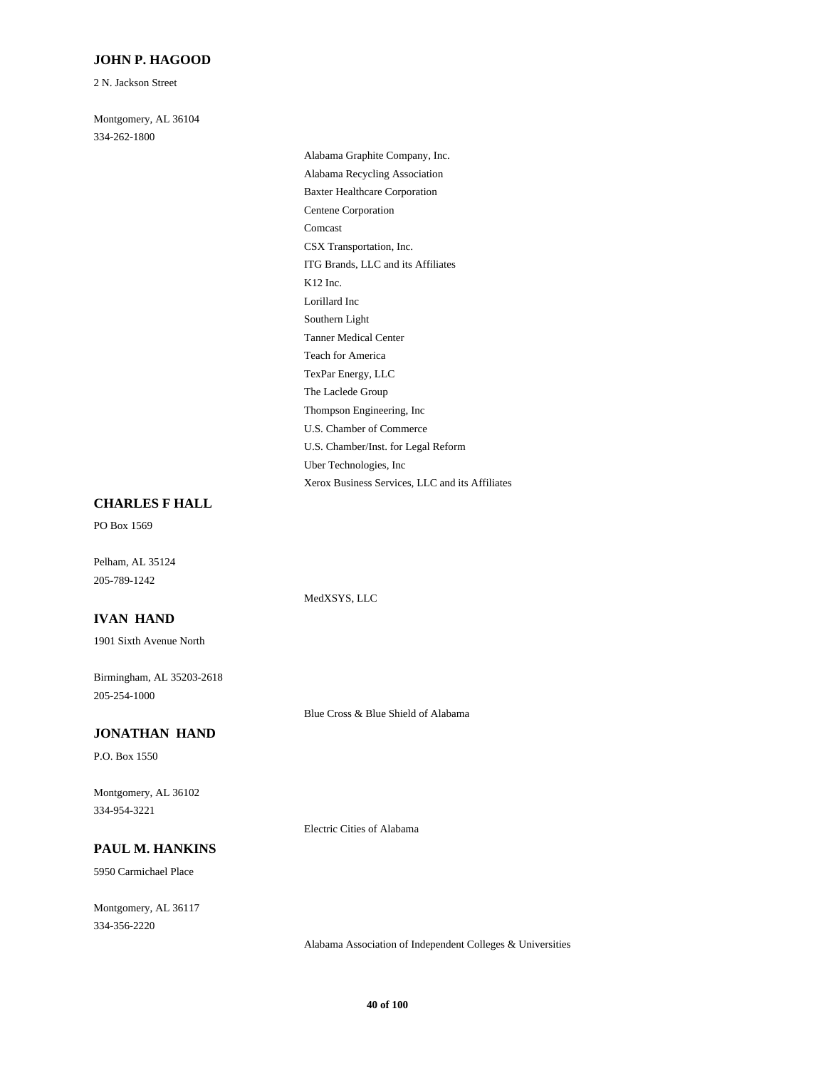**JOHN P. HAGOOD**

2 N. Jackson Street

Montgomery, AL 36104
334-262-1800

- Alabama Graphite Company, Inc.
- Alabama Recycling Association
- Baxter Healthcare Corporation
- Centene Corporation
- Comcast
- CSX Transportation, Inc.
- ITG Brands, LLC and its Affiliates
- K12 Inc.
- Lorillard Inc
- Southern Light
- Tanner Medical Center
- Teach for America
- TexPar Energy, LLC
- The Laclede Group
- Thompson Engineering, Inc
- U.S. Chamber of Commerce
- U.S. Chamber/Inst. for Legal Reform
- Uber Technologies, Inc
- Xerox Business Services, LLC and its Affiliates

**CHARLES F HALL**

PO Box 1569

Pelham, AL 35124
205-789-1242

- MedXSYS, LLC

**IVAN HAND**

1901 Sixth Avenue North

Birmingham, AL 35203-2618
205-254-1000

- Blue Cross & Blue Shield of Alabama

**JONATHAN HAND**

P.O. Box 1550

Montgomery, AL 36102
334-954-3221

- Electric Cities of Alabama

**PAUL M. HANKINS**

5950 Carmichael Place

Montgomery, AL 36117
334-356-2220

- Alabama Association of Independent Colleges & Universities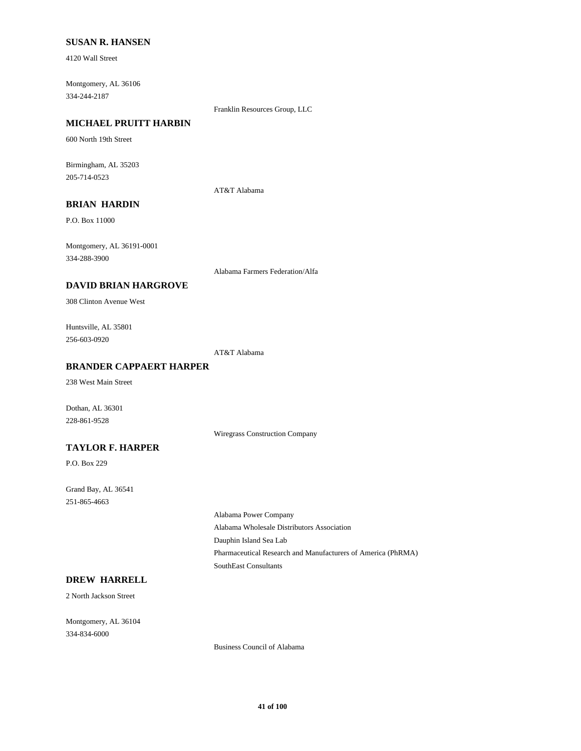**SUSAN R. HANSEN**

4120 Wall Street

Montgomery, AL 36106
334-244-2187

Franklin Resources Group, LLC

**MICHAEL PRUITT HARBIN**

600 North 19th Street

Birmingham, AL 35203
205-714-0523

AT&T Alabama

**BRIAN HARDIN**

P.O. Box 11000

Montgomery, AL 36191-0001
334-288-3900

Alabama Farmers Federation/Alfa

**DAVID BRIAN HARGROVE**

308 Clinton Avenue West

Huntsville, AL 35801
256-603-0920

AT&T Alabama

**BRANDER CAPPAERT HARPER**

238 West Main Street

Dothan, AL 36301
228-861-9528

Wiregrass Construction Company

**TAYLOR F. HARPER**

P.O. Box 229

Grand Bay, AL 36541
251-865-4663

Alabama Power Company
Alabama Wholesale Distributors Association
Dauphin Island Sea Lab
Pharmaceutical Research and Manufacturers of America (PhRMA)
SouthEast Consultants

**DREW HARRELL**

2 North Jackson Street

Montgomery, AL 36104
334-834-6000

Business Council of Alabama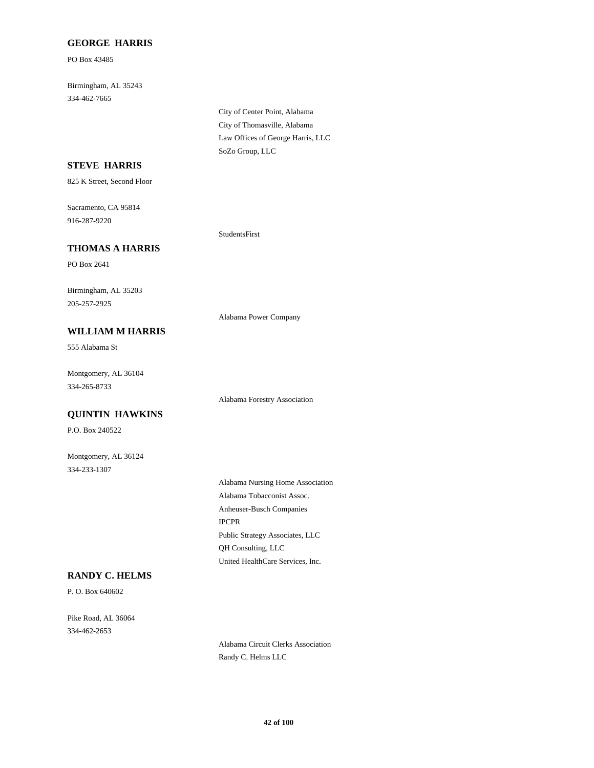**GEORGE HARRIS**

PO Box 43485

Birmingham, AL 35243
334-462-7665

City of Center Point, Alabama
City of Thomasville, Alabama
Law Offices of George Harris, LLC
SoZo Group, LLC

**STEVE HARRIS**

825 K Street, Second Floor

Sacramento, CA 95814
916-287-9220

StudentsFirst

**THOMAS A HARRIS**

PO Box 2641

Birmingham, AL 35203
205-257-2925

Alabama Power Company

**WILLIAM M HARRIS**

555 Alabama St

Montgomery, AL 36104
334-265-8733

Alabama Forestry Association

**QUINTIN HAWKINS**

P.O. Box 240522

Montgomery, AL 36124
334-233-1307

Alabama Nursing Home Association
Alabama Tobacconist Assoc.
Anheuser-Busch Companies
IPCPR
Public Strategy Associates, LLC
QH Consulting, LLC
United HealthCare Services, Inc.

**RANDY C. HELMS**

P. O. Box 640602

Pike Road, AL 36064
334-462-2653

Alabama Circuit Clerks Association
Randy C. Helms LLC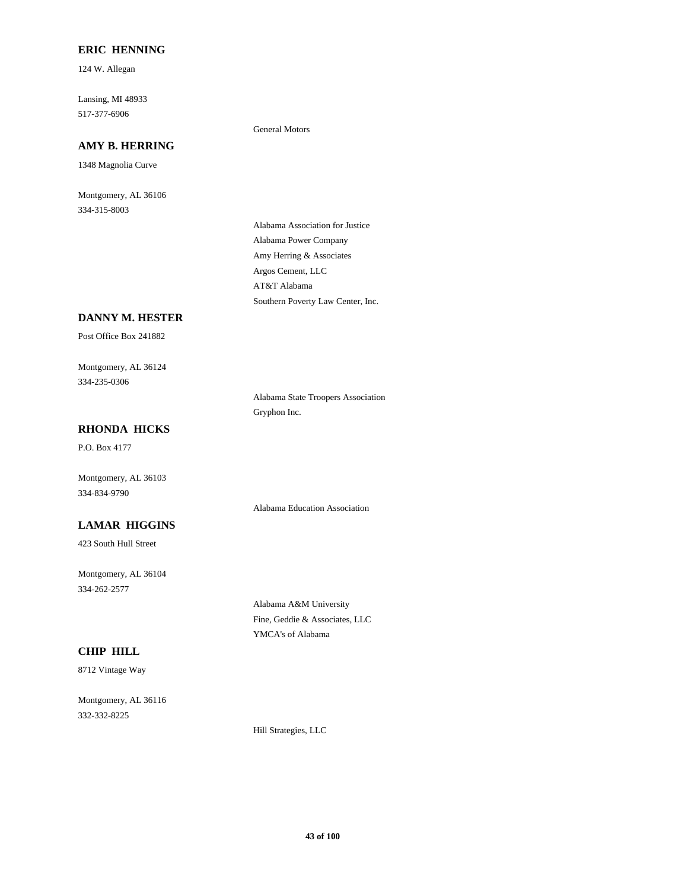**ERIC HENNING**

124 W. Allegan

Lansing, MI 48933
517-377-6906

General Motors

**AMY B. HERRING**

1348 Magnolia Curve

Montgomery, AL 36106
334-315-8003

Alabama Association for Justice
Alabama Power Company
Amy Herring & Associates
Argos Cement, LLC
AT&T Alabama
Southern Poverty Law Center, Inc.

**DANNY M. HESTER**

Post Office Box 241882

Montgomery, AL 36124
334-235-0306

Alabama State Troopers Association
Gryphon Inc.

**RHONDA HICKS**

P.O. Box 4177

Montgomery, AL 36103
334-834-9790

Alabama Education Association

**LAMAR HIGGINS**

423 South Hull Street

Montgomery, AL 36104
334-262-2577

Alabama A&M University
Fine, Geddie & Associates, LLC
YMCA's of Alabama

**CHIP HILL**

8712 Vintage Way

Montgomery, AL 36116
332-332-8225

Hill Strategies, LLC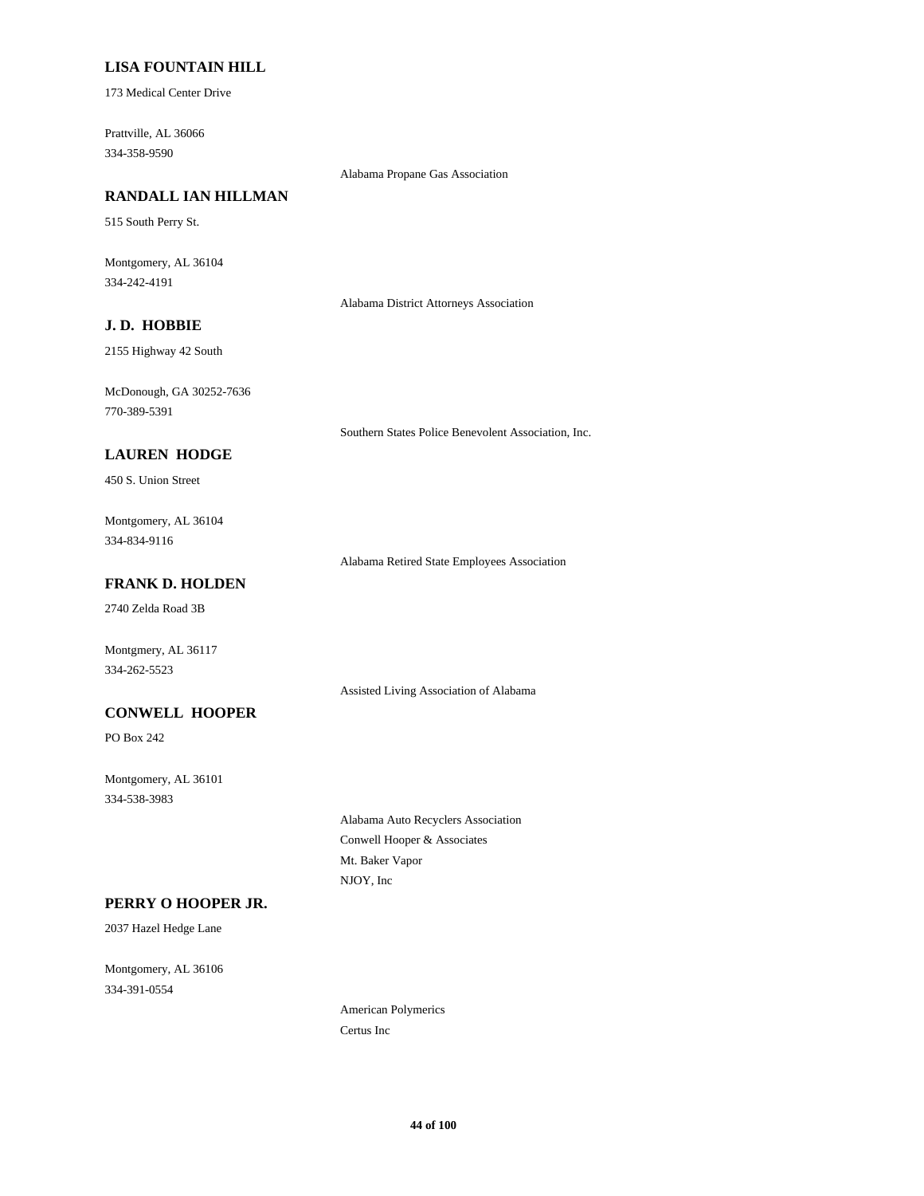**LISA FOUNTAIN HILL**

173 Medical Center Drive

Prattville, AL 36066
334-358-9590

Alabama Propane Gas Association

**RANDALL IAN HILLMAN**

515 South Perry St.

Montgomery, AL 36104
334-242-4191

Alabama District Attorneys Association

**J. D. HOBBIE**

2155 Highway 42 South

McDonough, GA 30252-7636
770-389-5391

Southern States Police Benevolent Association, Inc.

**LAUREN HODGE**

450 S. Union Street

Montgomery, AL 36104
334-834-9116

Alabama Retired State Employees Association

**FRANK D. HOLDEN**

2740 Zelda Road 3B

Montgmery, AL 36117
334-262-5523

Assisted Living Association of Alabama

**CONWELL HOOPER**

PO Box 242

Montgomery, AL 36101
334-538-3983

Alabama Auto Recyclers Association
Conwell Hooper & Associates
Mt. Baker Vapor
NJOY, Inc

**PERRY O HOOPER JR.**

2037 Hazel Hedge Lane

Montgomery, AL 36106
334-391-0554

American Polymerics
Certus Inc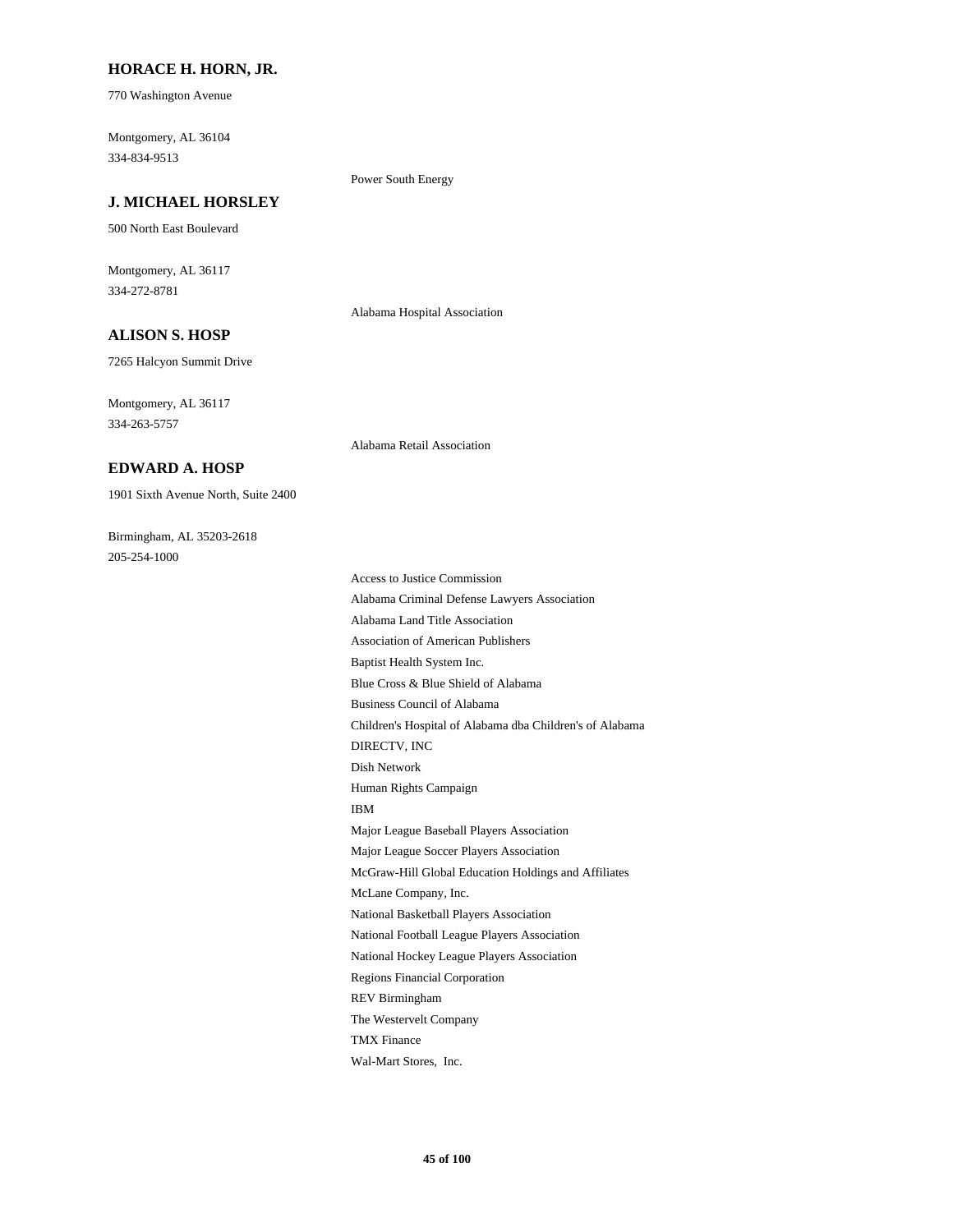### HORACE H. HORN, JR.

770 Washington Avenue

Montgomery, AL 36104
334-834-9513

Power South Energy

### J. MICHAEL HORSLEY

500 North East Boulevard

Montgomery, AL 36117
334-272-8781

Alabama Hospital Association

### ALISON S. HOSP

7265 Halcyon Summit Drive

Montgomery, AL 36117
334-263-5757

Alabama Retail Association

### EDWARD A. HOSP

1901 Sixth Avenue North, Suite 2400

Birmingham, AL 35203-2618
205-254-1000

Access to Justice Commission
Alabama Criminal Defense Lawyers Association
Alabama Land Title Association
Association of American Publishers
Baptist Health System Inc.
Blue Cross & Blue Shield of Alabama
Business Council of Alabama
Children's Hospital of Alabama dba Children's of Alabama
DIRECTV, INC
Dish Network
Human Rights Campaign
IBM
Major League Baseball Players Association
Major League Soccer Players Association
McGraw-Hill Global Education Holdings and Affiliates
McLane Company, Inc.
National Basketball Players Association
National Football League Players Association
National Hockey League Players Association
Regions Financial Corporation
REV Birmingham
The Westervelt Company
TMX Finance
Wal-Mart Stores, Inc.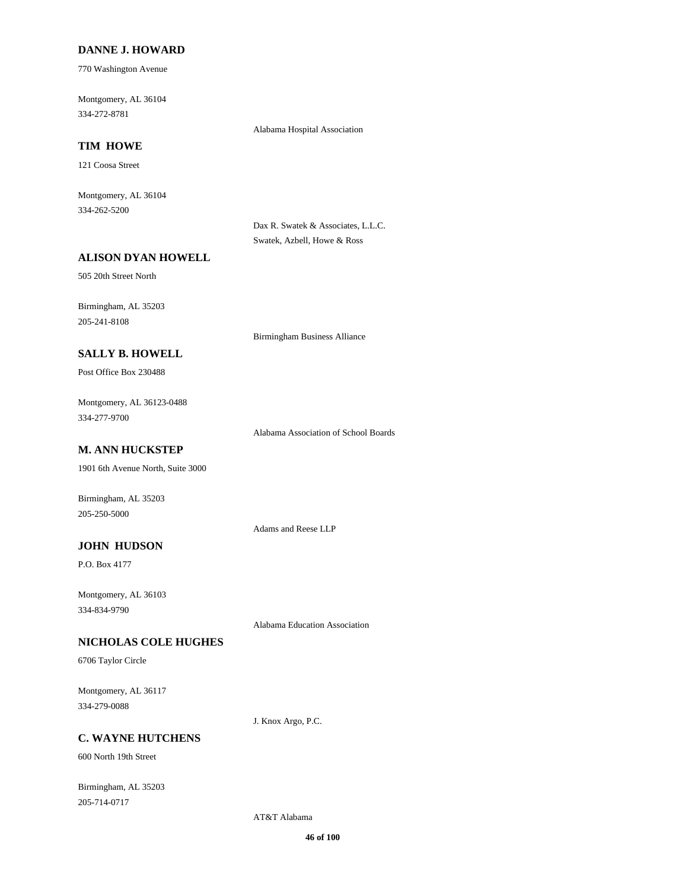**DANNE J. HOWARD**

770 Washington Avenue

Montgomery, AL 36104
334-272-8781

Alabama Hospital Association

**TIM HOWE**

121 Coosa Street

Montgomery, AL 36104
334-262-5200

Dax R. Swatek & Associates, L.L.C.
Swatek, Azbell, Howe & Ross

**ALISON DYAN HOWELL**

505 20th Street North

Birmingham, AL 35203
205-241-8108

Birmingham Business Alliance

**SALLY B. HOWELL**

Post Office Box 230488

Montgomery, AL 36123-0488
334-277-9700

Alabama Association of School Boards

**M. ANN HUCKSTEP**

1901 6th Avenue North, Suite 3000

Birmingham, AL 35203
205-250-5000

Adams and Reese LLP

**JOHN HUDSON**

P.O. Box 4177

Montgomery, AL 36103
334-834-9790

Alabama Education Association

**NICHOLAS COLE HUGHES**

6706 Taylor Circle

Montgomery, AL 36117
334-279-0088

J. Knox Argo, P.C.

**C. WAYNE HUTCHENS**

600 North 19th Street

Birmingham, AL 35203
205-714-0717

AT&T Alabama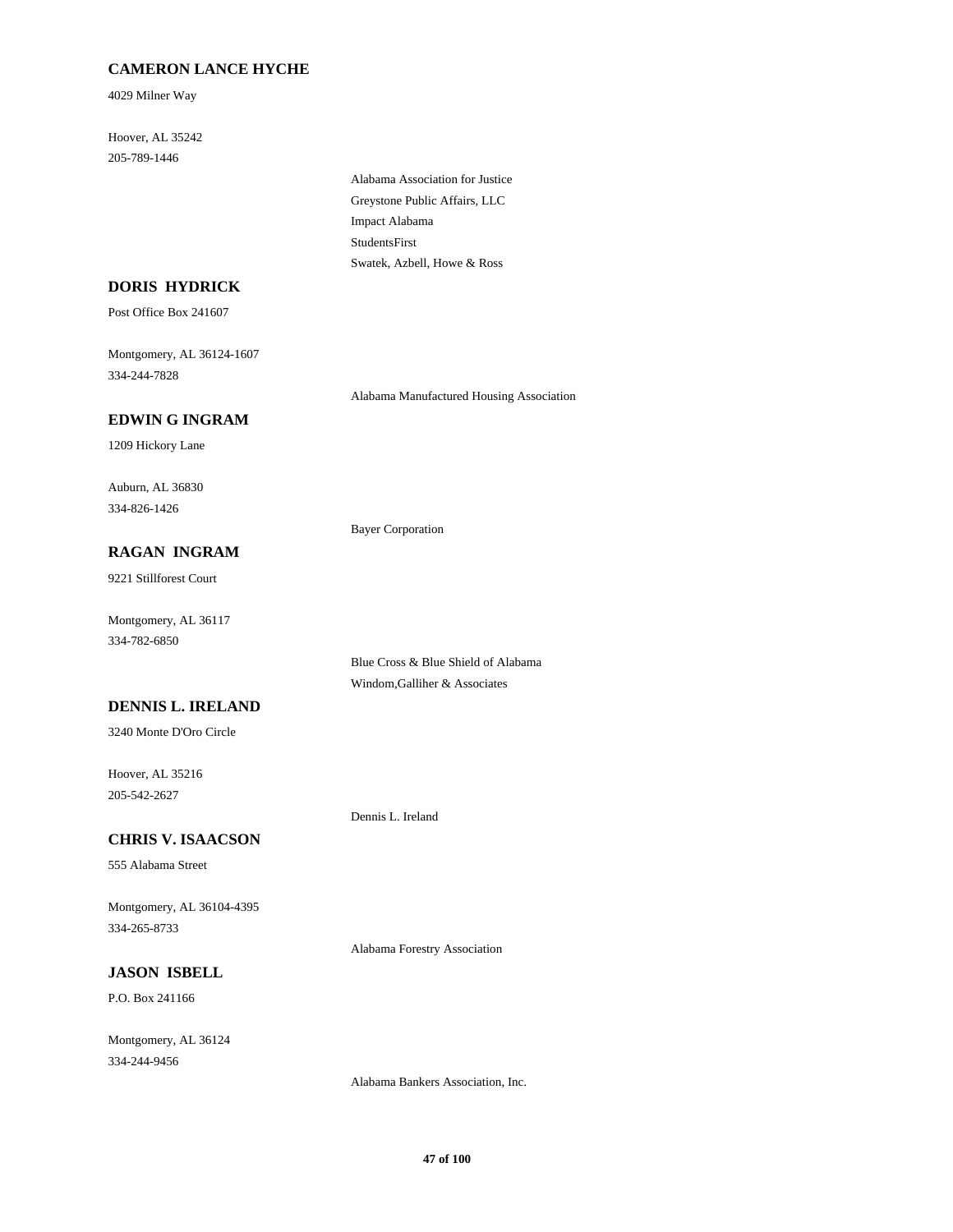**CAMERON LANCE HYCHE**

4029 Milner Way

Hoover, AL 35242
205-789-1446

Alabama Association for Justice
Greystone Public Affairs, LLC
Impact Alabama
StudentsFirst
Swatek, Azbell, Howe & Ross

**DORIS HYDRICK**

Post Office Box 241607

Montgomery, AL 36124-1607
334-244-7828

Alabama Manufactured Housing Association

**EDWIN G INGRAM**

1209 Hickory Lane

Auburn, AL 36830
334-826-1426

Bayer Corporation

**RAGAN INGRAM**

9221 Stillforest Court

Montgomery, AL 36117
334-782-6850

Blue Cross & Blue Shield of Alabama
Windom,Galliher & Associates

**DENNIS L. IRELAND**

3240 Monte D'Oro Circle

Hoover, AL 35216
205-542-2627

Dennis L. Ireland

**CHRIS V. ISAACSON**

555 Alabama Street

Montgomery, AL 36104-4395
334-265-8733

Alabama Forestry Association

**JASON ISBELL**

P.O. Box 241166

Montgomery, AL 36124
334-244-9456

Alabama Bankers Association, Inc.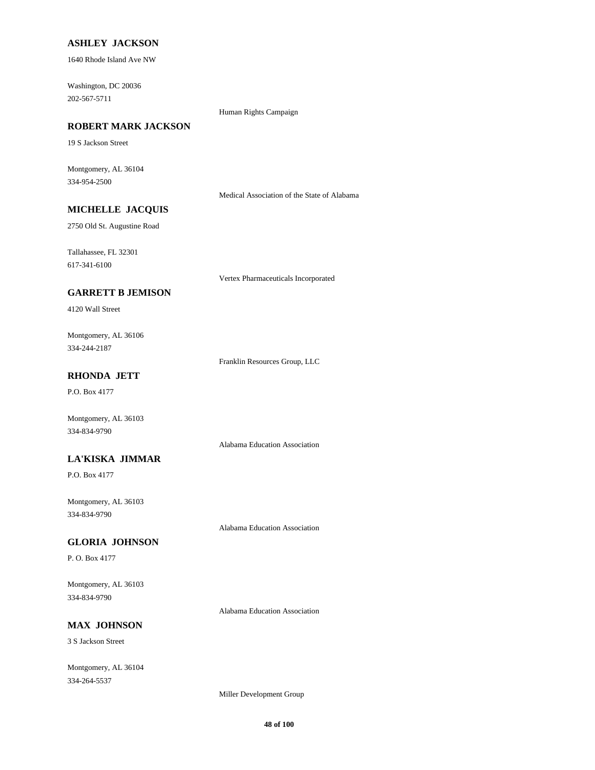**ASHLEY JACKSON**

1640 Rhode Island Ave NW

Washington, DC 20036
202-567-5711

Human Rights Campaign

**ROBERT MARK JACKSON**

19 S Jackson Street

Montgomery, AL 36104
334-954-2500

Medical Association of the State of Alabama

**MICHELLE JACQUIS**

2750 Old St. Augustine Road

Tallahassee, FL 32301
617-341-6100

Vertex Pharmaceuticals Incorporated

**GARRETT B JEMISON**

4120 Wall Street

Montgomery, AL 36106
334-244-2187

Franklin Resources Group, LLC

**RHONDA JETT**

P.O. Box 4177

Montgomery, AL 36103
334-834-9790

Alabama Education Association

**LA'KISKA JIMMAR**

P.O. Box 4177

Montgomery, AL 36103
334-834-9790

Alabama Education Association

**GLORIA JOHNSON**

P. O. Box 4177

Montgomery, AL 36103
334-834-9790

Alabama Education Association

**MAX JOHNSON**

3 S Jackson Street

Montgomery, AL 36104
334-264-5537

Miller Development Group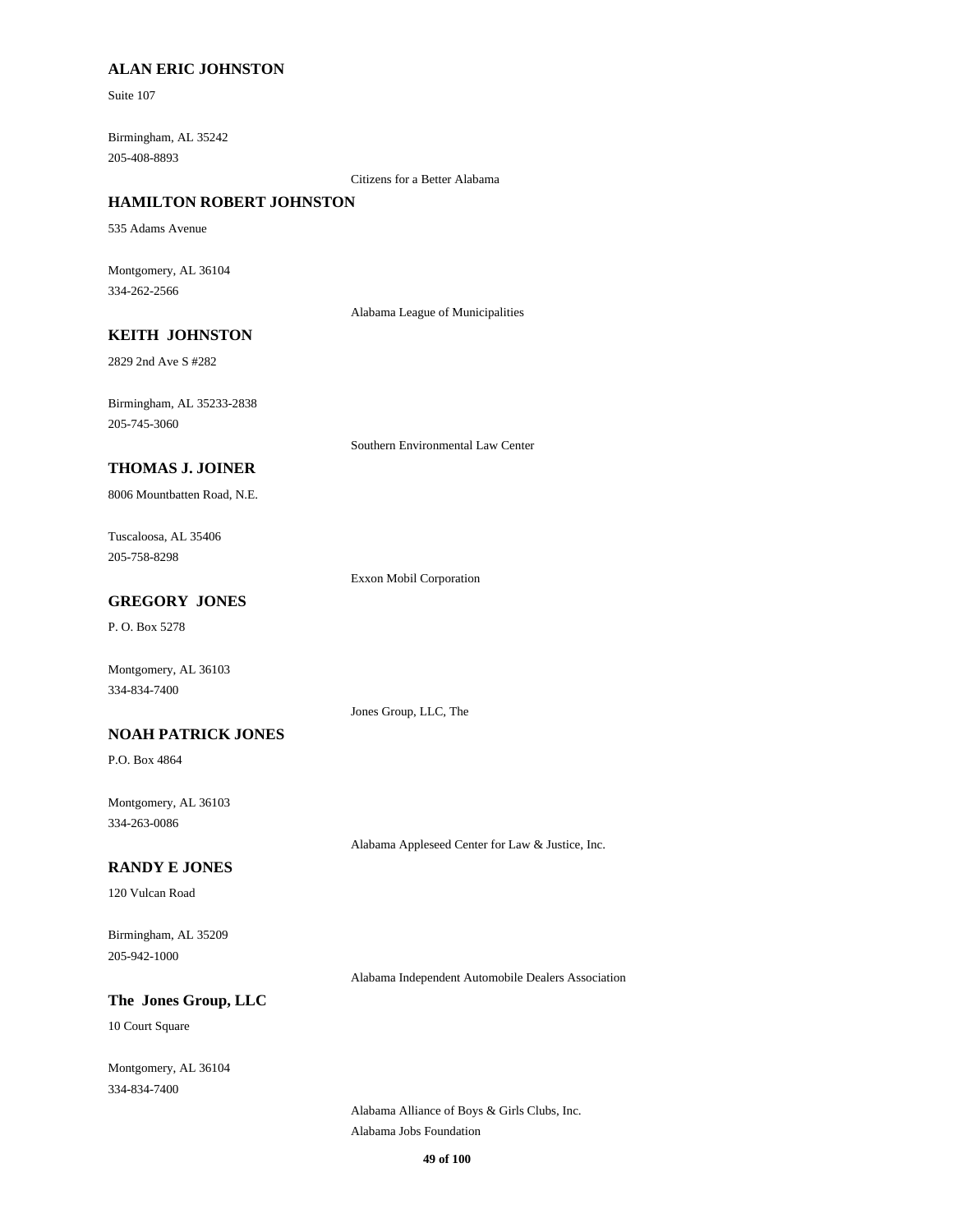**ALAN ERIC JOHNSTON**

Suite 107

Birmingham, AL 35242
205-408-8893

Citizens for a Better Alabama

**HAMILTON ROBERT JOHNSTON**

535 Adams Avenue

Montgomery, AL 36104
334-262-2566

Alabama League of Municipalities

**KEITH JOHNSTON**

2829 2nd Ave S #282

Birmingham, AL 35233-2838
205-745-3060

Southern Environmental Law Center

**THOMAS J. JOINER**

8006 Mountbatten Road, N.E.

Tuscaloosa, AL 35406
205-758-8298

Exxon Mobil Corporation

**GREGORY JONES**

P. O. Box 5278

Montgomery, AL 36103
334-834-7400

Jones Group, LLC, The

**NOAH PATRICK JONES**

P.O. Box 4864

Montgomery, AL 36103
334-263-0086

Alabama Appleseed Center for Law & Justice, Inc.

**RANDY E JONES**

120 Vulcan Road

Birmingham, AL 35209
205-942-1000

Alabama Independent Automobile Dealers Association

**The Jones Group, LLC**

10 Court Square

Montgomery, AL 36104
334-834-7400

Alabama Alliance of Boys & Girls Clubs, Inc.
Alabama Jobs Foundation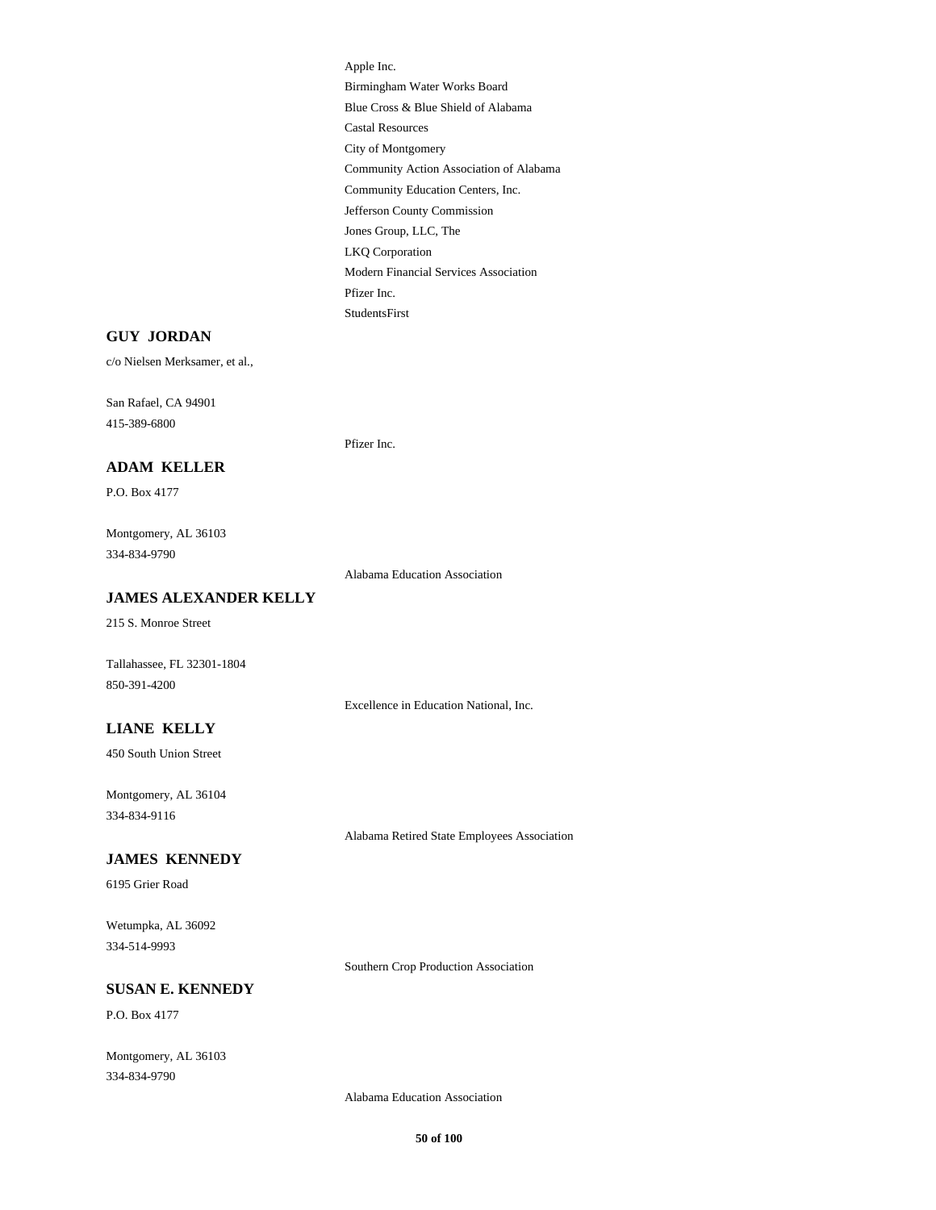Apple Inc.

Birmingham Water Works Board

Blue Cross & Blue Shield of Alabama

Castal Resources

City of Montgomery

Community Action Association of Alabama

Community Education Centers, Inc.

Jefferson County Commission

Jones Group, LLC, The

LKQ Corporation

Modern Financial Services Association

Pfizer Inc.

StudentsFirst

**GUY JORDAN**

c/o Nielsen Merksamer, et al.,

San Rafael, CA 94901

415-389-6800

Pfizer Inc.

**ADAM KELLER**

P.O. Box 4177

Montgomery, AL 36103

334-834-9790

Alabama Education Association

**JAMES ALEXANDER KELLY**

215 S. Monroe Street

Tallahassee, FL 32301-1804

850-391-4200

Excellence in Education National, Inc.

**LIANE KELLY**

450 South Union Street

Montgomery, AL 36104

334-834-9116

Alabama Retired State Employees Association

**JAMES KENNEDY**

6195 Grier Road

Wetumpka, AL 36092

334-514-9993

Southern Crop Production Association

**SUSAN E. KENNEDY**

P.O. Box 4177

Montgomery, AL 36103

334-834-9790

Alabama Education Association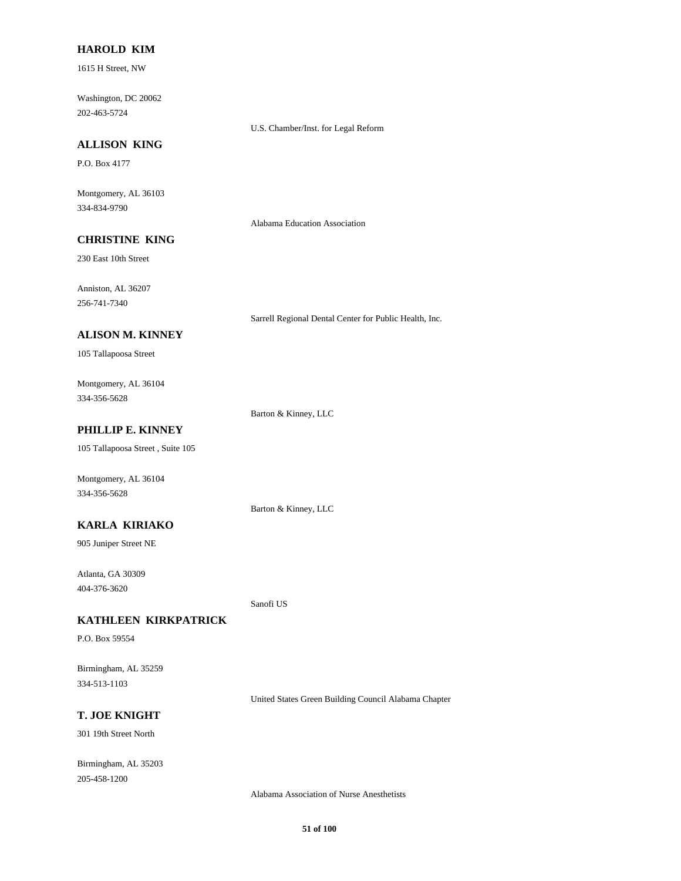**HAROLD KIM**

1615 H Street, NW

Washington, DC 20062
202-463-5724

U.S. Chamber/Inst. for Legal Reform

**ALLISON KING**

P.O. Box 4177

Montgomery, AL 36103
334-834-9790

Alabama Education Association

**CHRISTINE KING**

230 East 10th Street

Anniston, AL 36207
256-741-7340

Sarrell Regional Dental Center for Public Health, Inc.

**ALISON M. KINNEY**

105 Tallapoosa Street

Montgomery, AL 36104
334-356-5628

Barton & Kinney, LLC

**PHILLIP E. KINNEY**

105 Tallapoosa Street , Suite 105

Montgomery, AL 36104
334-356-5628

Barton & Kinney, LLC

**KARLA KIRIAKO**

905 Juniper Street NE

Atlanta, GA 30309
404-376-3620

Sanofi US

**KATHLEEN KIRKPATRICK**

P.O. Box 59554

Birmingham, AL 35259
334-513-1103

United States Green Building Council Alabama Chapter

**T. JOE KNIGHT**

301 19th Street North

Birmingham, AL 35203
205-458-1200

Alabama Association of Nurse Anesthetists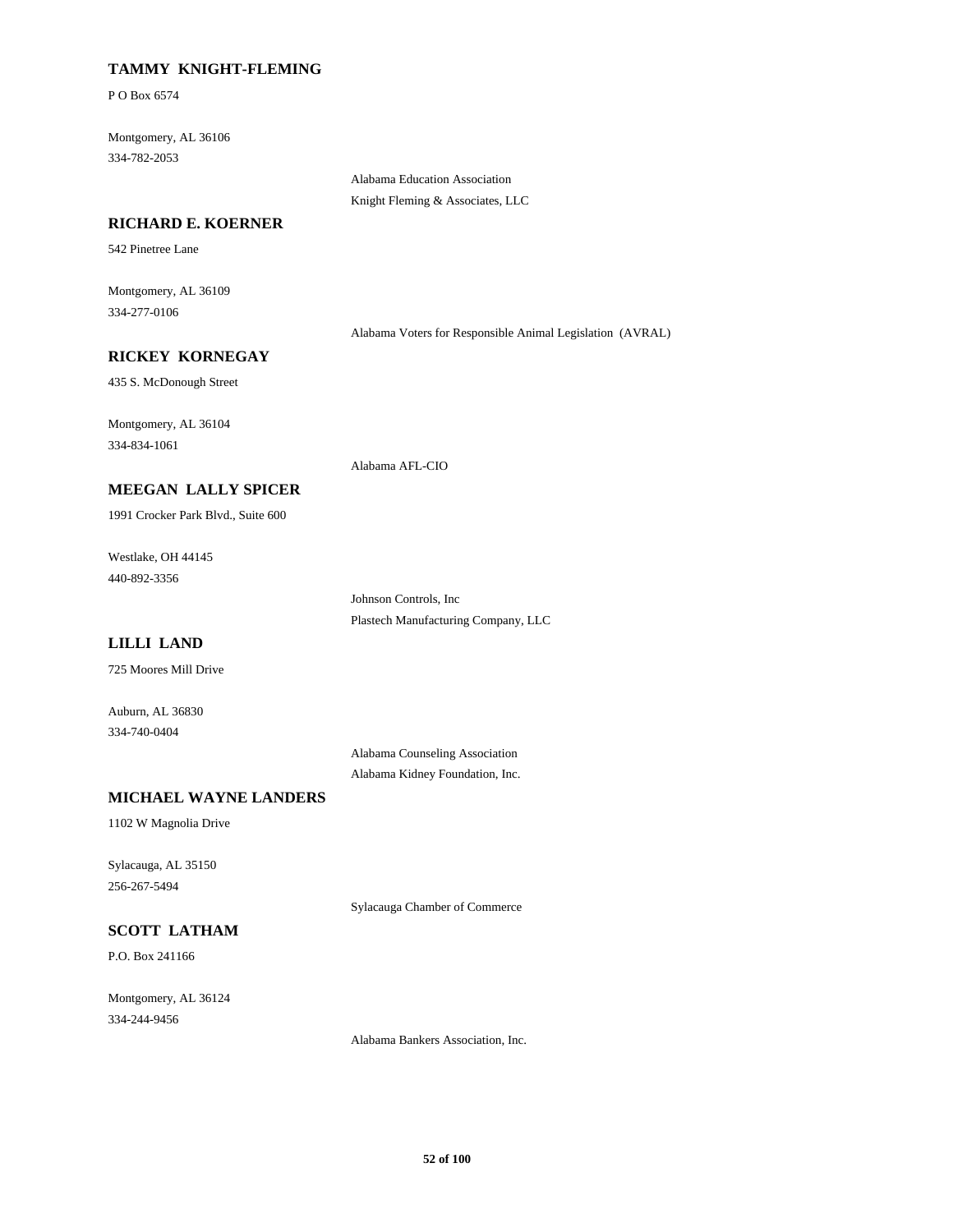**TAMMY KNIGHT-FLEMING**

P O Box 6574

Montgomery, AL 36106

334-782-2053

Alabama Education Association

Knight Fleming & Associates, LLC

**RICHARD E. KOERNER**

542 Pinetree Lane

Montgomery, AL 36109

334-277-0106

Alabama Voters for Responsible Animal Legislation (AVRAL)

**RICKEY KORNEGAY**

435 S. McDonough Street

Montgomery, AL 36104

334-834-1061

Alabama AFL-CIO

**MEEGAN LALLY SPICER**

1991 Crocker Park Blvd., Suite 600

Westlake, OH 44145

440-892-3356

Johnson Controls, Inc

Plastech Manufacturing Company, LLC

**LILLI LAND**

725 Moores Mill Drive

Auburn, AL 36830

334-740-0404

Alabama Counseling Association

Alabama Kidney Foundation, Inc.

**MICHAEL WAYNE LANDERS**

1102 W Magnolia Drive

Sylacauga, AL 35150

256-267-5494

Sylacauga Chamber of Commerce

**SCOTT LATHAM**

P.O. Box 241166

Montgomery, AL 36124

334-244-9456

Alabama Bankers Association, Inc.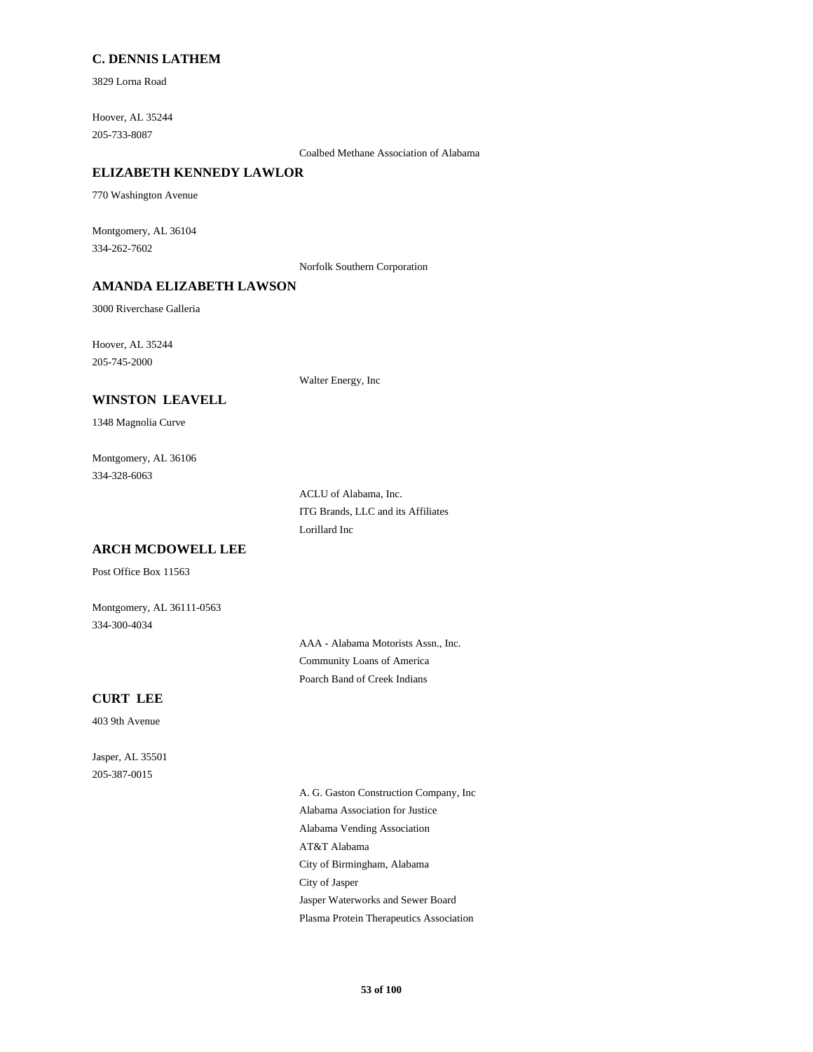**C. DENNIS LATHEM**

3829 Lorna Road

Hoover, AL 35244
205-733-8087

Coalbed Methane Association of Alabama

**ELIZABETH KENNEDY LAWLOR**

770 Washington Avenue

Montgomery, AL 36104
334-262-7602

Norfolk Southern Corporation

**AMANDA ELIZABETH LAWSON**

3000 Riverchase Galleria

Hoover, AL 35244
205-745-2000

Walter Energy, Inc

**WINSTON LEAVELL**

1348 Magnolia Curve

Montgomery, AL 36106
334-328-6063

ACLU of Alabama, Inc.
ITG Brands, LLC and its Affiliates
Lorillard Inc

**ARCH MCDOWELL LEE**

Post Office Box 11563

Montgomery, AL 36111-0563
334-300-4034

AAA - Alabama Motorists Assn., Inc.
Community Loans of America
Poarch Band of Creek Indians

**CURT LEE**

403 9th Avenue

Jasper, AL 35501
205-387-0015

A. G. Gaston Construction Company, Inc
Alabama Association for Justice
Alabama Vending Association
AT&T Alabama
City of Birmingham, Alabama
City of Jasper
Jasper Waterworks and Sewer Board
Plasma Protein Therapeutics Association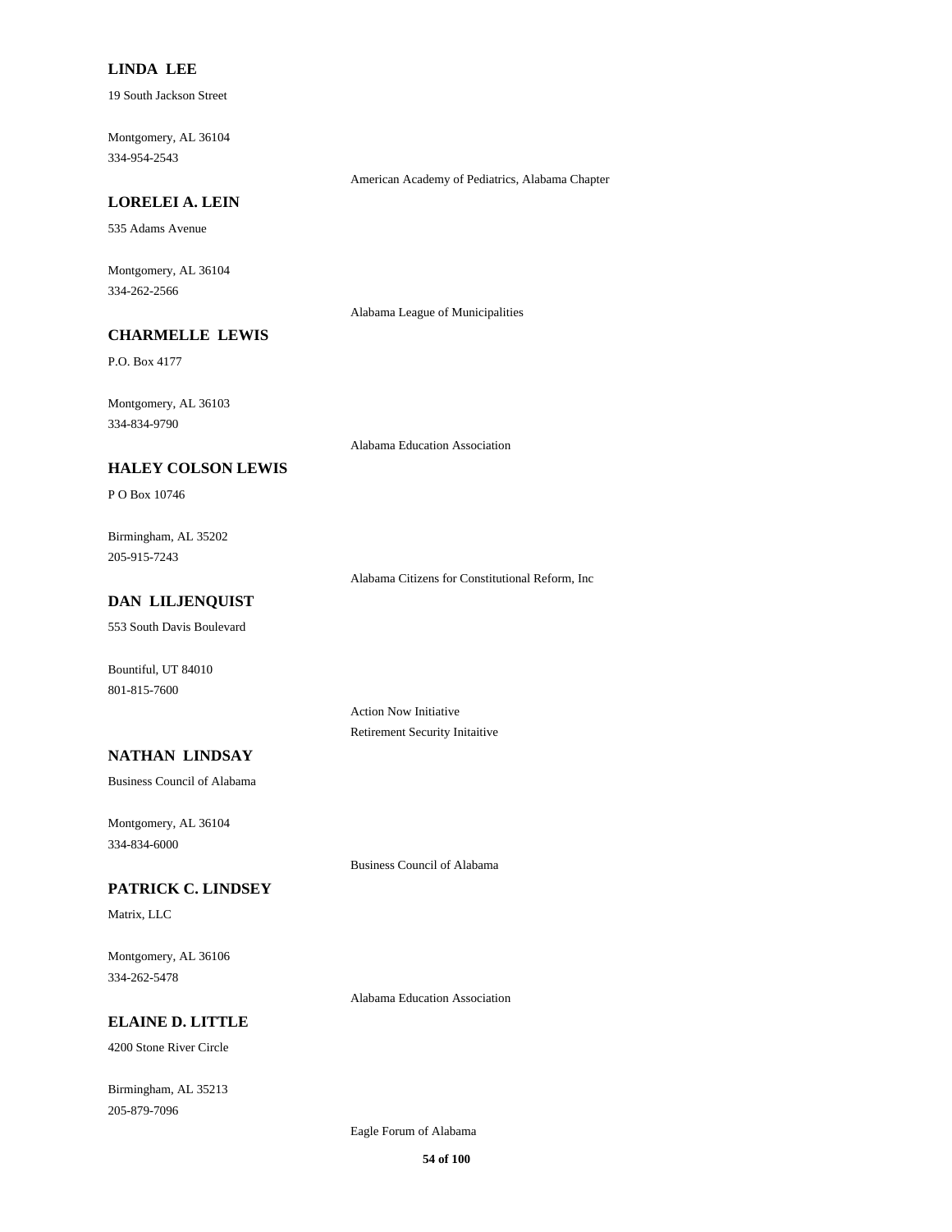**LINDA LEE**

19 South Jackson Street

Montgomery, AL 36104
334-954-2543

American Academy of Pediatrics, Alabama Chapter

**LORELEI A. LEIN**

535 Adams Avenue

Montgomery, AL 36104
334-262-2566

Alabama League of Municipalities

**CHARMELLE LEWIS**

P.O. Box 4177

Montgomery, AL 36103
334-834-9790

Alabama Education Association

**HALEY COLSON LEWIS**

P O Box 10746

Birmingham, AL 35202
205-915-7243

Alabama Citizens for Constitutional Reform, Inc

**DAN LILJENQUIST**

553 South Davis Boulevard

Bountiful, UT 84010
801-815-7600

Action Now Initiative
Retirement Security Initaitive

**NATHAN LINDSAY**

Business Council of Alabama

Montgomery, AL 36104
334-834-6000

Business Council of Alabama

**PATRICK C. LINDSEY**

Matrix, LLC

Montgomery, AL 36106
334-262-5478

Alabama Education Association

**ELAINE D. LITTLE**

4200 Stone River Circle

Birmingham, AL 35213
205-879-7096

Eagle Forum of Alabama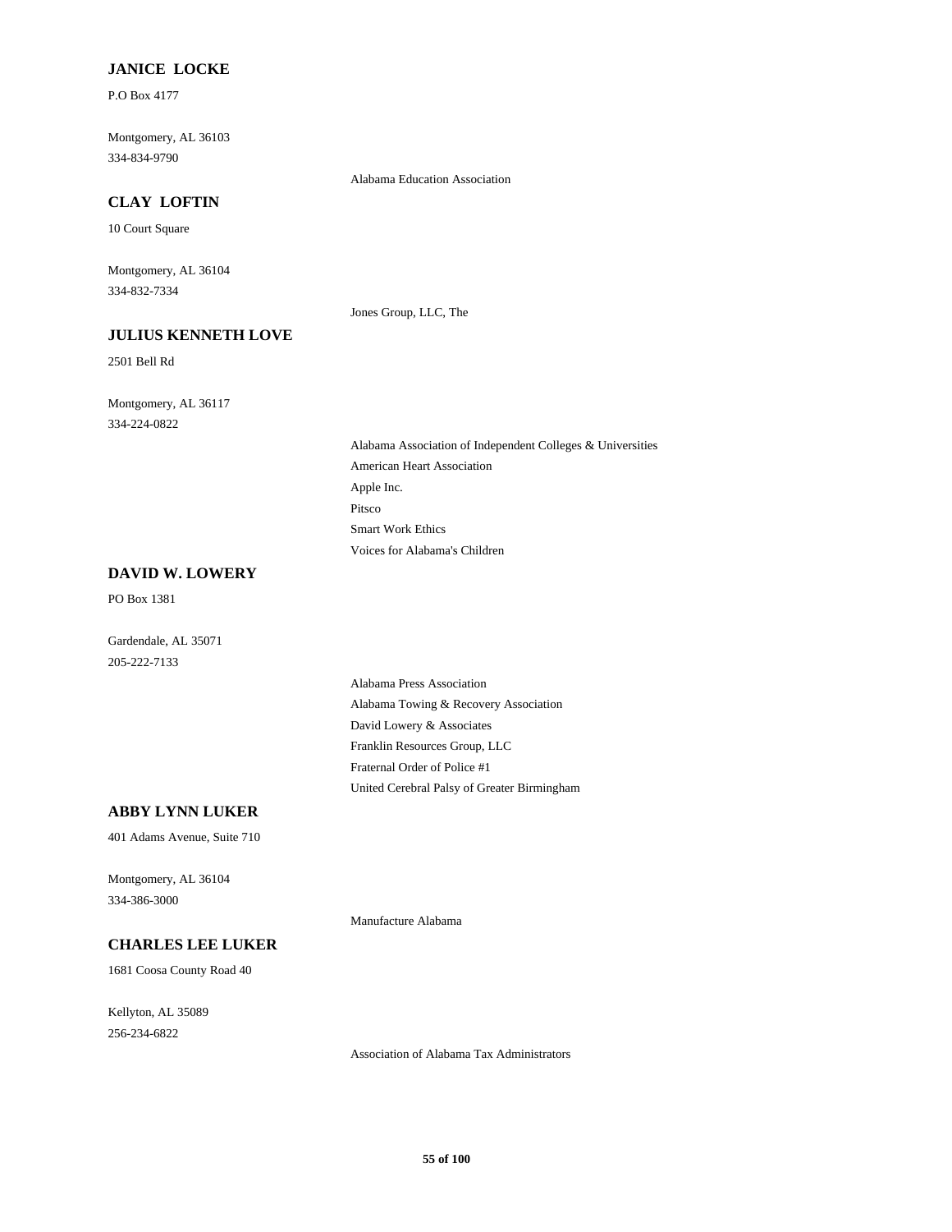**JANICE LOCKE**

P.O Box 4177

Montgomery, AL 36103
334-834-9790

Alabama Education Association

**CLAY LOFTIN**

10 Court Square

Montgomery, AL 36104
334-832-7334

Jones Group, LLC, The

**JULIUS KENNETH LOVE**

2501 Bell Rd

Montgomery, AL 36117
334-224-0822

Alabama Association of Independent Colleges & Universities
American Heart Association
Apple Inc.
Pitsco
Smart Work Ethics
Voices for Alabama's Children

**DAVID W. LOWERY**

PO Box 1381

Gardendale, AL 35071
205-222-7133

Alabama Press Association
Alabama Towing & Recovery Association
David Lowery & Associates
Franklin Resources Group, LLC
Fraternal Order of Police #1
United Cerebral Palsy of Greater Birmingham

**ABBY LYNN LUKER**

401 Adams Avenue, Suite 710

Montgomery, AL 36104
334-386-3000

Manufacture Alabama

**CHARLES LEE LUKER**

1681 Coosa County Road 40

Kellyton, AL 35089
256-234-6822

Association of Alabama Tax Administrators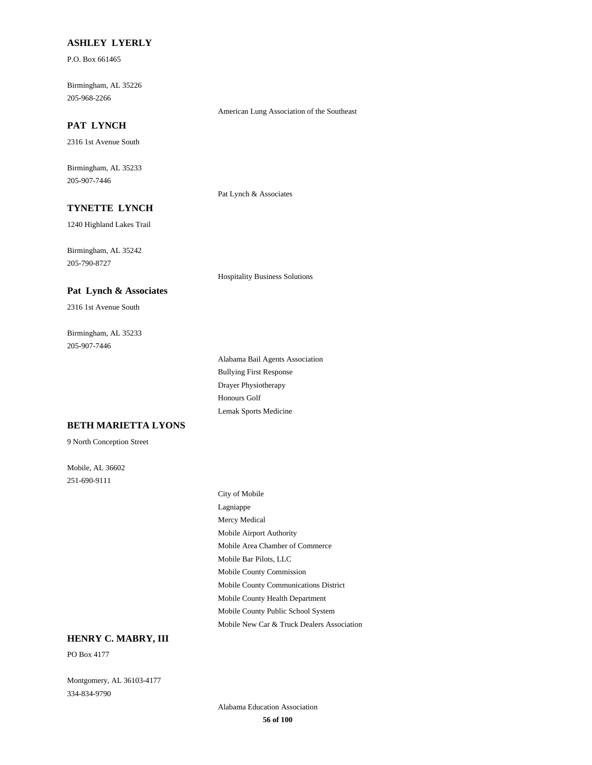**ASHLEY LYERLY**

P.O. Box 661465

Birmingham, AL 35226

205-968-2266

American Lung Association of the Southeast

**PAT LYNCH**

2316 1st Avenue South

Birmingham, AL 35233

205-907-7446

Pat Lynch & Associates

**TYNETTE LYNCH**

1240 Highland Lakes Trail

Birmingham, AL 35242

205-790-8727

Hospitality Business Solutions

**Pat Lynch & Associates**

2316 1st Avenue South

Birmingham, AL 35233

205-907-7446

Alabama Bail Agents Association
Bullying First Response
Drayer Physiotherapy
Honours Golf
Lemak Sports Medicine

**BETH MARIETTA LYONS**

9 North Conception Street

Mobile, AL 36602

251-690-9111

City of Mobile
Lagniappe
Mercy Medical
Mobile Airport Authority
Mobile Area Chamber of Commerce
Mobile Bar Pilots, LLC
Mobile County Commission
Mobile County Communications District
Mobile County Health Department
Mobile County Public School System
Mobile New Car & Truck Dealers Association

**HENRY C. MABRY, III**

PO Box 4177

Montgomery, AL 36103-4177

334-834-9790

Alabama Education Association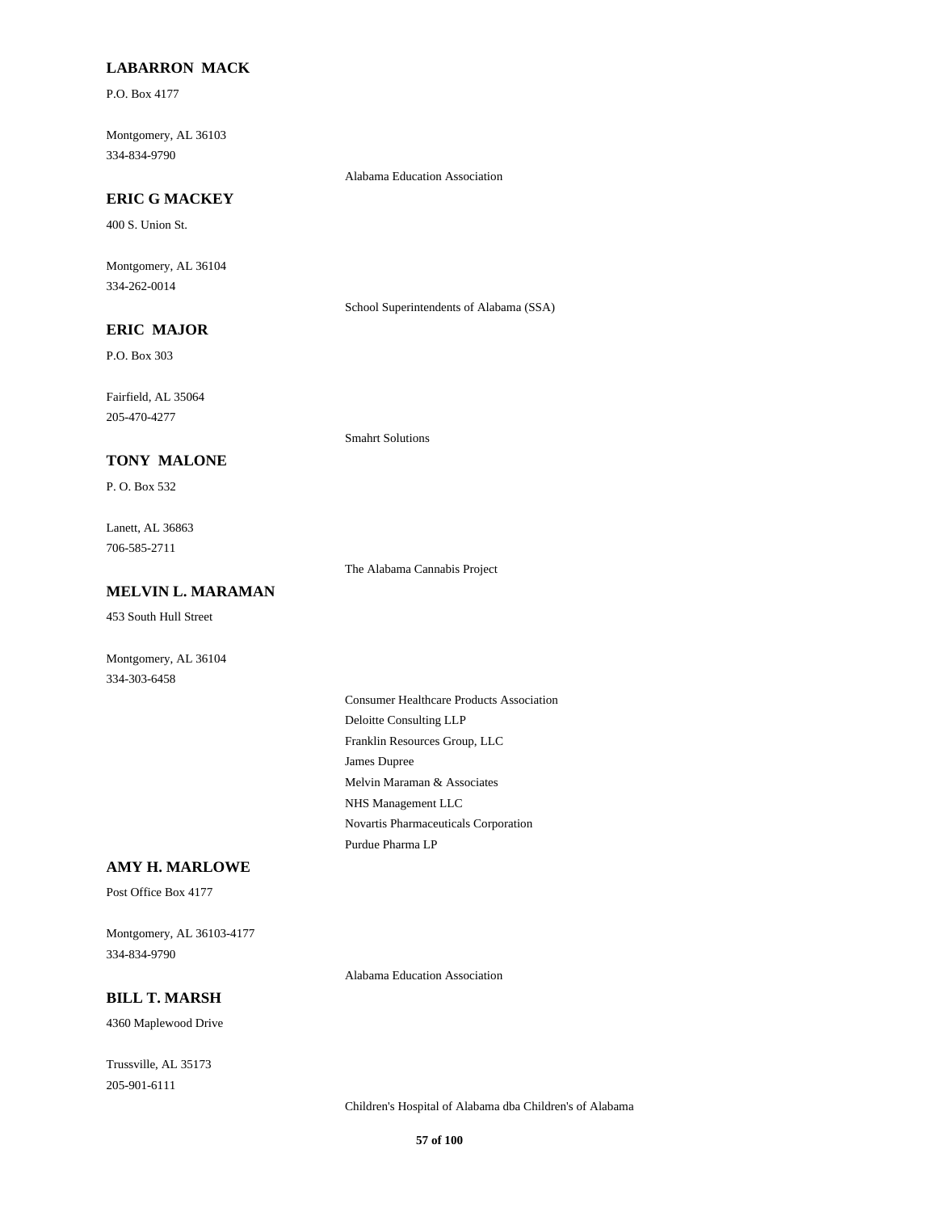**LABARRON MACK**

P.O. Box 4177

Montgomery, AL 36103
334-834-9790

Alabama Education Association

**ERIC G MACKEY**

400 S. Union St.

Montgomery, AL 36104
334-262-0014

School Superintendents of Alabama (SSA)

**ERIC MAJOR**

P.O. Box 303

Fairfield, AL 35064
205-470-4277

Smahrt Solutions

**TONY MALONE**

P. O. Box 532

Lanett, AL 36863
706-585-2711

The Alabama Cannabis Project

**MELVIN L. MARAMAN**

453 South Hull Street

Montgomery, AL 36104
334-303-6458

Consumer Healthcare Products Association
Deloitte Consulting LLP
Franklin Resources Group, LLC
James Dupree
Melvin Maraman & Associates
NHS Management LLC
Novartis Pharmaceuticals Corporation
Purdue Pharma LP

**AMY H. MARLOWE**

Post Office Box 4177

Montgomery, AL 36103-4177
334-834-9790

Alabama Education Association

**BILL T. MARSH**

4360 Maplewood Drive

Trussville, AL 35173
205-901-6111

Children's Hospital of Alabama dba Children's of Alabama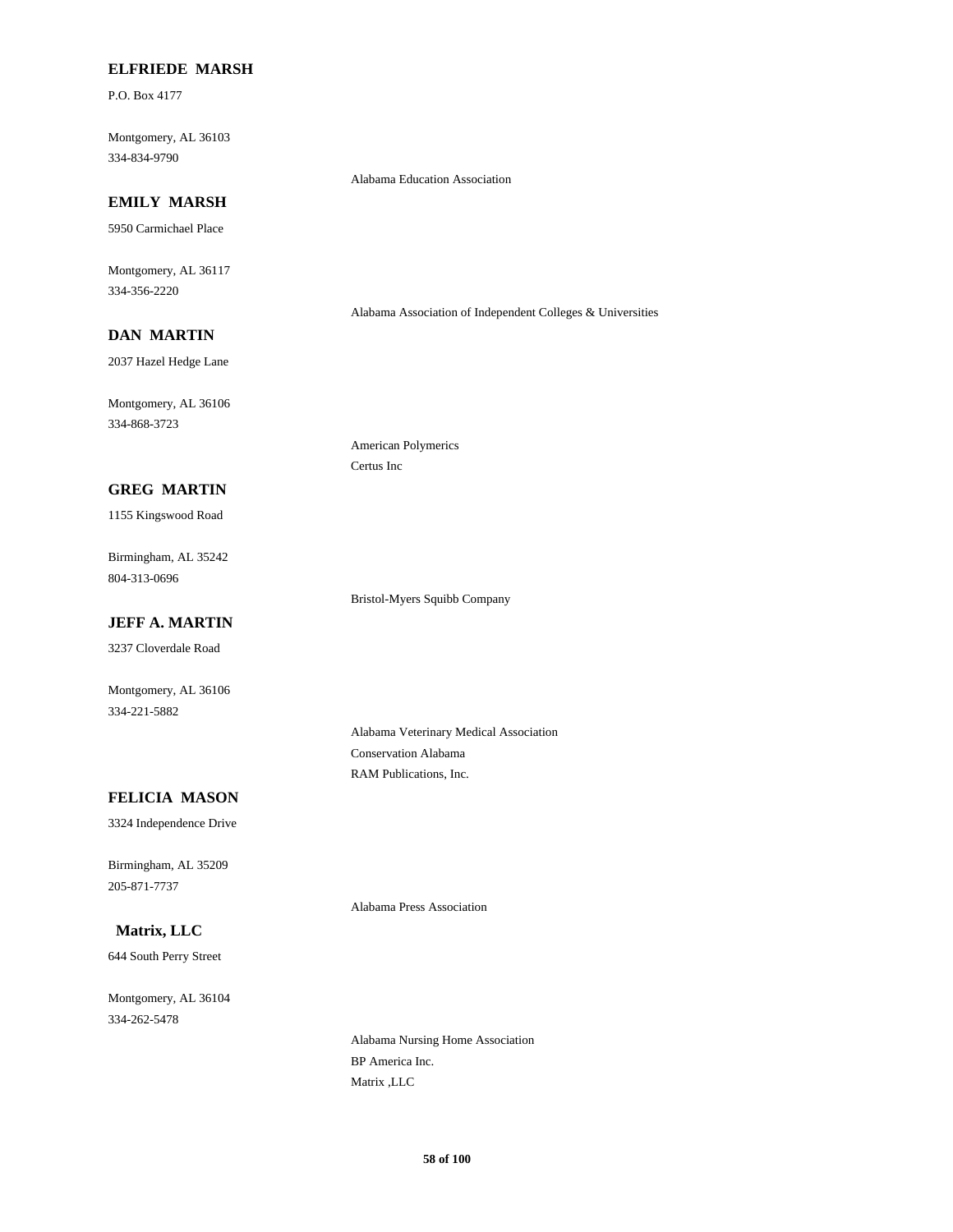**ELFRIEDE MARSH**

P.O. Box 4177

Montgomery, AL 36103
334-834-9790

Alabama Education Association

**EMILY MARSH**

5950 Carmichael Place

Montgomery, AL 36117
334-356-2220

Alabama Association of Independent Colleges & Universities

**DAN MARTIN**

2037 Hazel Hedge Lane

Montgomery, AL 36106
334-868-3723

American Polymerics
Certus Inc

**GREG MARTIN**

1155 Kingswood Road

Birmingham, AL 35242
804-313-0696

Bristol-Myers Squibb Company

**JEFF A. MARTIN**

3237 Cloverdale Road

Montgomery, AL 36106
334-221-5882

Alabama Veterinary Medical Association
Conservation Alabama
RAM Publications, Inc.

**FELICIA MASON**

3324 Independence Drive

Birmingham, AL 35209
205-871-7737

Alabama Press Association

**Matrix, LLC**

644 South Perry Street

Montgomery, AL 36104
334-262-5478

Alabama Nursing Home Association
BP America Inc.
Matrix ,LLC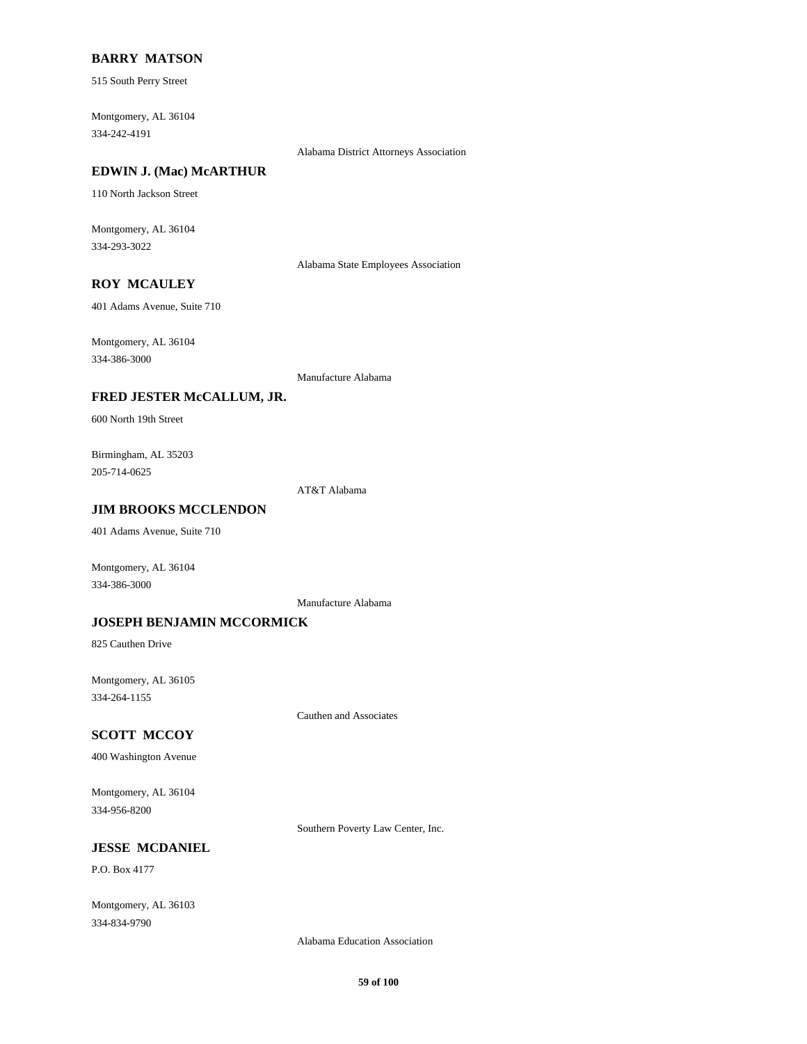**BARRY MATSON**

515 South Perry Street

Montgomery, AL 36104
334-242-4191

Alabama District Attorneys Association

**EDWIN J. (Mac) McARTHUR**

110 North Jackson Street

Montgomery, AL 36104
334-293-3022

Alabama State Employees Association

**ROY MCAULEY**

401 Adams Avenue, Suite 710

Montgomery, AL 36104
334-386-3000

Manufacture Alabama

**FRED JESTER McCALLUM, JR.**

600 North 19th Street

Birmingham, AL 35203
205-714-0625

AT&T Alabama

**JIM BROOKS MCCLENDON**

401 Adams Avenue, Suite 710

Montgomery, AL 36104
334-386-3000

Manufacture Alabama

**JOSEPH BENJAMIN MCCORMICK**

825 Cauthen Drive

Montgomery, AL 36105
334-264-1155

Cauthen and Associates

**SCOTT MCCOY**

400 Washington Avenue

Montgomery, AL 36104
334-956-8200

Southern Poverty Law Center, Inc.

**JESSE MCDANIEL**

P.O. Box 4177

Montgomery, AL 36103
334-834-9790

Alabama Education Association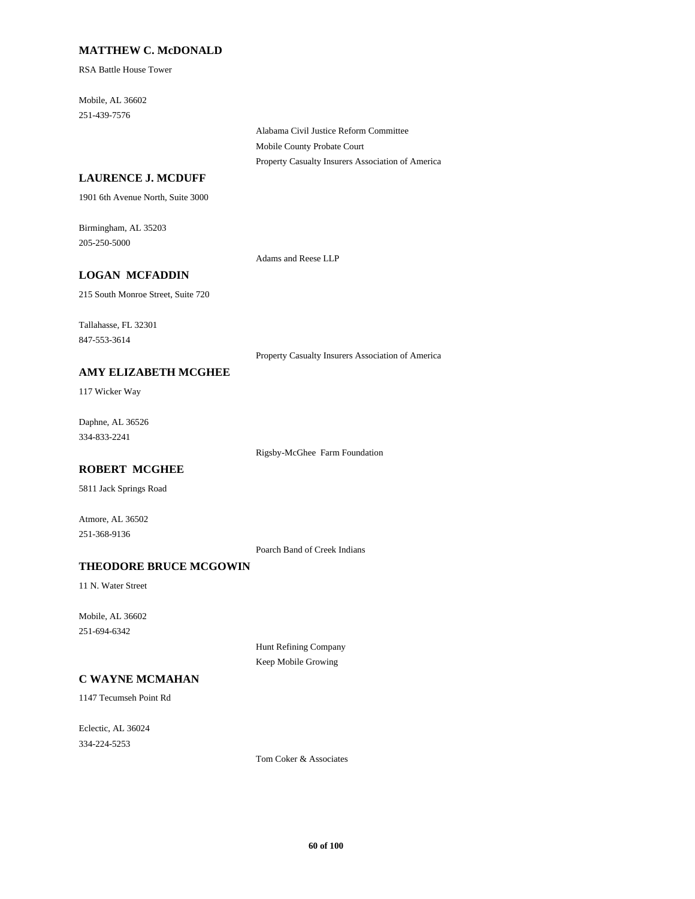**MATTHEW C. McDONALD**

RSA Battle House Tower

Mobile, AL 36602
251-439-7576

Alabama Civil Justice Reform Committee
Mobile County Probate Court
Property Casualty Insurers Association of America

**LAURENCE J. MCDUFF**

1901 6th Avenue North, Suite 3000

Birmingham, AL 35203
205-250-5000

Adams and Reese LLP

**LOGAN MCFADDIN**

215 South Monroe Street, Suite 720

Tallahasse, FL 32301
847-553-3614

Property Casualty Insurers Association of America

**AMY ELIZABETH MCGHEE**

117 Wicker Way

Daphne, AL 36526
334-833-2241

Rigsby-McGhee Farm Foundation

**ROBERT MCGHEE**

5811 Jack Springs Road

Atmore, AL 36502
251-368-9136

Poarch Band of Creek Indians

**THEODORE BRUCE MCGOWIN**

11 N. Water Street

Mobile, AL 36602
251-694-6342

Hunt Refining Company
Keep Mobile Growing

**C WAYNE MCMAHAN**

1147 Tecumseh Point Rd

Eclectic, AL 36024
334-224-5253

Tom Coker & Associates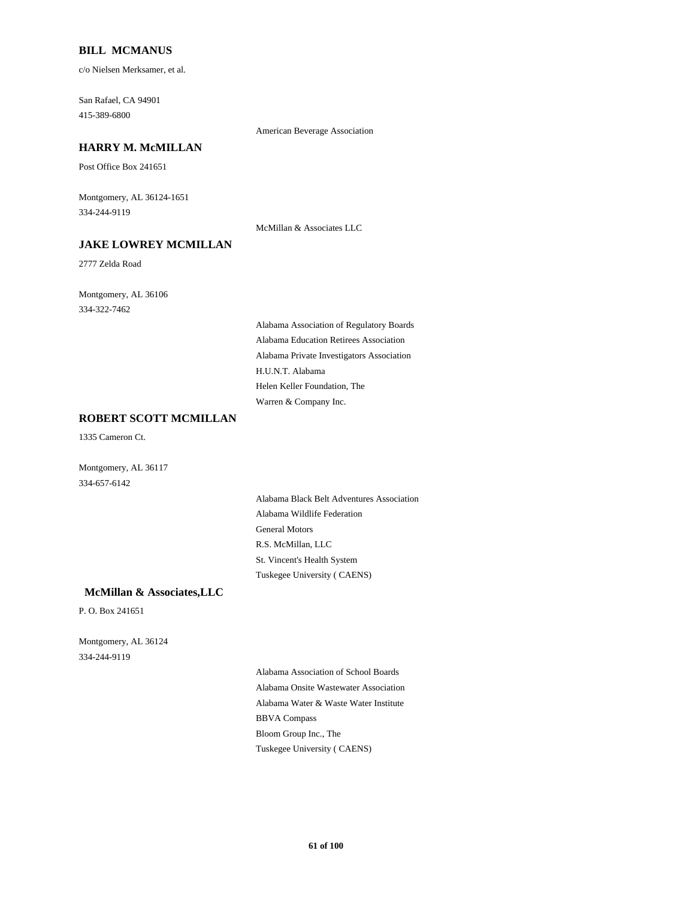### BILL MCMANUS

c/o Nielsen Merksamer, et al.

San Rafael, CA 94901
415-389-6800

American Beverage Association

### HARRY M. McMILLAN

Post Office Box 241651

Montgomery, AL 36124-1651
334-244-9119

McMillan & Associates LLC

### JAKE LOWREY MCMILLAN

2777 Zelda Road

Montgomery, AL 36106
334-322-7462

Alabama Association of Regulatory Boards
Alabama Education Retirees Association
Alabama Private Investigators Association
H.U.N.T. Alabama
Helen Keller Foundation, The
Warren & Company Inc.

### ROBERT SCOTT MCMILLAN

1335 Cameron Ct.

Montgomery, AL 36117
334-657-6142

Alabama Black Belt Adventures Association
Alabama Wildlife Federation
General Motors
R.S. McMillan, LLC
St. Vincent's Health System
Tuskegee University ( CAENS)

### McMillan & Associates,LLC

P. O. Box 241651

Montgomery, AL 36124
334-244-9119

Alabama Association of School Boards
Alabama Onsite Wastewater Association
Alabama Water & Waste Water Institute
BBVA Compass
Bloom Group Inc., The
Tuskegee University ( CAENS)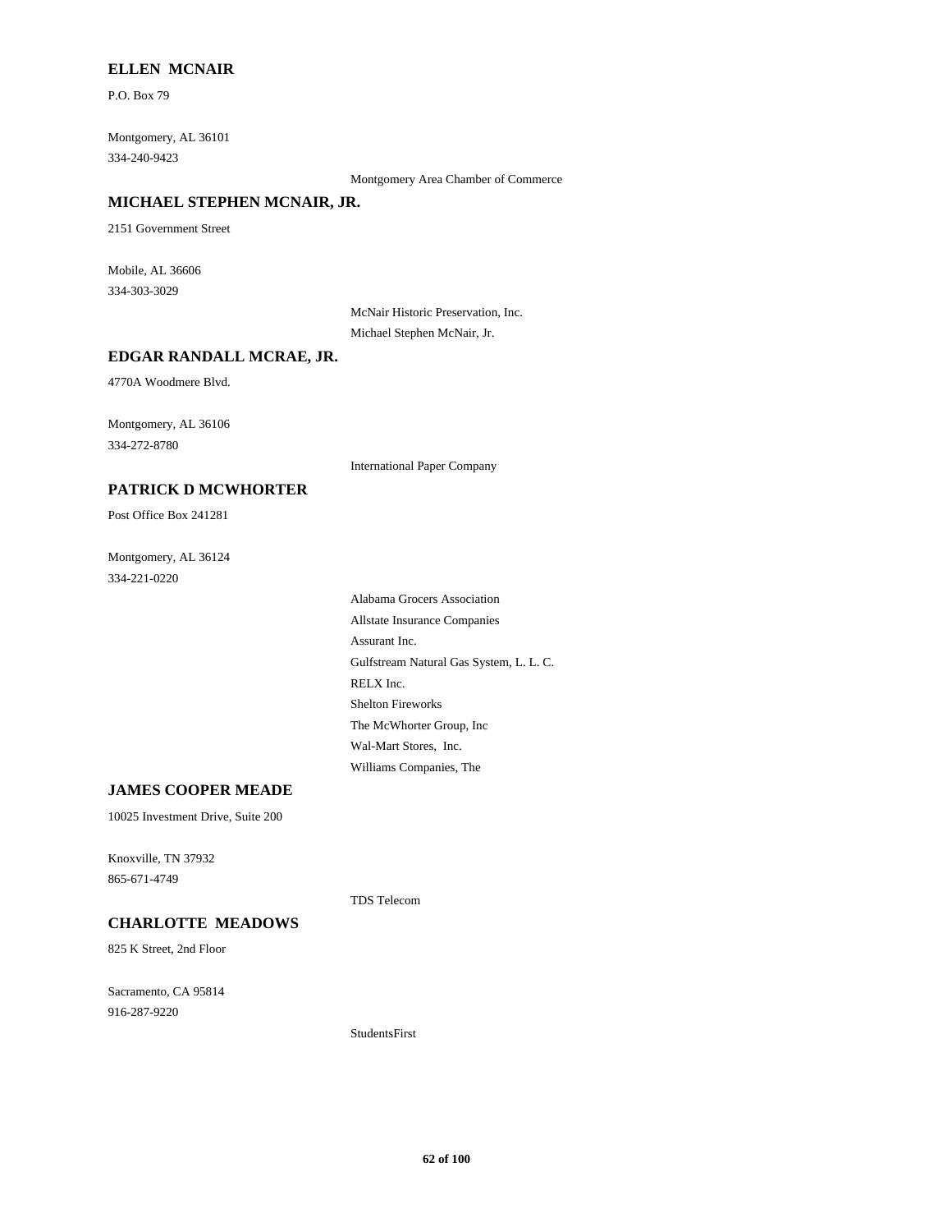**ELLEN MCNAIR**

P.O. Box 79

Montgomery, AL 36101

334-240-9423

Montgomery Area Chamber of Commerce

**MICHAEL STEPHEN MCNAIR, JR.**

2151 Government Street

Mobile, AL 36606

334-303-3029

McNair Historic Preservation, Inc.

Michael Stephen McNair, Jr.

**EDGAR RANDALL MCRAE, JR.**

4770A Woodmere Blvd.

Montgomery, AL 36106

334-272-8780

International Paper Company

**PATRICK D MCWHORTER**

Post Office Box 241281

Montgomery, AL 36124

334-221-0220

Alabama Grocers Association

Allstate Insurance Companies

Assurant Inc.

Gulfstream Natural Gas System, L. L. C.

RELX Inc.

Shelton Fireworks

The McWhorter Group, Inc

Wal-Mart Stores, Inc.

Williams Companies, The

**JAMES COOPER MEADE**

10025 Investment Drive, Suite 200

Knoxville, TN 37932

865-671-4749

TDS Telecom

**CHARLOTTE MEADOWS**

825 K Street, 2nd Floor

Sacramento, CA 95814

916-287-9220

StudentsFirst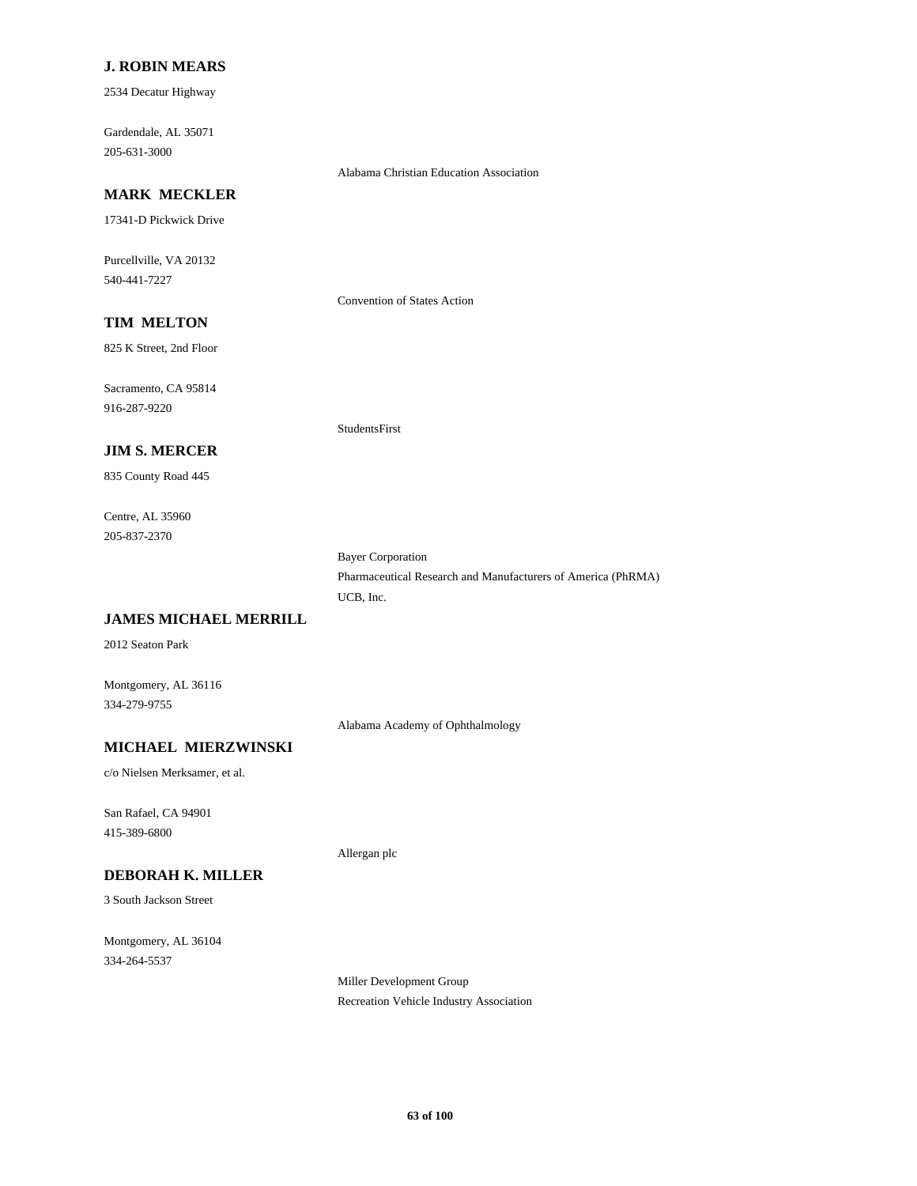**J. ROBIN MEARS**

2534 Decatur Highway

Gardendale, AL 35071

205-631-3000

Alabama Christian Education Association

**MARK MECKLER**

17341-D Pickwick Drive

Purcellville, VA 20132

540-441-7227

Convention of States Action

**TIM MELTON**

825 K Street, 2nd Floor

Sacramento, CA 95814

916-287-9220

StudentsFirst

**JIM S. MERCER**

835 County Road 445

Centre, AL 35960

205-837-2370

Bayer Corporation

Pharmaceutical Research and Manufacturers of America (PhRMA)

UCB, Inc.

**JAMES MICHAEL MERRILL**

2012 Seaton Park

Montgomery, AL 36116

334-279-9755

Alabama Academy of Ophthalmology

**MICHAEL MIERZWINSKI**

c/o Nielsen Merksamer, et al.

San Rafael, CA 94901

415-389-6800

Allergan plc

**DEBORAH K. MILLER**

3 South Jackson Street

Montgomery, AL 36104

334-264-5537

Miller Development Group

Recreation Vehicle Industry Association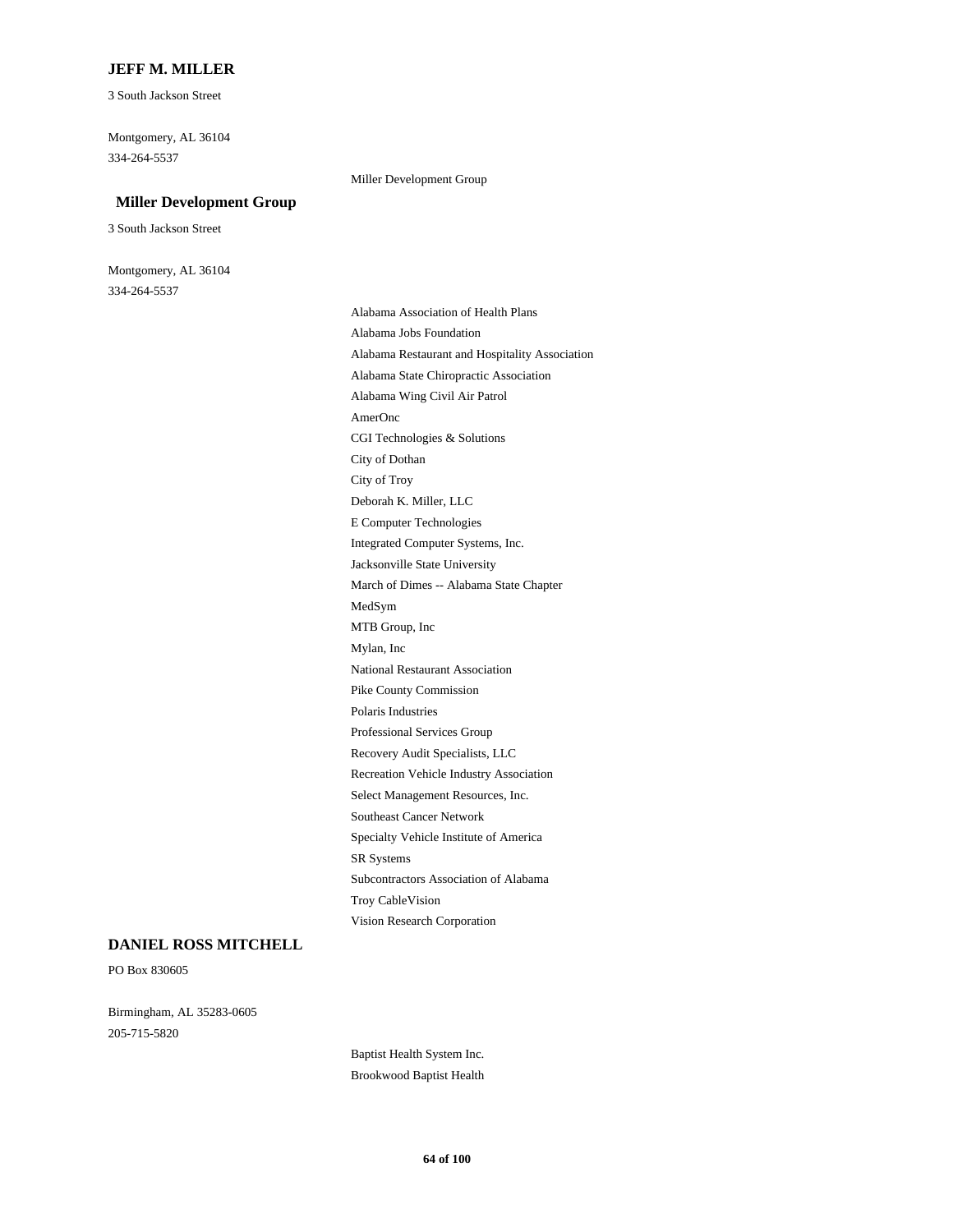**JEFF M. MILLER**

3 South Jackson Street

Montgomery, AL 36104
334-264-5537

Miller Development Group

**Miller Development Group**

3 South Jackson Street

Montgomery, AL 36104
334-264-5537

Alabama Association of Health Plans
Alabama Jobs Foundation
Alabama Restaurant and Hospitality Association
Alabama State Chiropractic Association
Alabama Wing Civil Air Patrol
AmerOnc
CGI Technologies & Solutions
City of Dothan
City of Troy
Deborah K. Miller, LLC
E Computer Technologies
Integrated Computer Systems, Inc.
Jacksonville State University
March of Dimes -- Alabama State Chapter
MedSym
MTB Group, Inc
Mylan, Inc
National Restaurant Association
Pike County Commission
Polaris Industries
Professional Services Group
Recovery Audit Specialists, LLC
Recreation Vehicle Industry Association
Select Management Resources, Inc.
Southeast Cancer Network
Specialty Vehicle Institute of America
SR Systems
Subcontractors Association of Alabama
Troy CableVision
Vision Research Corporation

**DANIEL ROSS MITCHELL**

PO Box 830605

Birmingham, AL 35283-0605
205-715-5820

Baptist Health System Inc.
Brookwood Baptist Health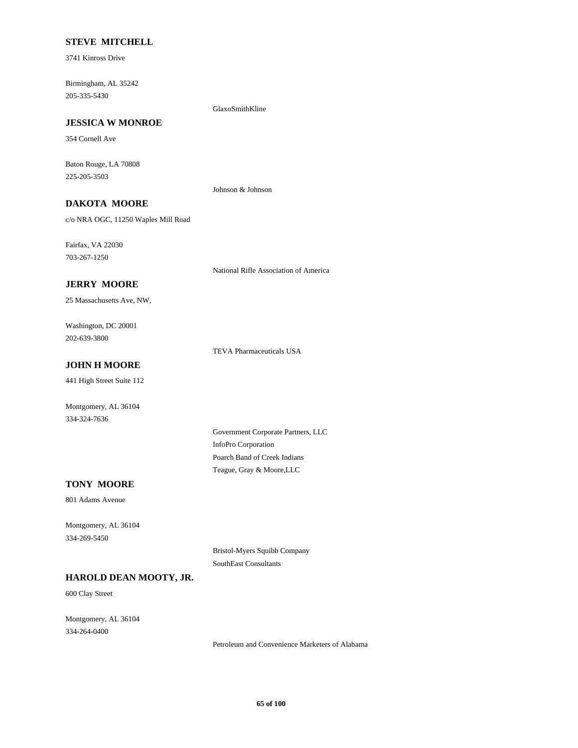**STEVE MITCHELL**

3741 Kinross Drive

Birmingham, AL 35242
205-335-5430

GlaxoSmithKline

**JESSICA W MONROE**

354 Cornell Ave

Baton Rouge, LA 70808
225-205-3503

Johnson & Johnson

**DAKOTA MOORE**

c/o NRA OGC, 11250 Waples Mill Road

Fairfax, VA 22030
703-267-1250

National Rifle Association of America

**JERRY MOORE**

25 Massachusetts Ave, NW,

Washington, DC 20001
202-639-3800

TEVA Pharmaceuticals USA

**JOHN H MOORE**

441 High Street Suite 112

Montgomery, AL 36104
334-324-7636

Government Corporate Partners, LLC
InfoPro Corporation
Poarch Band of Creek Indians
Teague, Gray & Moore,LLC

**TONY MOORE**

801 Adams Avenue

Montgomery, AL 36104
334-269-5450

Bristol-Myers Squibb Company
SouthEast Consultants

**HAROLD DEAN MOOTY, JR.**

600 Clay Street

Montgomery, AL 36104
334-264-0400

Petroleum and Convenience Marketers of Alabama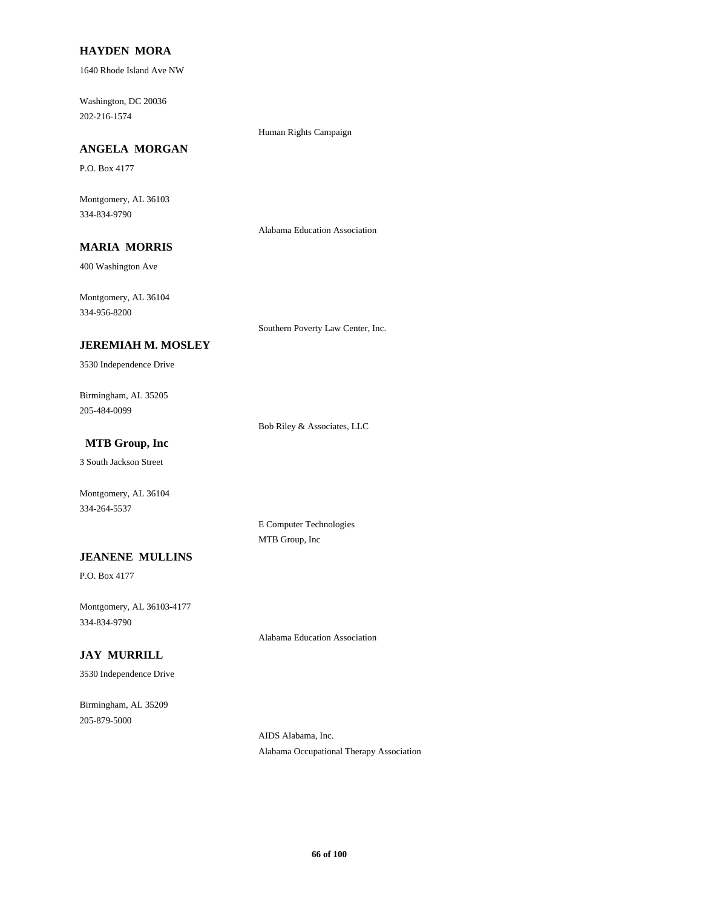**HAYDEN MORA**

1640 Rhode Island Ave NW

Washington, DC 20036
202-216-1574

Human Rights Campaign

**ANGELA MORGAN**

P.O. Box 4177

Montgomery, AL 36103
334-834-9790

Alabama Education Association

**MARIA MORRIS**

400 Washington Ave

Montgomery, AL 36104
334-956-8200

Southern Poverty Law Center, Inc.

**JEREMIAH M. MOSLEY**

3530 Independence Drive

Birmingham, AL 35205
205-484-0099

Bob Riley & Associates, LLC

**MTB Group, Inc**

3 South Jackson Street

Montgomery, AL 36104
334-264-5537

E Computer Technologies
MTB Group, Inc

**JEANENE MULLINS**

P.O. Box 4177

Montgomery, AL 36103-4177
334-834-9790

Alabama Education Association

**JAY MURRILL**

3530 Independence Drive

Birmingham, AL 35209
205-879-5000

AIDS Alabama, Inc.
Alabama Occupational Therapy Association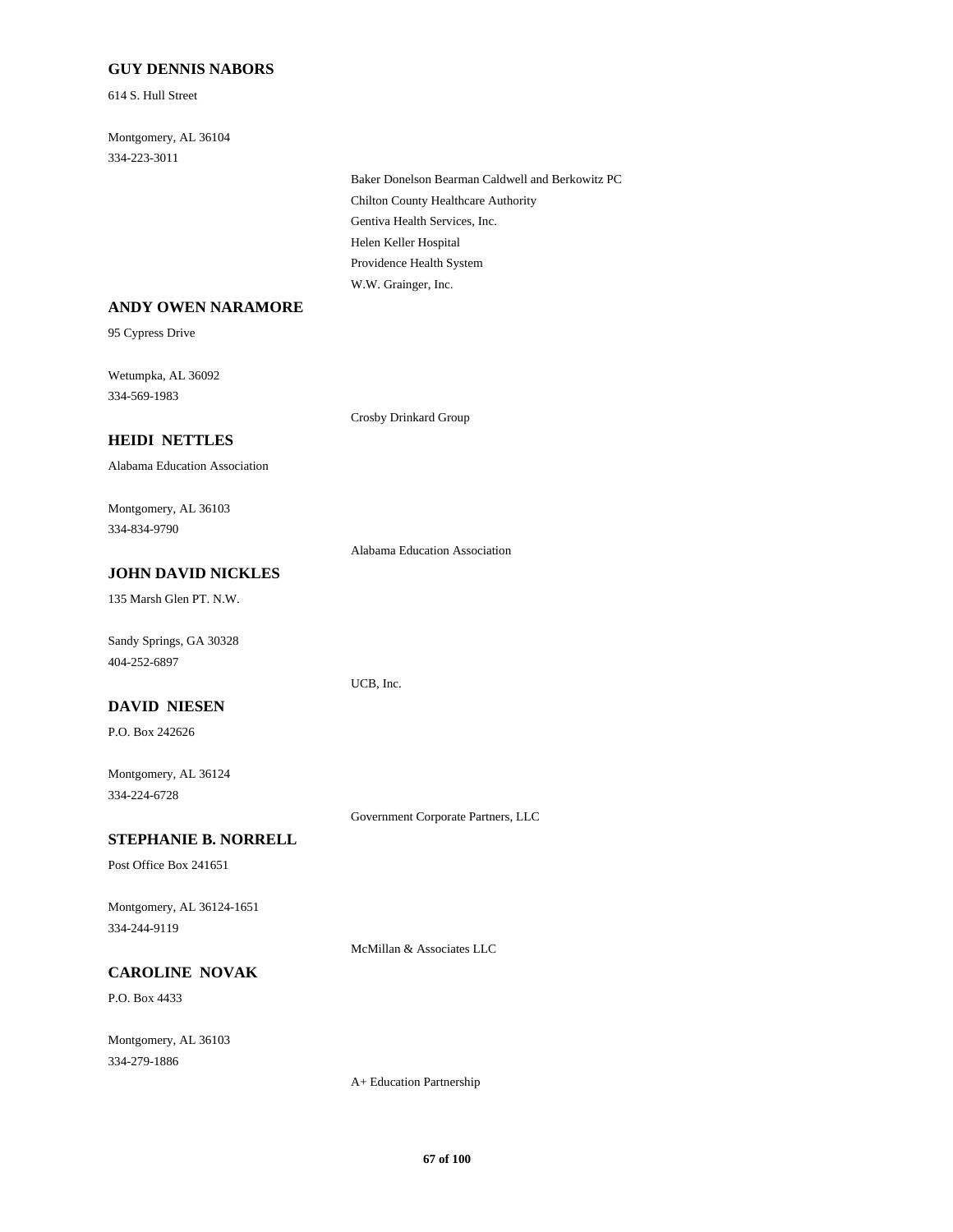**GUY DENNIS NABORS**

614 S. Hull Street

Montgomery, AL 36104
334-223-3011

- Baker Donelson Bearman Caldwell and Berkowitz PC
- Chilton County Healthcare Authority
- Gentiva Health Services, Inc.
- Helen Keller Hospital
- Providence Health System
- W.W. Grainger, Inc.

**ANDY OWEN NARAMORE**

95 Cypress Drive

Wetumpka, AL 36092
334-569-1983

- Crosby Drinkard Group

**HEIDI NETTLES**

Alabama Education Association

Montgomery, AL 36103
334-834-9790

- Alabama Education Association

**JOHN DAVID NICKLES**

135 Marsh Glen PT. N.W.

Sandy Springs, GA 30328
404-252-6897

- UCB, Inc.

**DAVID NIESEN**

P.O. Box 242626

Montgomery, AL 36124
334-224-6728

- Government Corporate Partners, LLC

**STEPHANIE B. NORRELL**

Post Office Box 241651

Montgomery, AL 36124-1651
334-244-9119

- McMillan & Associates LLC

**CAROLINE NOVAK**

P.O. Box 4433

Montgomery, AL 36103
334-279-1886

- A+ Education Partnership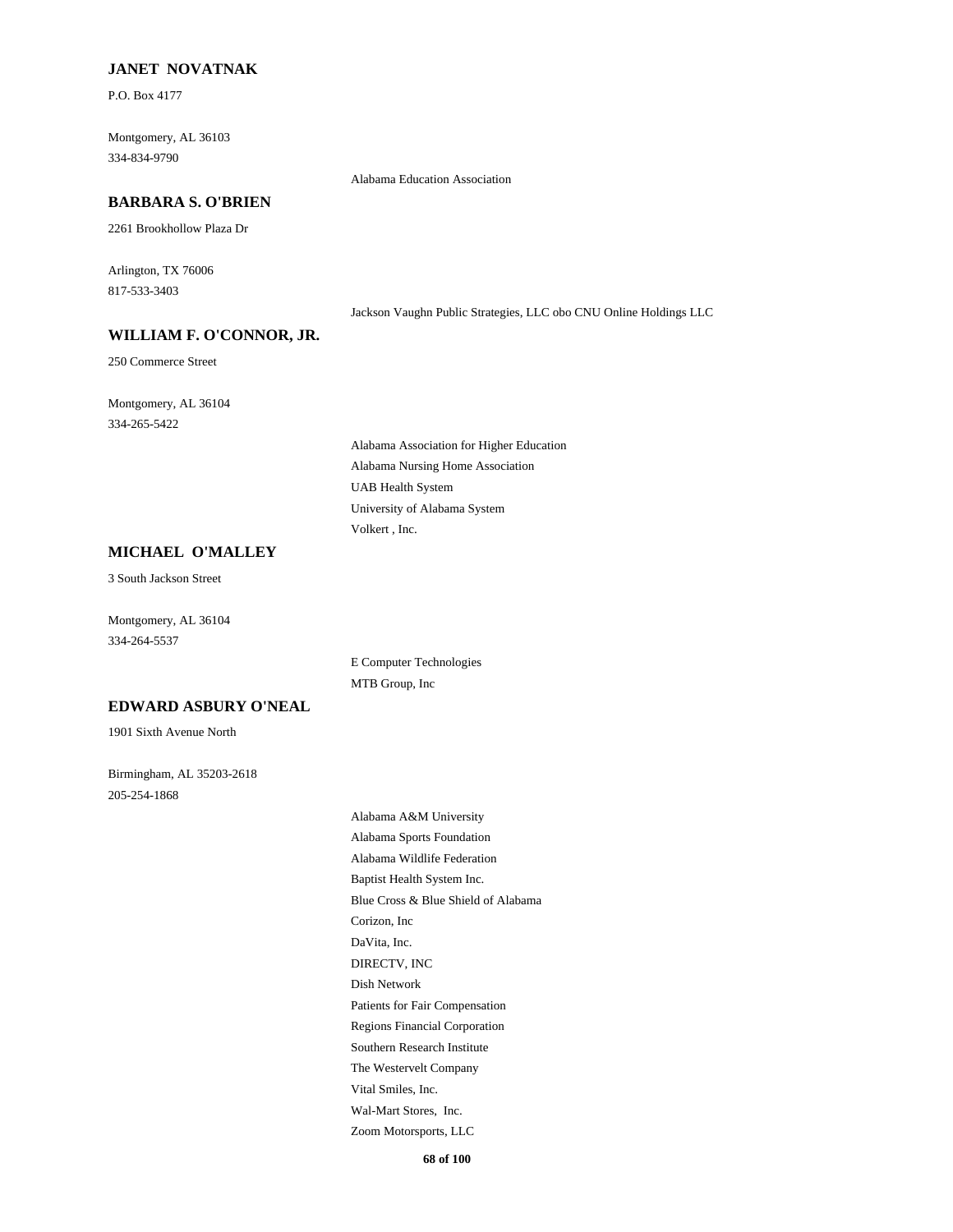### JANET NOVATNAK

P.O. Box 4177

Montgomery, AL 36103
334-834-9790

Alabama Education Association

### BARBARA S. O'BRIEN

2261 Brookhollow Plaza Dr

Arlington, TX 76006
817-533-3403

Jackson Vaughn Public Strategies, LLC obo CNU Online Holdings LLC

### WILLIAM F. O'CONNOR, JR.

250 Commerce Street

Montgomery, AL 36104
334-265-5422

Alabama Association for Higher Education
Alabama Nursing Home Association
UAB Health System
University of Alabama System
Volkert , Inc.

### MICHAEL O'MALLEY

3 South Jackson Street

Montgomery, AL 36104
334-264-5537

E Computer Technologies
MTB Group, Inc

### EDWARD ASBURY O'NEAL

1901 Sixth Avenue North

Birmingham, AL 35203-2618
205-254-1868

Alabama A&M University
Alabama Sports Foundation
Alabama Wildlife Federation
Baptist Health System Inc.
Blue Cross & Blue Shield of Alabama
Corizon, Inc
DaVita, Inc.
DIRECTV, INC
Dish Network
Patients for Fair Compensation
Regions Financial Corporation
Southern Research Institute
The Westervelt Company
Vital Smiles, Inc.
Wal-Mart Stores, Inc.
Zoom Motorsports, LLC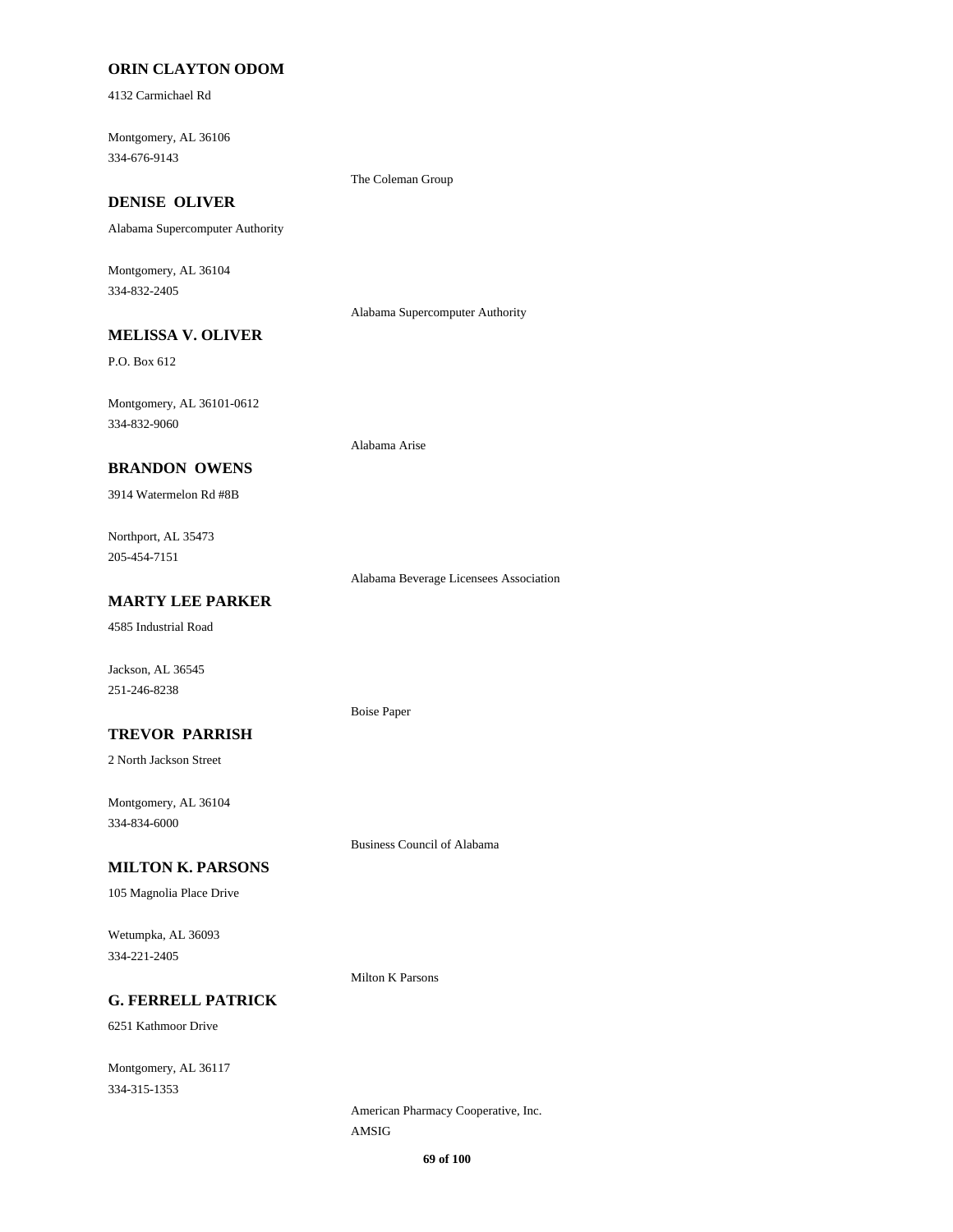**ORIN CLAYTON ODOM**

4132 Carmichael Rd

Montgomery, AL 36106
334-676-9143

The Coleman Group

**DENISE OLIVER**

Alabama Supercomputer Authority

Montgomery, AL 36104
334-832-2405

Alabama Supercomputer Authority

**MELISSA V. OLIVER**

P.O. Box 612

Montgomery, AL 36101-0612
334-832-9060

Alabama Arise

**BRANDON OWENS**

3914 Watermelon Rd #8B

Northport, AL 35473
205-454-7151

Alabama Beverage Licensees Association

**MARTY LEE PARKER**

4585 Industrial Road

Jackson, AL 36545
251-246-8238

Boise Paper

**TREVOR PARRISH**

2 North Jackson Street

Montgomery, AL 36104
334-834-6000

Business Council of Alabama

**MILTON K. PARSONS**

105 Magnolia Place Drive

Wetumpka, AL 36093
334-221-2405

Milton K Parsons

**G. FERRELL PATRICK**

6251 Kathmoor Drive

Montgomery, AL 36117
334-315-1353

American Pharmacy Cooperative, Inc.
AMSIG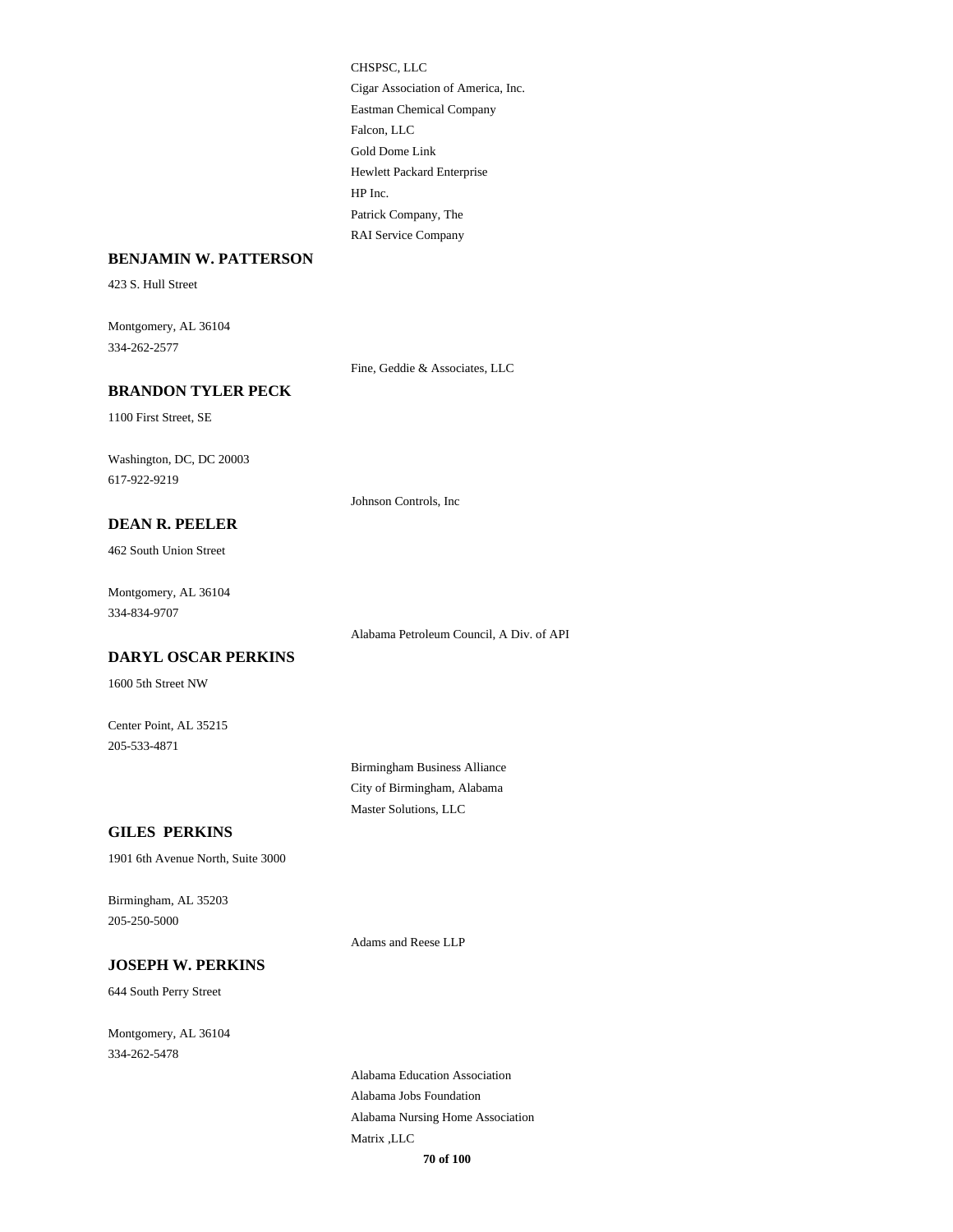CHSPSC, LLC
Cigar Association of America, Inc.
Eastman Chemical Company
Falcon, LLC
Gold Dome Link
Hewlett Packard Enterprise
HP Inc.
Patrick Company, The
RAI Service Company

**BENJAMIN W. PATTERSON**

423 S. Hull Street

Montgomery, AL 36104
334-262-2577

Fine, Geddie & Associates, LLC

**BRANDON TYLER PECK**

1100 First Street, SE

Washington, DC, DC 20003
617-922-9219

Johnson Controls, Inc

**DEAN R. PEELER**

462 South Union Street

Montgomery, AL 36104
334-834-9707

Alabama Petroleum Council, A Div. of API

**DARYL OSCAR PERKINS**

1600 5th Street NW

Center Point, AL 35215
205-533-4871

Birmingham Business Alliance
City of Birmingham, Alabama
Master Solutions, LLC

**GILES PERKINS**

1901 6th Avenue North, Suite 3000

Birmingham, AL 35203
205-250-5000

Adams and Reese LLP

**JOSEPH W. PERKINS**

644 South Perry Street

Montgomery, AL 36104
334-262-5478

Alabama Education Association
Alabama Jobs Foundation
Alabama Nursing Home Association
Matrix ,LLC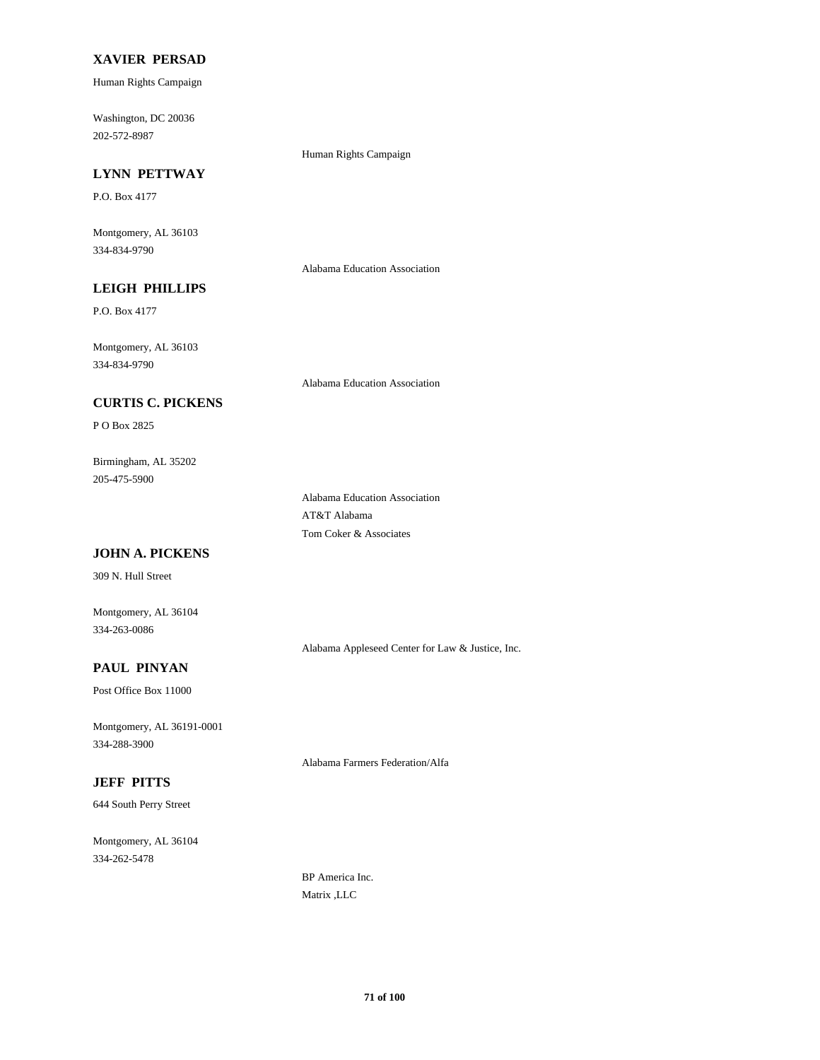**XAVIER PERSAD**

Human Rights Campaign

Washington, DC 20036
202-572-8987

Human Rights Campaign

**LYNN PETTWAY**

P.O. Box 4177

Montgomery, AL 36103
334-834-9790

Alabama Education Association

**LEIGH PHILLIPS**

P.O. Box 4177

Montgomery, AL 36103
334-834-9790

Alabama Education Association

**CURTIS C. PICKENS**

P O Box 2825

Birmingham, AL 35202
205-475-5900

Alabama Education Association
AT&T Alabama
Tom Coker & Associates

**JOHN A. PICKENS**

309 N. Hull Street

Montgomery, AL 36104
334-263-0086

Alabama Appleseed Center for Law & Justice, Inc.

**PAUL PINYAN**

Post Office Box 11000

Montgomery, AL 36191-0001
334-288-3900

Alabama Farmers Federation/Alfa

**JEFF PITTS**

644 South Perry Street

Montgomery, AL 36104
334-262-5478

BP America Inc.
Matrix ,LLC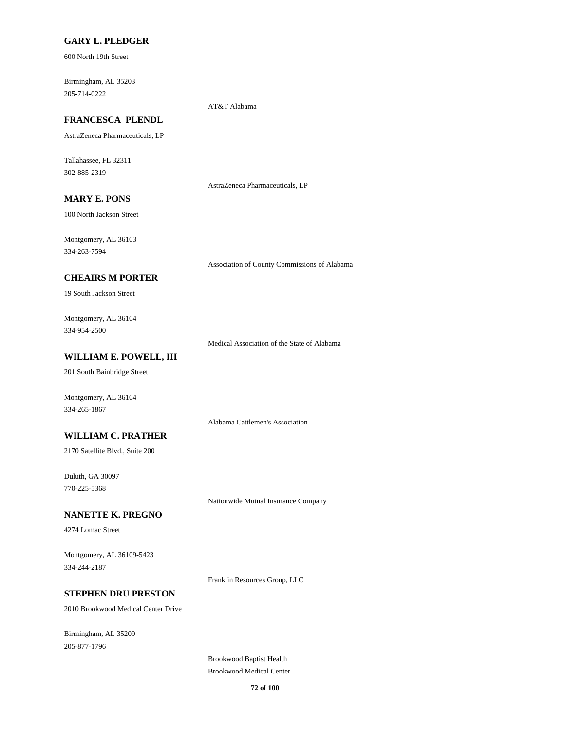**GARY L. PLEDGER**

600 North 19th Street

Birmingham, AL 35203
205-714-0222

AT&T Alabama

**FRANCESCA PLENDL**

AstraZeneca Pharmaceuticals, LP

Tallahassee, FL 32311
302-885-2319

AstraZeneca Pharmaceuticals, LP

**MARY E. PONS**

100 North Jackson Street

Montgomery, AL 36103
334-263-7594

Association of County Commissions of Alabama

**CHEAIRS M PORTER**

19 South Jackson Street

Montgomery, AL 36104
334-954-2500

Medical Association of the State of Alabama

**WILLIAM E. POWELL, III**

201 South Bainbridge Street

Montgomery, AL 36104
334-265-1867

Alabama Cattlemen's Association

**WILLIAM C. PRATHER**

2170 Satellite Blvd., Suite 200

Duluth, GA 30097
770-225-5368

Nationwide Mutual Insurance Company

**NANETTE K. PREGNO**

4274 Lomac Street

Montgomery, AL 36109-5423
334-244-2187

Franklin Resources Group, LLC

**STEPHEN DRU PRESTON**

2010 Brookwood Medical Center Drive

Birmingham, AL 35209
205-877-1796

Brookwood Baptist Health
Brookwood Medical Center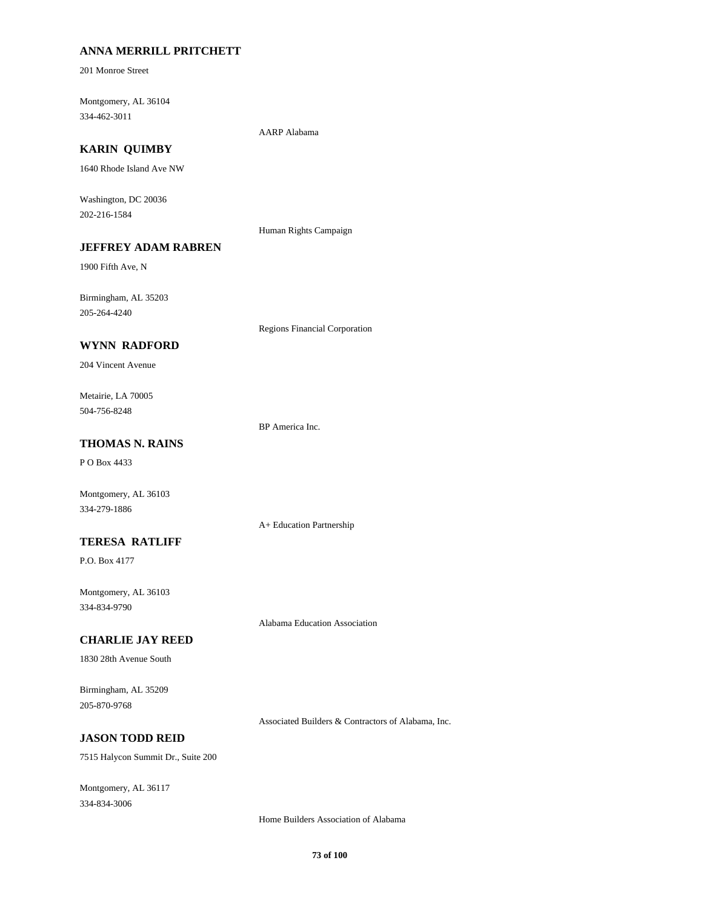**ANNA MERRILL PRITCHETT**

201 Monroe Street

Montgomery, AL 36104
334-462-3011

AARP Alabama

**KARIN QUIMBY**

1640 Rhode Island Ave NW

Washington, DC 20036
202-216-1584

Human Rights Campaign

**JEFFREY ADAM RABREN**

1900 Fifth Ave, N

Birmingham, AL 35203
205-264-4240

Regions Financial Corporation

**WYNN RADFORD**

204 Vincent Avenue

Metairie, LA 70005
504-756-8248

BP America Inc.

**THOMAS N. RAINS**

P O Box 4433

Montgomery, AL 36103
334-279-1886

A+ Education Partnership

**TERESA RATLIFF**

P.O. Box 4177

Montgomery, AL 36103
334-834-9790

Alabama Education Association

**CHARLIE JAY REED**

1830 28th Avenue South

Birmingham, AL 35209
205-870-9768

Associated Builders & Contractors of Alabama, Inc.

**JASON TODD REID**

7515 Halycon Summit Dr., Suite 200

Montgomery, AL 36117
334-834-3006

Home Builders Association of Alabama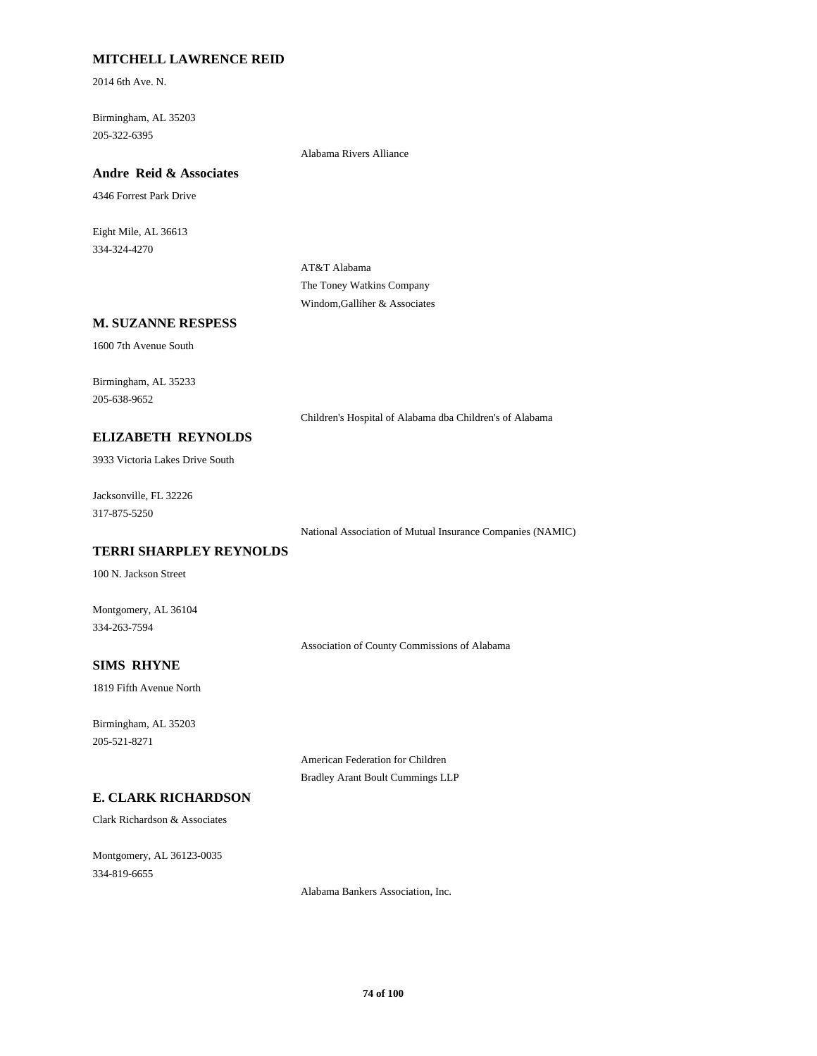### MITCHELL LAWRENCE REID

2014 6th Ave. N.

Birmingham, AL 35203
205-322-6395

Alabama Rivers Alliance

### Andre Reid & Associates

4346 Forrest Park Drive

Eight Mile, AL 36613
334-324-4270

AT&T Alabama
The Toney Watkins Company
Windom,Galliher & Associates

### M. SUZANNE RESPESS

1600 7th Avenue South

Birmingham, AL 35233
205-638-9652

Children's Hospital of Alabama dba Children's of Alabama

### ELIZABETH REYNOLDS

3933 Victoria Lakes Drive South

Jacksonville, FL 32226
317-875-5250

National Association of Mutual Insurance Companies (NAMIC)

### TERRI SHARPLEY REYNOLDS

100 N. Jackson Street

Montgomery, AL 36104
334-263-7594

Association of County Commissions of Alabama

### SIMS RHYNE

1819 Fifth Avenue North

Birmingham, AL 35203
205-521-8271

American Federation for Children
Bradley Arant Boult Cummings LLP

### E. CLARK RICHARDSON

Clark Richardson & Associates

Montgomery, AL 36123-0035
334-819-6655

Alabama Bankers Association, Inc.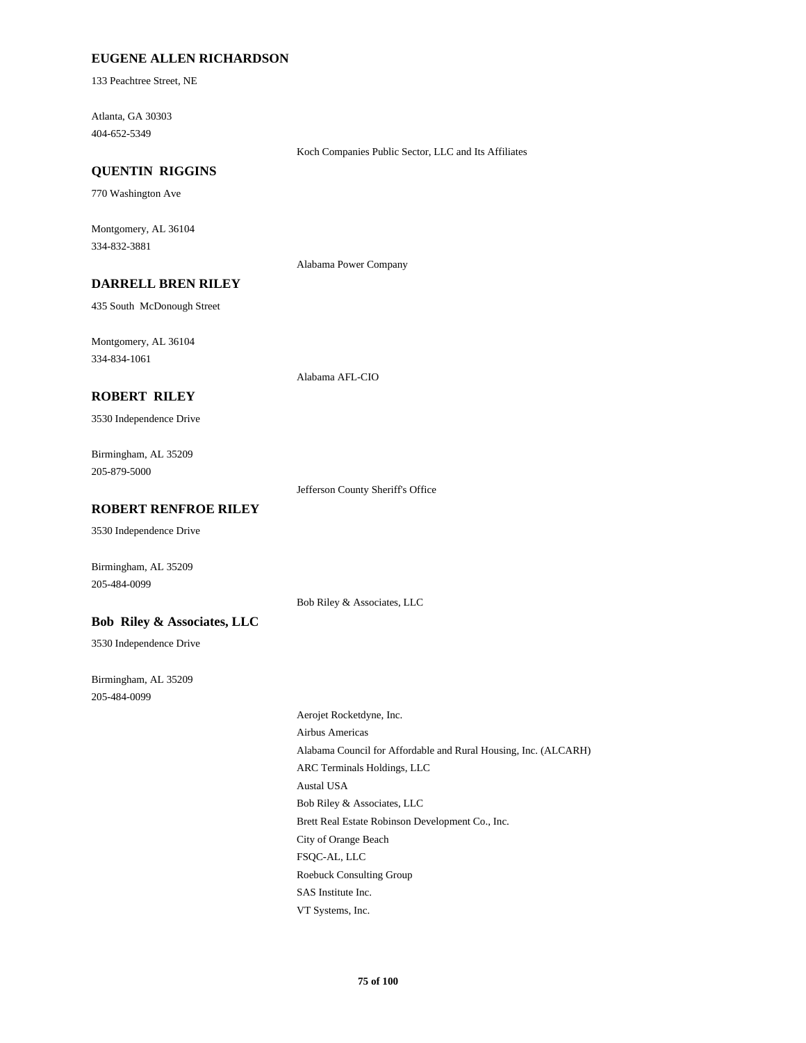### EUGENE ALLEN RICHARDSON

133 Peachtree Street, NE

Atlanta, GA 30303
404-652-5349

Koch Companies Public Sector, LLC and Its Affiliates

### QUENTIN RIGGINS

770 Washington Ave

Montgomery, AL 36104
334-832-3881

Alabama Power Company

### DARRELL BREN RILEY

435 South McDonough Street

Montgomery, AL 36104
334-834-1061

Alabama AFL-CIO

### ROBERT RILEY

3530 Independence Drive

Birmingham, AL 35209
205-879-5000

Jefferson County Sheriff's Office

### ROBERT RENFROE RILEY

3530 Independence Drive

Birmingham, AL 35209
205-484-0099

Bob Riley & Associates, LLC

### Bob Riley & Associates, LLC

3530 Independence Drive

Birmingham, AL 35209
205-484-0099

Aerojet Rocketdyne, Inc.
Airbus Americas
Alabama Council for Affordable and Rural Housing, Inc. (ALCARH)
ARC Terminals Holdings, LLC
Austal USA
Bob Riley & Associates, LLC
Brett Real Estate Robinson Development Co., Inc.
City of Orange Beach
FSQC-AL, LLC
Roebuck Consulting Group
SAS Institute Inc.
VT Systems, Inc.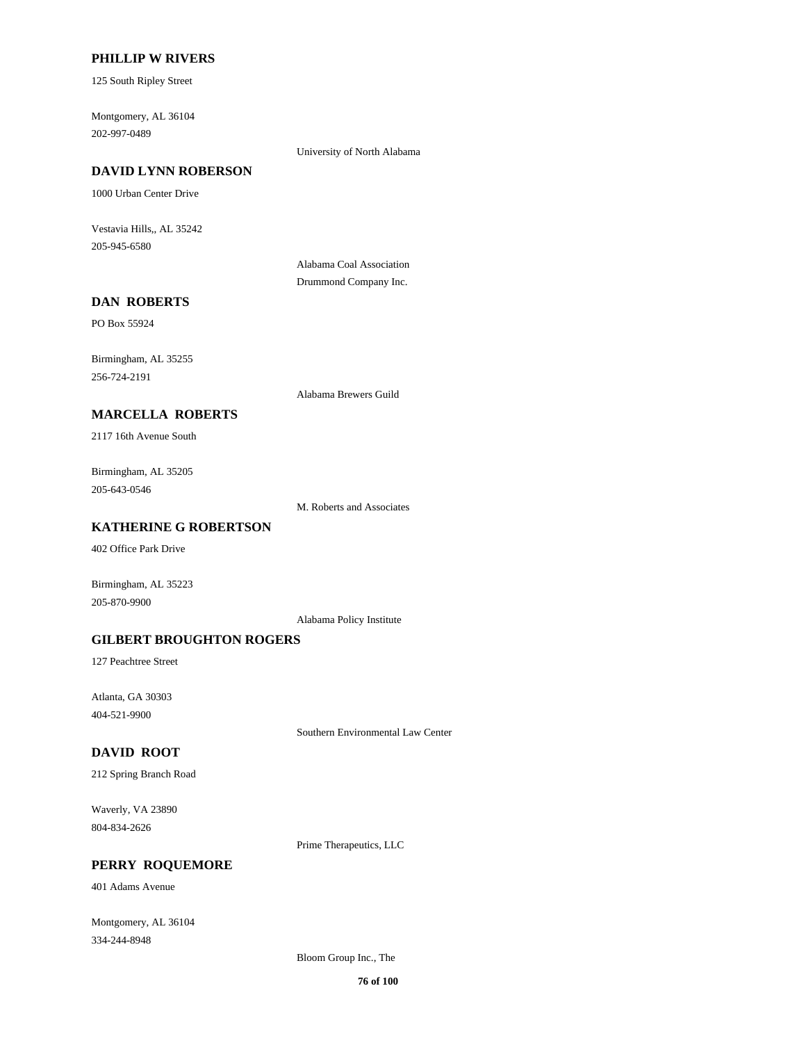**PHILLIP W RIVERS**

125 South Ripley Street

Montgomery, AL 36104
202-997-0489

University of North Alabama

**DAVID LYNN ROBERSON**

1000 Urban Center Drive

Vestavia Hills,, AL 35242
205-945-6580

Alabama Coal Association
Drummond Company Inc.

**DAN ROBERTS**

PO Box 55924

Birmingham, AL 35255
256-724-2191

Alabama Brewers Guild

**MARCELLA ROBERTS**

2117 16th Avenue South

Birmingham, AL 35205
205-643-0546

M. Roberts and Associates

**KATHERINE G ROBERTSON**

402 Office Park Drive

Birmingham, AL 35223
205-870-9900

Alabama Policy Institute

**GILBERT BROUGHTON ROGERS**

127 Peachtree Street

Atlanta, GA 30303
404-521-9900

Southern Environmental Law Center

**DAVID ROOT**

212 Spring Branch Road

Waverly, VA 23890
804-834-2626

Prime Therapeutics, LLC

**PERRY ROQUEMORE**

401 Adams Avenue

Montgomery, AL 36104
334-244-8948

Bloom Group Inc., The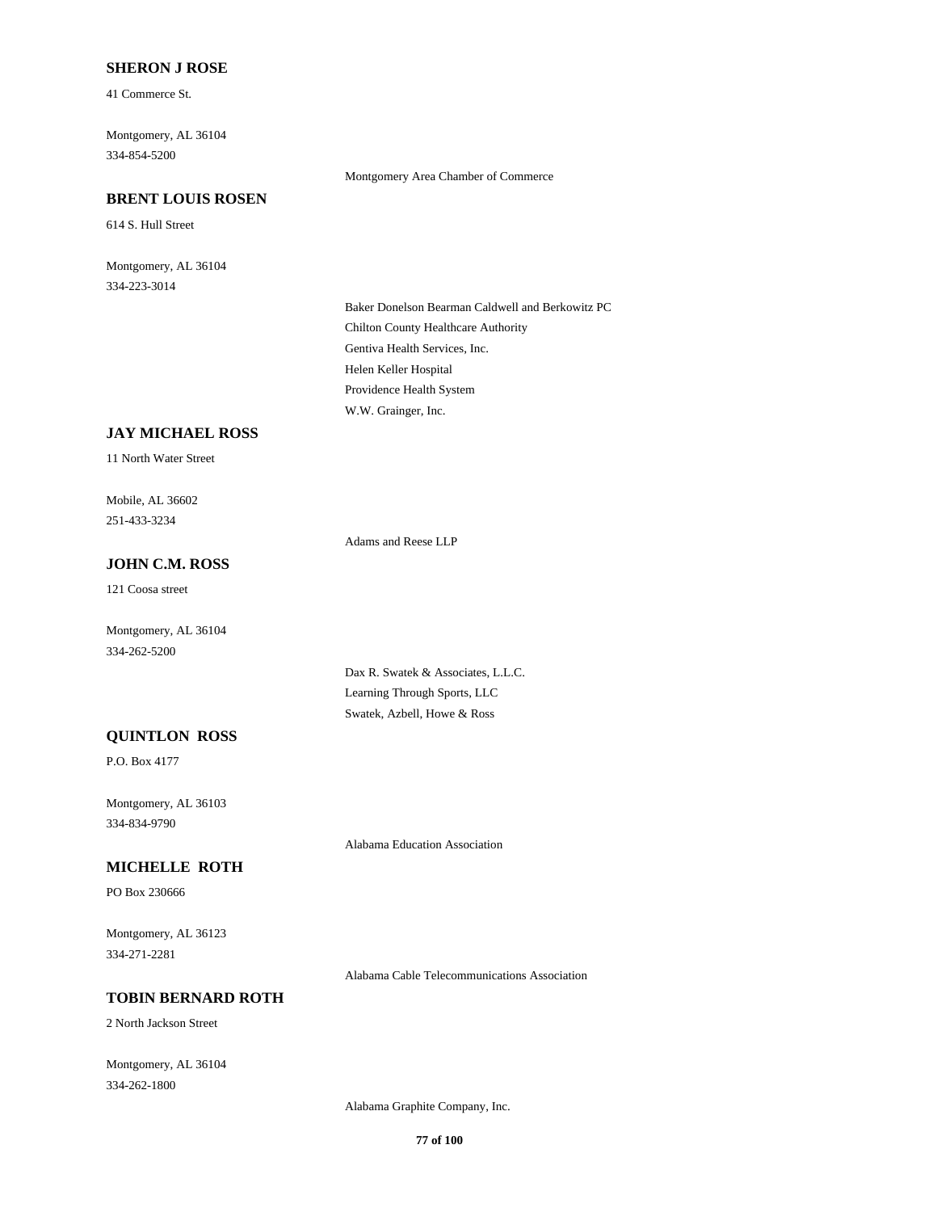**SHERON J ROSE**

41 Commerce St.

Montgomery, AL 36104

334-854-5200

Montgomery Area Chamber of Commerce

**BRENT LOUIS ROSEN**

614 S. Hull Street

Montgomery, AL 36104

334-223-3014

Baker Donelson Bearman Caldwell and Berkowitz PC

Chilton County Healthcare Authority

Gentiva Health Services, Inc.

Helen Keller Hospital

Providence Health System

W.W. Grainger, Inc.

**JAY MICHAEL ROSS**

11 North Water Street

Mobile, AL 36602

251-433-3234

Adams and Reese LLP

**JOHN C.M. ROSS**

121 Coosa street

Montgomery, AL 36104

334-262-5200

Dax R. Swatek & Associates, L.L.C.

Learning Through Sports, LLC

Swatek, Azbell, Howe & Ross

**QUINTLON ROSS**

P.O. Box 4177

Montgomery, AL 36103

334-834-9790

Alabama Education Association

**MICHELLE ROTH**

PO Box 230666

Montgomery, AL 36123

334-271-2281

Alabama Cable Telecommunications Association

**TOBIN BERNARD ROTH**

2 North Jackson Street

Montgomery, AL 36104

334-262-1800

Alabama Graphite Company, Inc.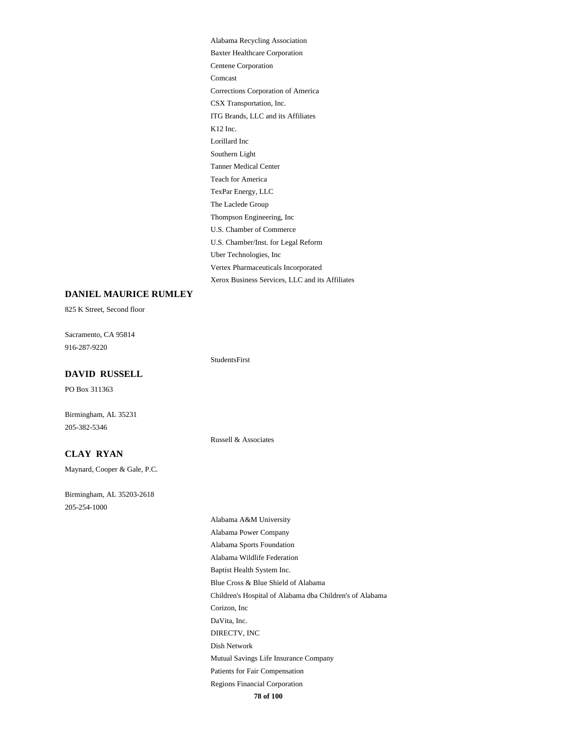Alabama Recycling Association
Baxter Healthcare Corporation
Centene Corporation
Comcast
Corrections Corporation of America
CSX Transportation, Inc.
ITG Brands, LLC and its Affiliates
K12 Inc.
Lorillard Inc
Southern Light
Tanner Medical Center
Teach for America
TexPar Energy, LLC
The Laclede Group
Thompson Engineering, Inc
U.S. Chamber of Commerce
U.S. Chamber/Inst. for Legal Reform
Uber Technologies, Inc
Vertex Pharmaceuticals Incorporated
Xerox Business Services, LLC and its Affiliates

**DANIEL MAURICE RUMLEY**

825 K Street, Second floor

Sacramento, CA 95814
916-287-9220

StudentsFirst

**DAVID RUSSELL**

PO Box 311363

Birmingham, AL 35231
205-382-5346

Russell & Associates

**CLAY RYAN**

Maynard, Cooper & Gale, P.C.

Birmingham, AL 35203-2618
205-254-1000

Alabama A&M University
Alabama Power Company
Alabama Sports Foundation
Alabama Wildlife Federation
Baptist Health System Inc.
Blue Cross & Blue Shield of Alabama
Children's Hospital of Alabama dba Children's of Alabama
Corizon, Inc
DaVita, Inc.
DIRECTV, INC
Dish Network
Mutual Savings Life Insurance Company
Patients for Fair Compensation
Regions Financial Corporation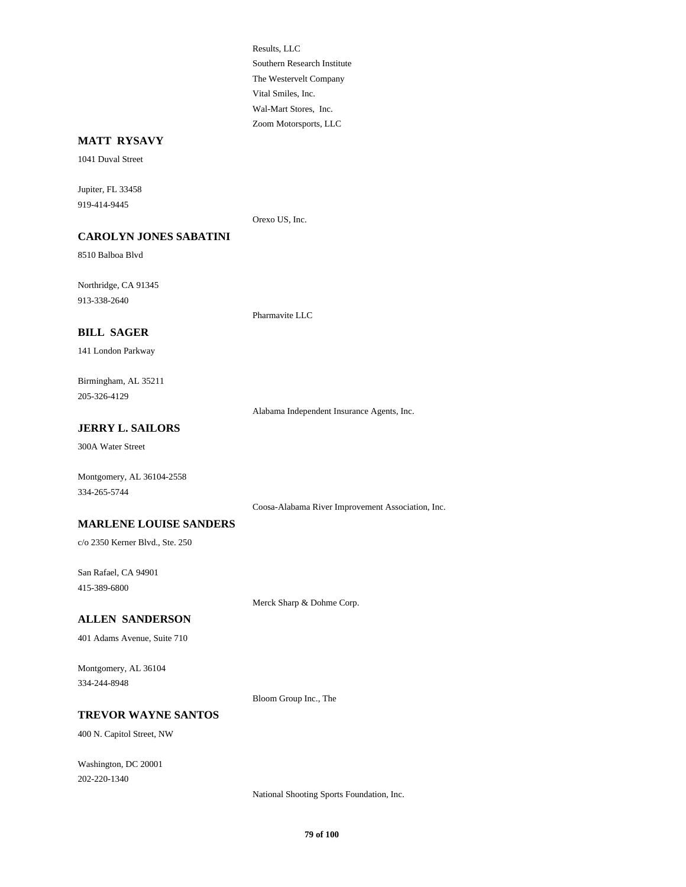Results, LLC

Southern Research Institute

The Westervelt Company

Vital Smiles, Inc.

Wal-Mart Stores, Inc.

Zoom Motorsports, LLC

### MATT RYSAVY

1041 Duval Street

Jupiter, FL 33458

919-414-9445

Orexo US, Inc.

### CAROLYN JONES SABATINI

8510 Balboa Blvd

Northridge, CA 91345

913-338-2640

Pharmavite LLC

### BILL SAGER

141 London Parkway

Birmingham, AL 35211

205-326-4129

Alabama Independent Insurance Agents, Inc.

### JERRY L. SAILORS

300A Water Street

Montgomery, AL 36104-2558

334-265-5744

Coosa-Alabama River Improvement Association, Inc.

### MARLENE LOUISE SANDERS

c/o 2350 Kerner Blvd., Ste. 250

San Rafael, CA 94901

415-389-6800

Merck Sharp & Dohme Corp.

### ALLEN SANDERSON

401 Adams Avenue, Suite 710

Montgomery, AL 36104

334-244-8948

Bloom Group Inc., The

### TREVOR WAYNE SANTOS

400 N. Capitol Street, NW

Washington, DC 20001

202-220-1340

National Shooting Sports Foundation, Inc.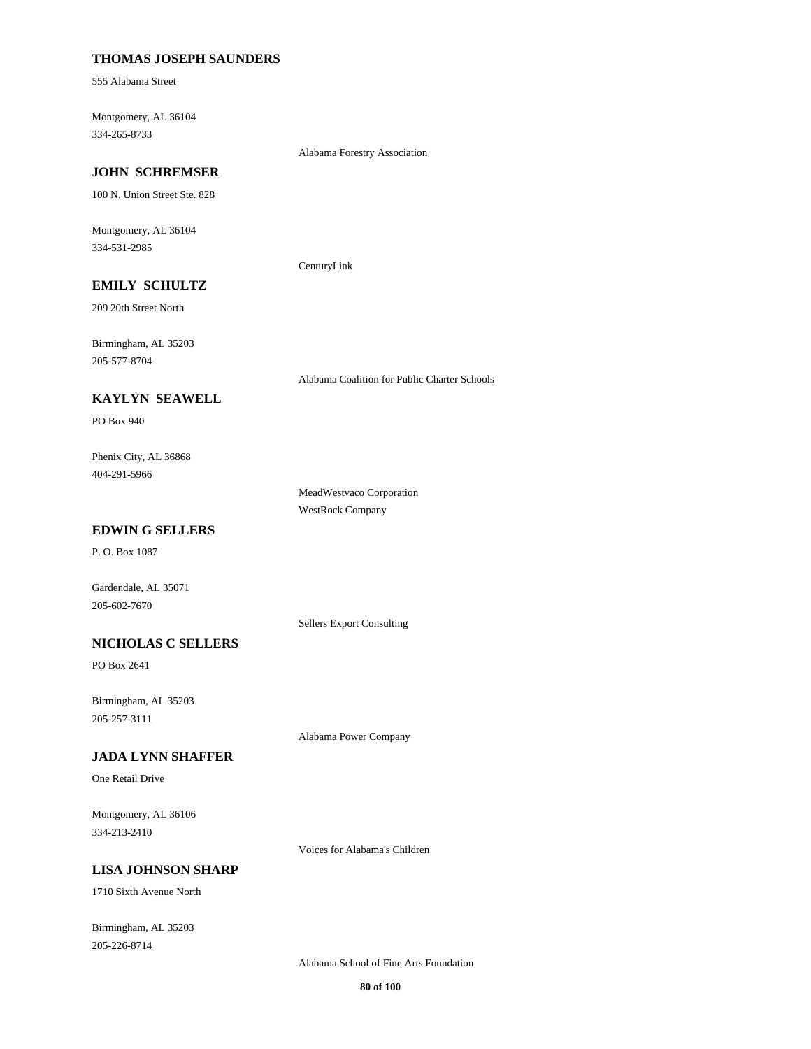**THOMAS JOSEPH SAUNDERS**

555 Alabama Street

Montgomery, AL 36104
334-265-8733

Alabama Forestry Association

**JOHN SCHREMSER**

100 N. Union Street Ste. 828

Montgomery, AL 36104
334-531-2985

CenturyLink

**EMILY SCHULTZ**

209 20th Street North

Birmingham, AL 35203
205-577-8704

Alabama Coalition for Public Charter Schools

**KAYLYN SEAWELL**

PO Box 940

Phenix City, AL 36868
404-291-5966

MeadWestvaco Corporation
WestRock Company

**EDWIN G SELLERS**

P. O. Box 1087

Gardendale, AL 35071
205-602-7670

Sellers Export Consulting

**NICHOLAS C SELLERS**

PO Box 2641

Birmingham, AL 35203
205-257-3111

Alabama Power Company

**JADA LYNN SHAFFER**

One Retail Drive

Montgomery, AL 36106
334-213-2410

Voices for Alabama's Children

**LISA JOHNSON SHARP**

1710 Sixth Avenue North

Birmingham, AL 35203
205-226-8714

Alabama School of Fine Arts Foundation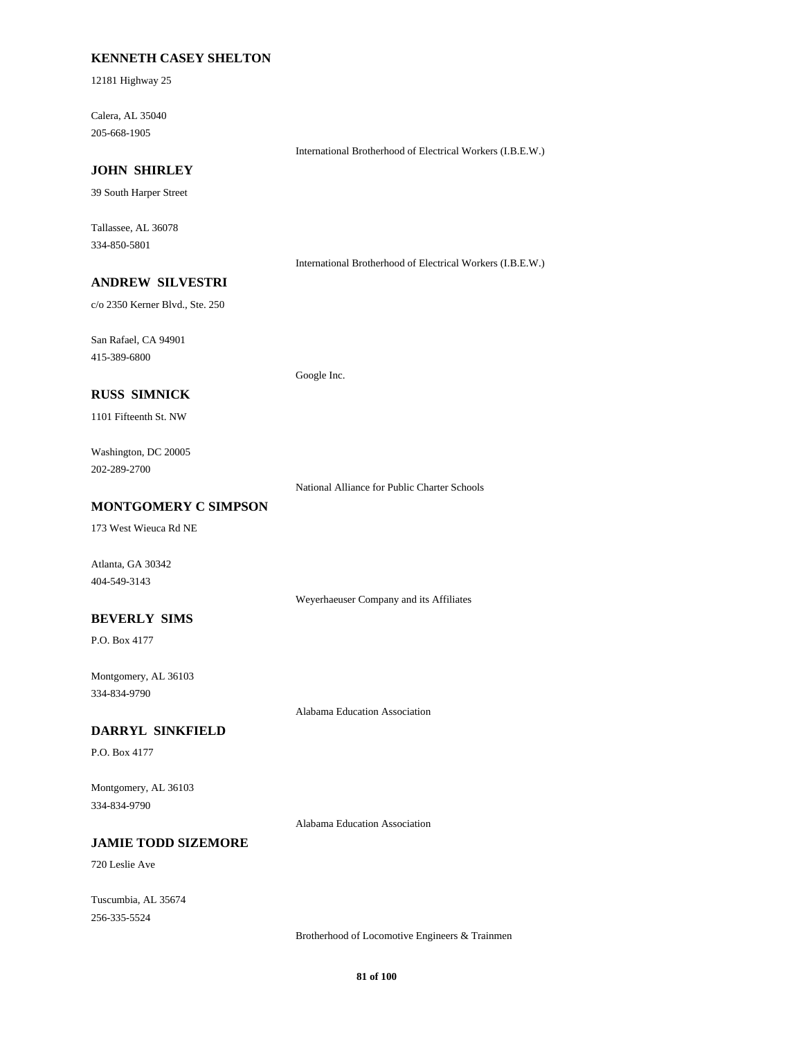**KENNETH CASEY SHELTON**

12181 Highway 25

Calera, AL 35040
205-668-1905

International Brotherhood of Electrical Workers (I.B.E.W.)

**JOHN SHIRLEY**

39 South Harper Street

Tallassee, AL 36078
334-850-5801

International Brotherhood of Electrical Workers (I.B.E.W.)

**ANDREW SILVESTRI**

c/o 2350 Kerner Blvd., Ste. 250

San Rafael, CA 94901
415-389-6800

Google Inc.

**RUSS SIMNICK**

1101 Fifteenth St. NW

Washington, DC 20005
202-289-2700

National Alliance for Public Charter Schools

**MONTGOMERY C SIMPSON**

173 West Wieuca Rd NE

Atlanta, GA 30342
404-549-3143

Weyerhaeuser Company and its Affiliates

**BEVERLY SIMS**

P.O. Box 4177

Montgomery, AL 36103
334-834-9790

Alabama Education Association

**DARRYL SINKFIELD**

P.O. Box 4177

Montgomery, AL 36103
334-834-9790

Alabama Education Association

**JAMIE TODD SIZEMORE**

720 Leslie Ave

Tuscumbia, AL 35674
256-335-5524

Brotherhood of Locomotive Engineers & Trainmen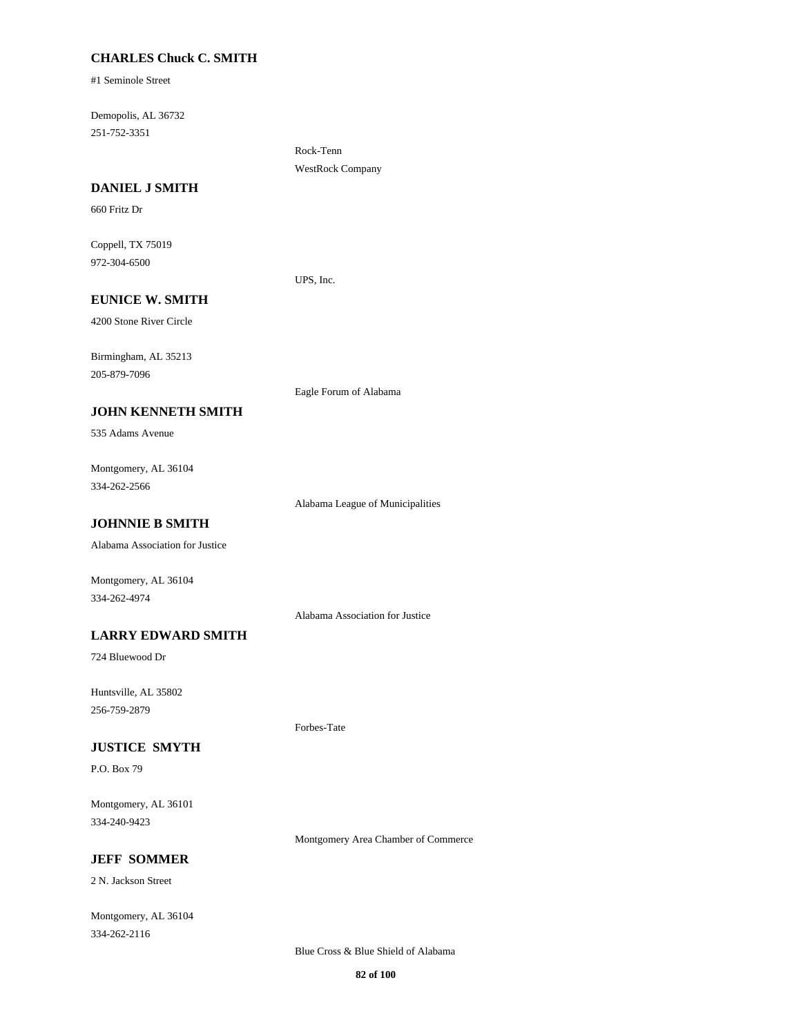**CHARLES Chuck C. SMITH**

#1 Seminole Street

Demopolis, AL 36732
251-752-3351

Rock-Tenn
WestRock Company

**DANIEL J SMITH**

660 Fritz Dr

Coppell, TX 75019
972-304-6500

UPS, Inc.

**EUNICE W. SMITH**

4200 Stone River Circle

Birmingham, AL 35213
205-879-7096

Eagle Forum of Alabama

**JOHN KENNETH SMITH**

535 Adams Avenue

Montgomery, AL 36104
334-262-2566

Alabama League of Municipalities

**JOHNNIE B SMITH**

Alabama Association for Justice

Montgomery, AL 36104
334-262-4974

Alabama Association for Justice

**LARRY EDWARD SMITH**

724 Bluewood Dr

Huntsville, AL 35802
256-759-2879

Forbes-Tate

**JUSTICE SMYTH**

P.O. Box 79

Montgomery, AL 36101
334-240-9423

Montgomery Area Chamber of Commerce

**JEFF SOMMER**

2 N. Jackson Street

Montgomery, AL 36104
334-262-2116

Blue Cross & Blue Shield of Alabama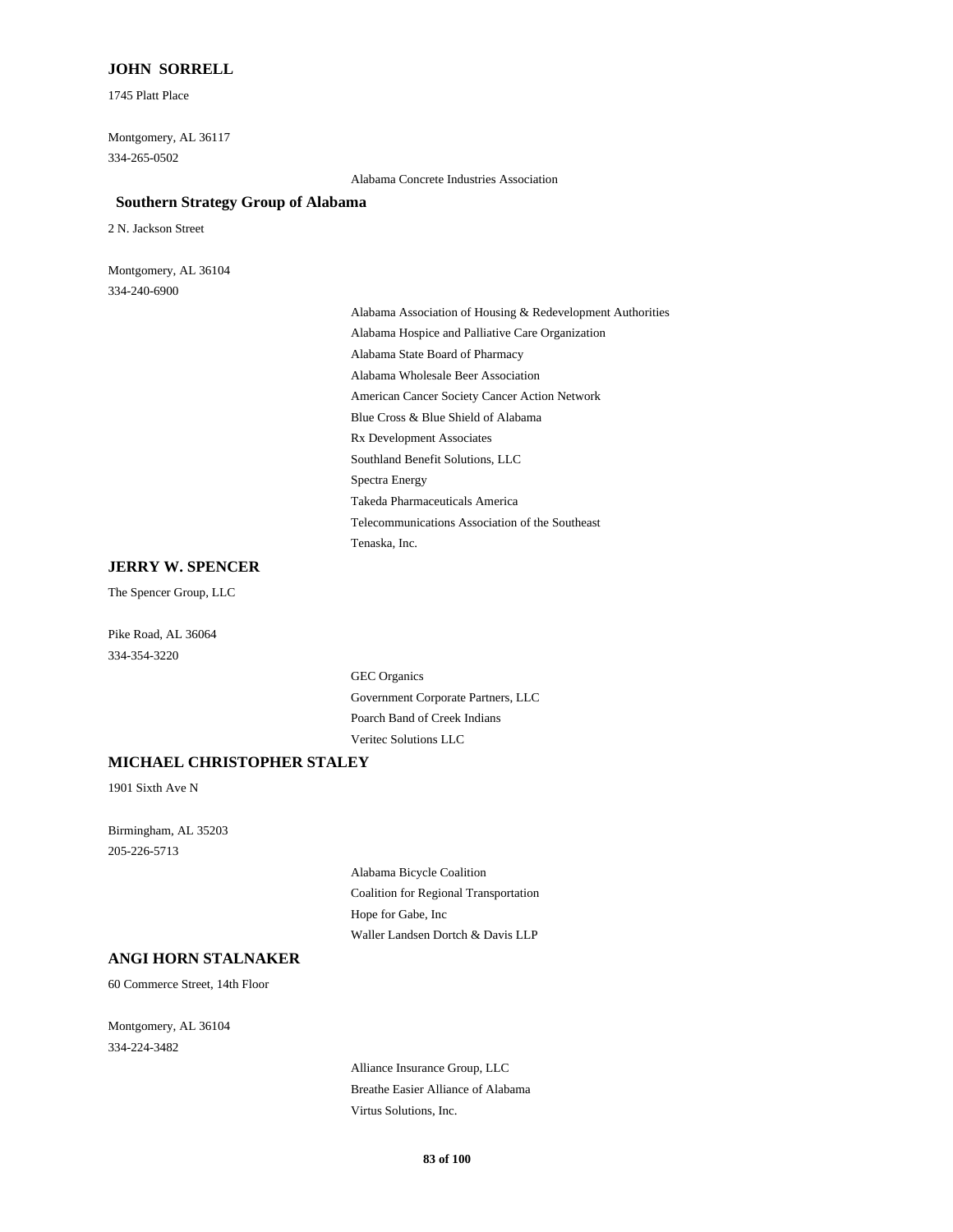**JOHN SORRELL**

1745 Platt Place

Montgomery, AL 36117
334-265-0502

Alabama Concrete Industries Association

**Southern Strategy Group of Alabama**

2 N. Jackson Street

Montgomery, AL 36104
334-240-6900

Alabama Association of Housing & Redevelopment Authorities
Alabama Hospice and Palliative Care Organization
Alabama State Board of Pharmacy
Alabama Wholesale Beer Association
American Cancer Society Cancer Action Network
Blue Cross & Blue Shield of Alabama
Rx Development Associates
Southland Benefit Solutions, LLC
Spectra Energy
Takeda Pharmaceuticals America
Telecommunications Association of the Southeast
Tenaska, Inc.

**JERRY W. SPENCER**

The Spencer Group, LLC

Pike Road, AL 36064
334-354-3220

GEC Organics
Government Corporate Partners, LLC
Poarch Band of Creek Indians
Veritec Solutions LLC

**MICHAEL CHRISTOPHER STALEY**

1901 Sixth Ave N

Birmingham, AL 35203
205-226-5713

Alabama Bicycle Coalition
Coalition for Regional Transportation
Hope for Gabe, Inc
Waller Landsen Dortch & Davis LLP

**ANGI HORN STALNAKER**

60 Commerce Street, 14th Floor

Montgomery, AL 36104
334-224-3482

Alliance Insurance Group, LLC
Breathe Easier Alliance of Alabama
Virtus Solutions, Inc.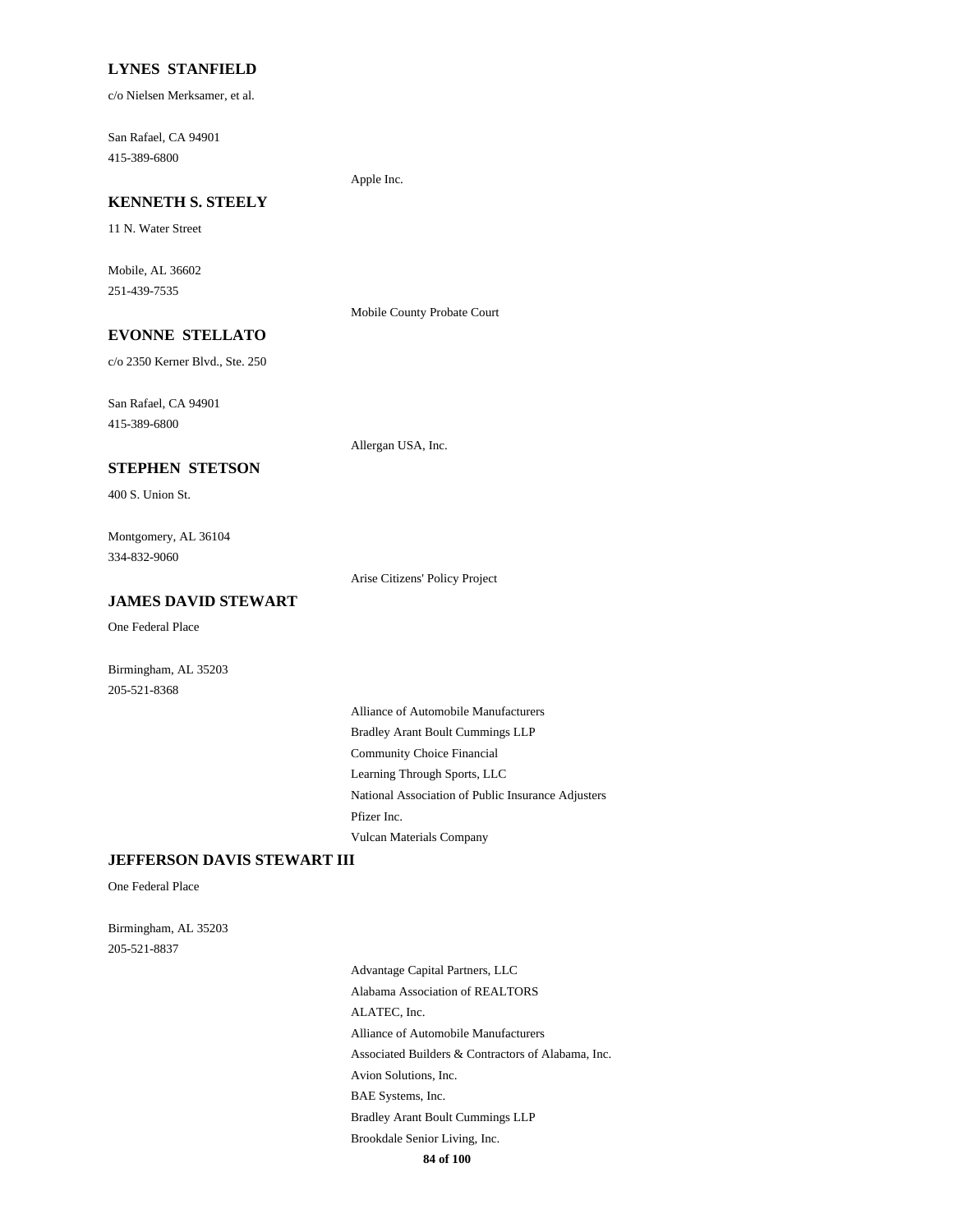**LYNES STANFIELD**

c/o Nielsen Merksamer, et al.

San Rafael, CA 94901
415-389-6800

Apple Inc.

**KENNETH S. STEELY**

11 N. Water Street

Mobile, AL 36602
251-439-7535

Mobile County Probate Court

**EVONNE STELLATO**

c/o 2350 Kerner Blvd., Ste. 250

San Rafael, CA 94901
415-389-6800

Allergan USA, Inc.

**STEPHEN STETSON**

400 S. Union St.

Montgomery, AL 36104
334-832-9060

Arise Citizens' Policy Project

**JAMES DAVID STEWART**

One Federal Place

Birmingham, AL 35203
205-521-8368

Alliance of Automobile Manufacturers
Bradley Arant Boult Cummings LLP
Community Choice Financial
Learning Through Sports, LLC
National Association of Public Insurance Adjusters
Pfizer Inc.
Vulcan Materials Company

**JEFFERSON DAVIS STEWART III**

One Federal Place

Birmingham, AL 35203
205-521-8837

Advantage Capital Partners, LLC
Alabama Association of REALTORS
ALATEC, Inc.
Alliance of Automobile Manufacturers
Associated Builders & Contractors of Alabama, Inc.
Avion Solutions, Inc.
BAE Systems, Inc.
Bradley Arant Boult Cummings LLP
Brookdale Senior Living, Inc.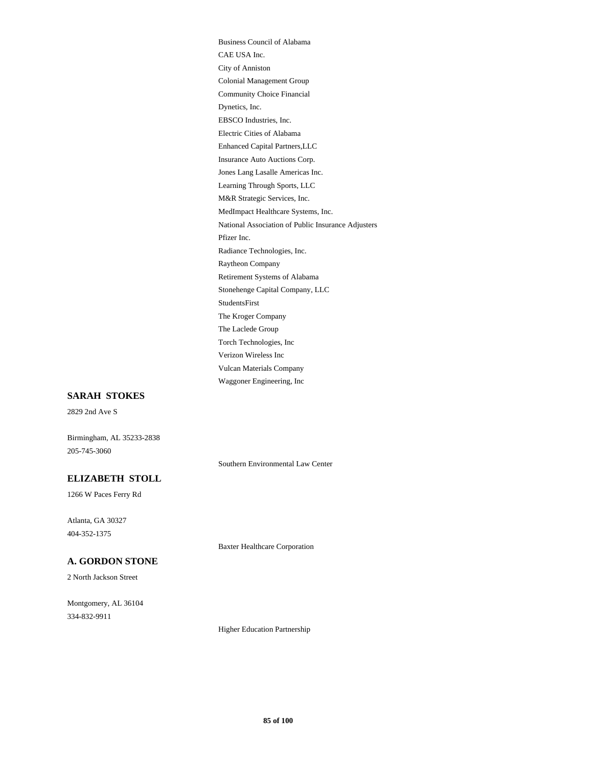Business Council of Alabama
CAE USA Inc.
City of Anniston
Colonial Management Group
Community Choice Financial
Dynetics, Inc.
EBSCO Industries, Inc.
Electric Cities of Alabama
Enhanced Capital Partners,LLC
Insurance Auto Auctions Corp.
Jones Lang Lasalle Americas Inc.
Learning Through Sports, LLC
M&R Strategic Services, Inc.
MedImpact Healthcare Systems, Inc.
National Association of Public Insurance Adjusters
Pfizer Inc.
Radiance Technologies, Inc.
Raytheon Company
Retirement Systems of Alabama
Stonehenge Capital Company, LLC
StudentsFirst
The Kroger Company
The Laclede Group
Torch Technologies, Inc
Verizon Wireless Inc
Vulcan Materials Company
Waggoner Engineering, Inc

**SARAH STOKES**

2829 2nd Ave S

Birmingham, AL 35233-2838
205-745-3060

Southern Environmental Law Center

**ELIZABETH STOLL**

1266 W Paces Ferry Rd

Atlanta, GA 30327
404-352-1375

Baxter Healthcare Corporation

**A. GORDON STONE**

2 North Jackson Street

Montgomery, AL 36104
334-832-9911

Higher Education Partnership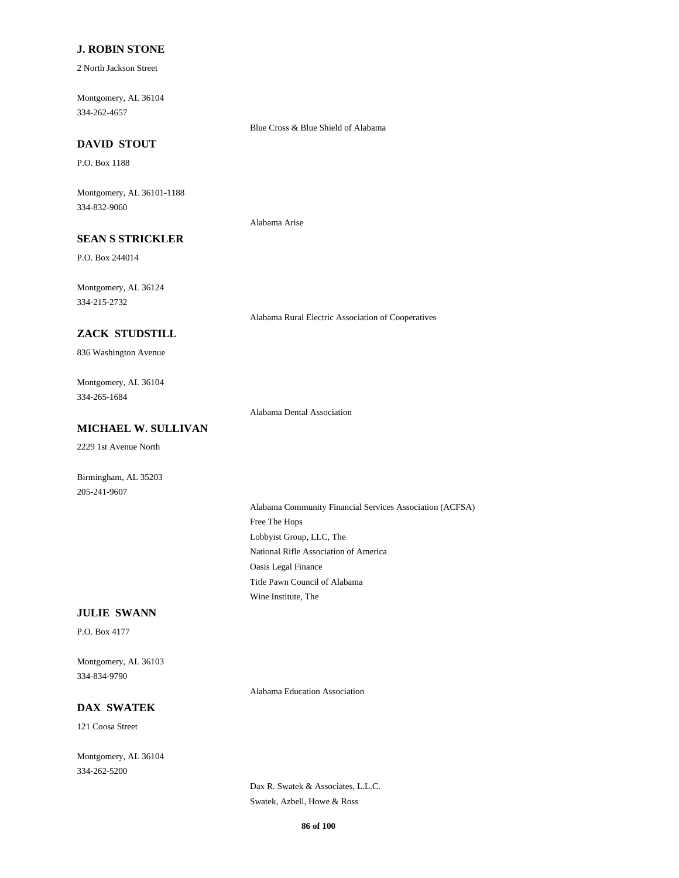**J. ROBIN STONE**

2 North Jackson Street

Montgomery, AL 36104
334-262-4657

Blue Cross & Blue Shield of Alabama

**DAVID STOUT**

P.O. Box 1188

Montgomery, AL 36101-1188
334-832-9060

Alabama Arise

**SEAN S STRICKLER**

P.O. Box 244014

Montgomery, AL 36124
334-215-2732

Alabama Rural Electric Association of Cooperatives

**ZACK STUDSTILL**

836 Washington Avenue

Montgomery, AL 36104
334-265-1684

Alabama Dental Association

**MICHAEL W. SULLIVAN**

2229 1st Avenue North

Birmingham, AL 35203
205-241-9607

Alabama Community Financial Services Association (ACFSA)
Free The Hops
Lobbyist Group, LLC, The
National Rifle Association of America
Oasis Legal Finance
Title Pawn Council of Alabama
Wine Institute, The

**JULIE SWANN**

P.O. Box 4177

Montgomery, AL 36103
334-834-9790

Alabama Education Association

**DAX SWATEK**

121 Coosa Street

Montgomery, AL 36104
334-262-5200

Dax R. Swatek & Associates, L.L.C.
Swatek, Azbell, Howe & Ross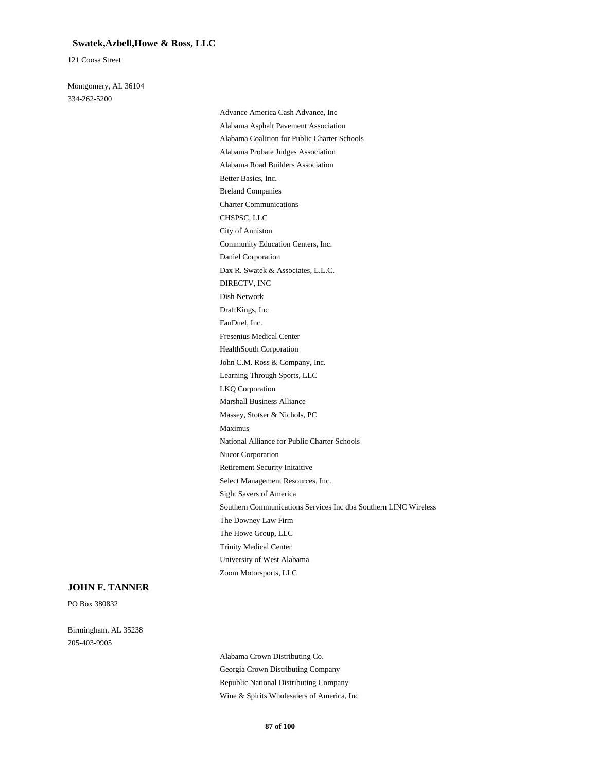**Swatek,Azbell,Howe & Ross, LLC**

121 Coosa Street

Montgomery, AL 36104

334-262-5200

Advance America Cash Advance, Inc
Alabama Asphalt Pavement Association
Alabama Coalition for Public Charter Schools
Alabama Probate Judges Association
Alabama Road Builders Association
Better Basics, Inc.
Breland Companies
Charter Communications
CHSPSC, LLC
City of Anniston
Community Education Centers, Inc.
Daniel Corporation
Dax R. Swatek & Associates, L.L.C.
DIRECTV, INC
Dish Network
DraftKings, Inc
FanDuel, Inc.
Fresenius Medical Center
HealthSouth Corporation
John C.M. Ross & Company, Inc.
Learning Through Sports, LLC
LKQ Corporation
Marshall Business Alliance
Massey, Stotser & Nichols, PC
Maximus
National Alliance for Public Charter Schools
Nucor Corporation
Retirement Security Initaitive
Select Management Resources, Inc.
Sight Savers of America
Southern Communications Services Inc dba Southern LINC Wireless
The Downey Law Firm
The Howe Group, LLC
Trinity Medical Center
University of West Alabama
Zoom Motorsports, LLC

**JOHN F. TANNER**

PO Box 380832

Birmingham, AL 35238

205-403-9905

Alabama Crown Distributing Co.
Georgia Crown Distributing Company
Republic National Distributing Company
Wine & Spirits Wholesalers of America, Inc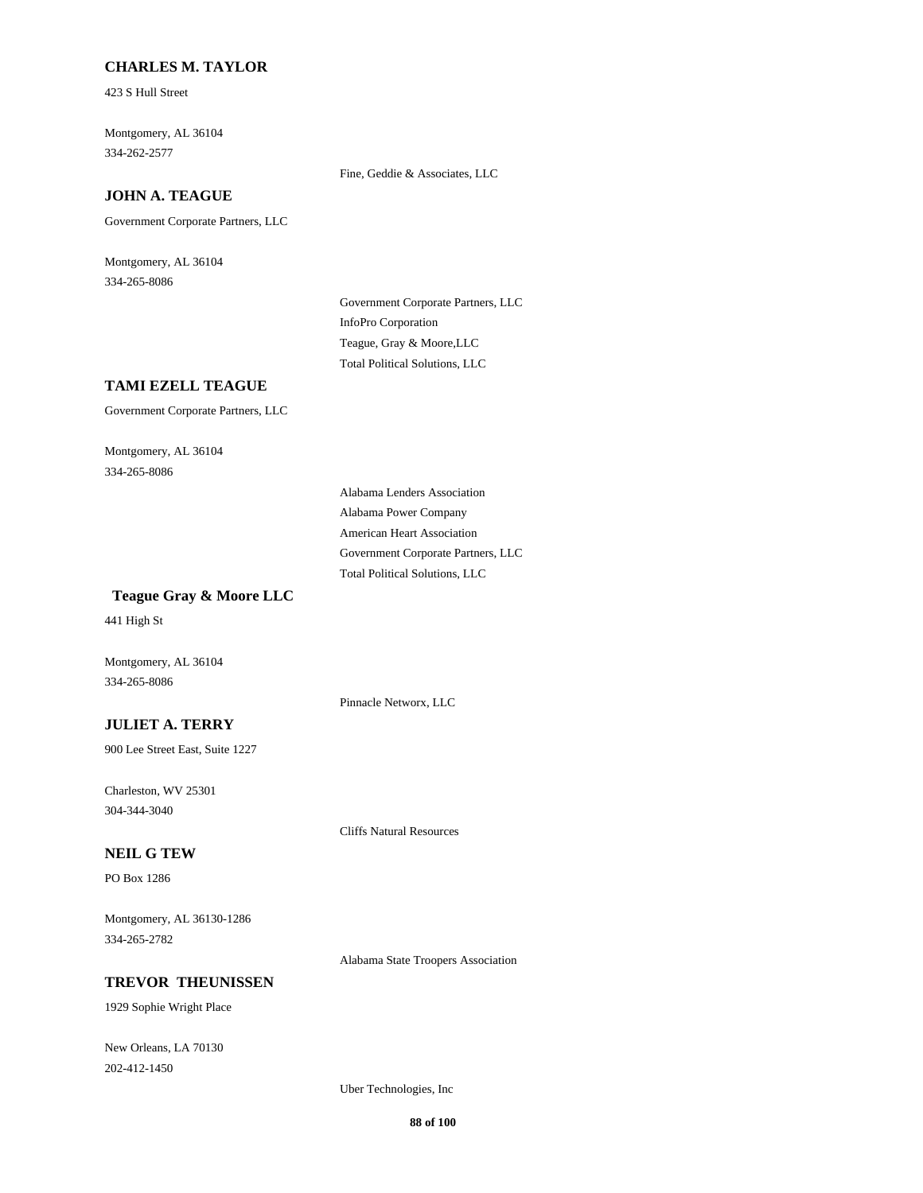### CHARLES M. TAYLOR

423 S Hull Street

Montgomery, AL 36104
334-262-2577

Fine, Geddie & Associates, LLC

### JOHN A. TEAGUE

Government Corporate Partners, LLC

Montgomery, AL 36104
334-265-8086

Government Corporate Partners, LLC
InfoPro Corporation
Teague, Gray & Moore,LLC
Total Political Solutions, LLC

### TAMI EZELL TEAGUE

Government Corporate Partners, LLC

Montgomery, AL 36104
334-265-8086

Alabama Lenders Association
Alabama Power Company
American Heart Association
Government Corporate Partners, LLC
Total Political Solutions, LLC

### Teague Gray & Moore LLC

441 High St

Montgomery, AL 36104
334-265-8086

Pinnacle Networx, LLC

### JULIET A. TERRY

900 Lee Street East, Suite 1227

Charleston, WV 25301
304-344-3040

Cliffs Natural Resources

### NEIL G TEW

PO Box 1286

Montgomery, AL 36130-1286
334-265-2782

Alabama State Troopers Association

### TREVOR THEUNISSEN

1929 Sophie Wright Place

New Orleans, LA 70130
202-412-1450

Uber Technologies, Inc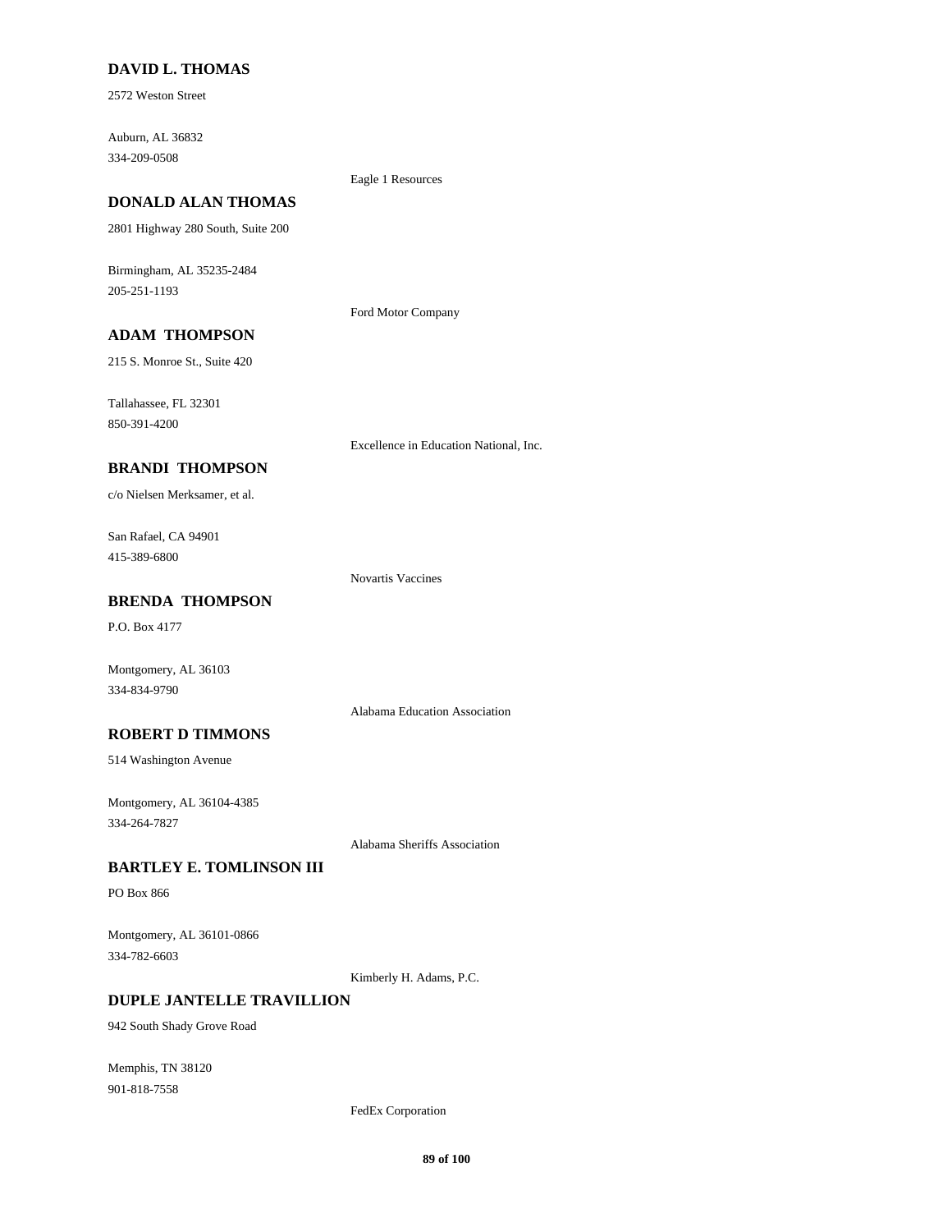**DAVID L. THOMAS**

2572 Weston Street

Auburn, AL 36832
334-209-0508

Eagle 1 Resources

**DONALD ALAN THOMAS**

2801 Highway 280 South, Suite 200

Birmingham, AL 35235-2484
205-251-1193

Ford Motor Company

**ADAM THOMPSON**

215 S. Monroe St., Suite 420

Tallahassee, FL 32301
850-391-4200

Excellence in Education National, Inc.

**BRANDI THOMPSON**

c/o Nielsen Merksamer, et al.

San Rafael, CA 94901
415-389-6800

Novartis Vaccines

**BRENDA THOMPSON**

P.O. Box 4177

Montgomery, AL 36103
334-834-9790

Alabama Education Association

**ROBERT D TIMMONS**

514 Washington Avenue

Montgomery, AL 36104-4385
334-264-7827

Alabama Sheriffs Association

**BARTLEY E. TOMLINSON III**

PO Box 866

Montgomery, AL 36101-0866
334-782-6603

Kimberly H. Adams, P.C.

**DUPLE JANTELLE TRAVILLION**

942 South Shady Grove Road

Memphis, TN 38120
901-818-7558

FedEx Corporation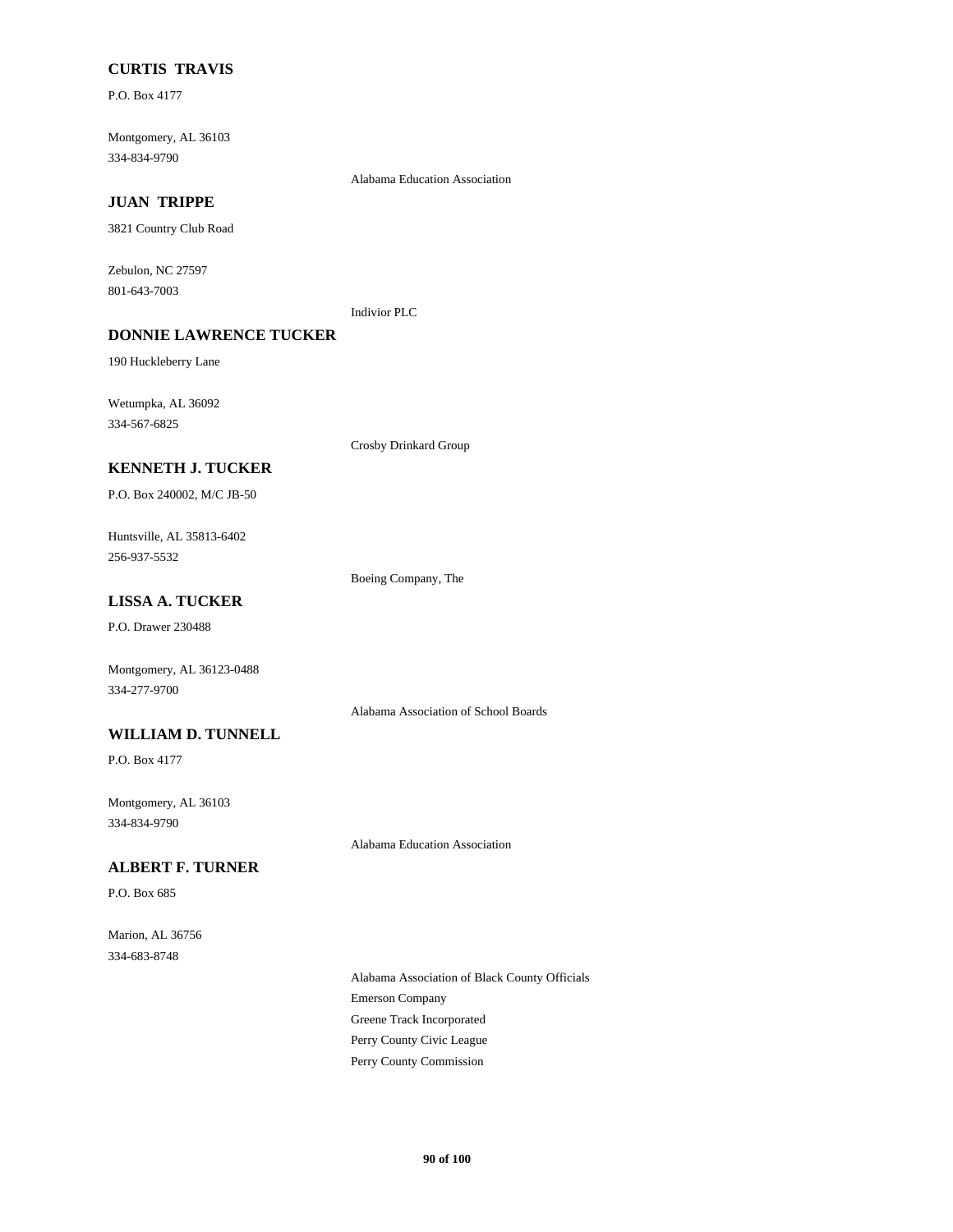**CURTIS TRAVIS**

P.O. Box 4177

Montgomery, AL 36103
334-834-9790

Alabama Education Association

**JUAN TRIPPE**

3821 Country Club Road

Zebulon, NC 27597
801-643-7003

Indivior PLC

**DONNIE LAWRENCE TUCKER**

190 Huckleberry Lane

Wetumpka, AL 36092
334-567-6825

Crosby Drinkard Group

**KENNETH J. TUCKER**

P.O. Box 240002, M/C JB-50

Huntsville, AL 35813-6402
256-937-5532

Boeing Company, The

**LISSA A. TUCKER**

P.O. Drawer 230488

Montgomery, AL 36123-0488
334-277-9700

Alabama Association of School Boards

**WILLIAM D. TUNNELL**

P.O. Box 4177

Montgomery, AL 36103
334-834-9790

Alabama Education Association

**ALBERT F. TURNER**

P.O. Box 685

Marion, AL 36756
334-683-8748

Alabama Association of Black County Officials
Emerson Company
Greene Track Incorporated
Perry County Civic League
Perry County Commission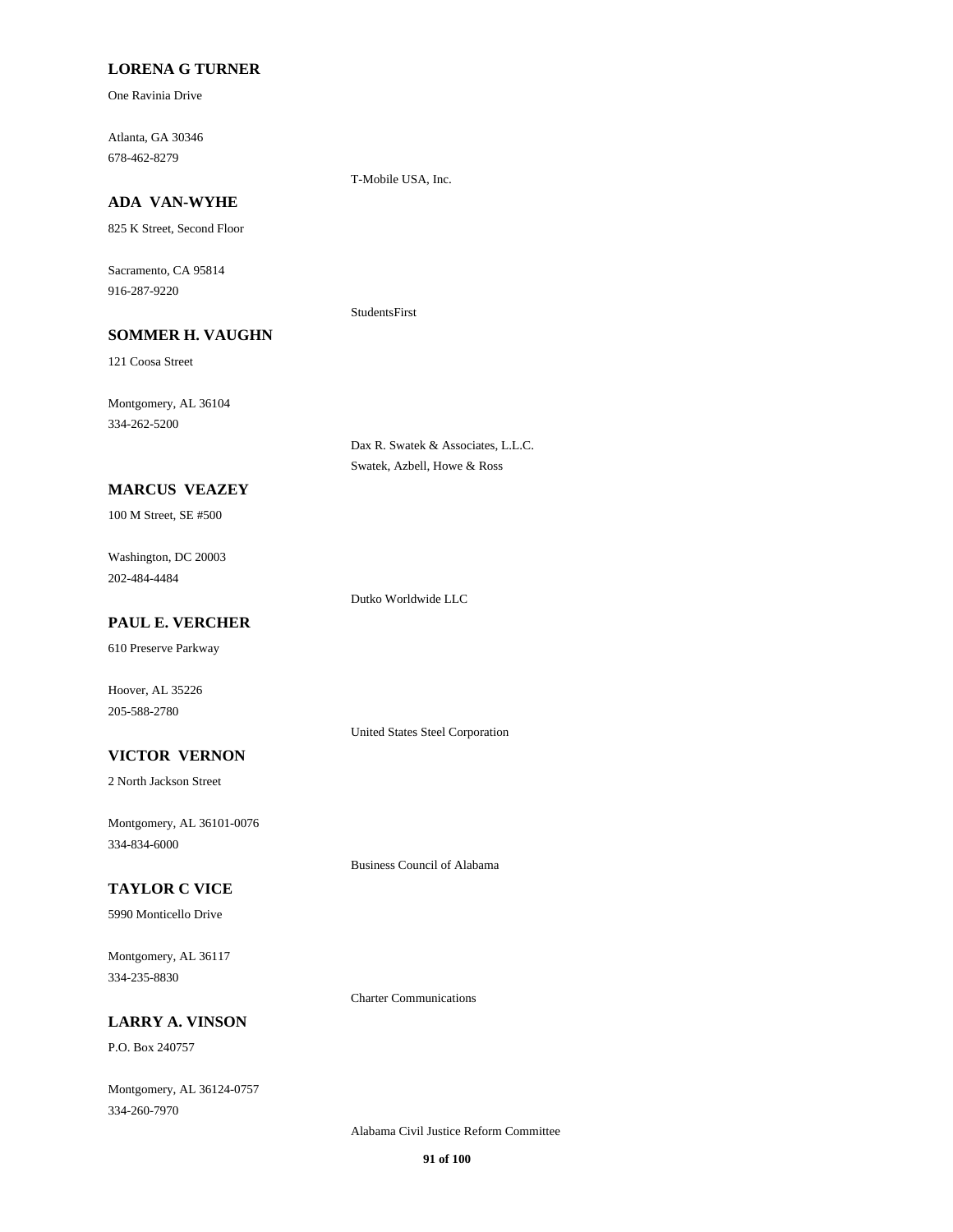**LORENA G TURNER**

One Ravinia Drive

Atlanta, GA 30346
678-462-8279

T-Mobile USA, Inc.

**ADA VAN-WYHE**

825 K Street, Second Floor

Sacramento, CA 95814
916-287-9220

StudentsFirst

**SOMMER H. VAUGHN**

121 Coosa Street

Montgomery, AL 36104
334-262-5200

Dax R. Swatek & Associates, L.L.C.
Swatek, Azbell, Howe & Ross

**MARCUS VEAZEY**

100 M Street, SE #500

Washington, DC 20003
202-484-4484

Dutko Worldwide LLC

**PAUL E. VERCHER**

610 Preserve Parkway

Hoover, AL 35226
205-588-2780

United States Steel Corporation

**VICTOR VERNON**

2 North Jackson Street

Montgomery, AL 36101-0076
334-834-6000

Business Council of Alabama

**TAYLOR C VICE**

5990 Monticello Drive

Montgomery, AL 36117
334-235-8830

Charter Communications

**LARRY A. VINSON**

P.O. Box 240757

Montgomery, AL 36124-0757
334-260-7970

Alabama Civil Justice Reform Committee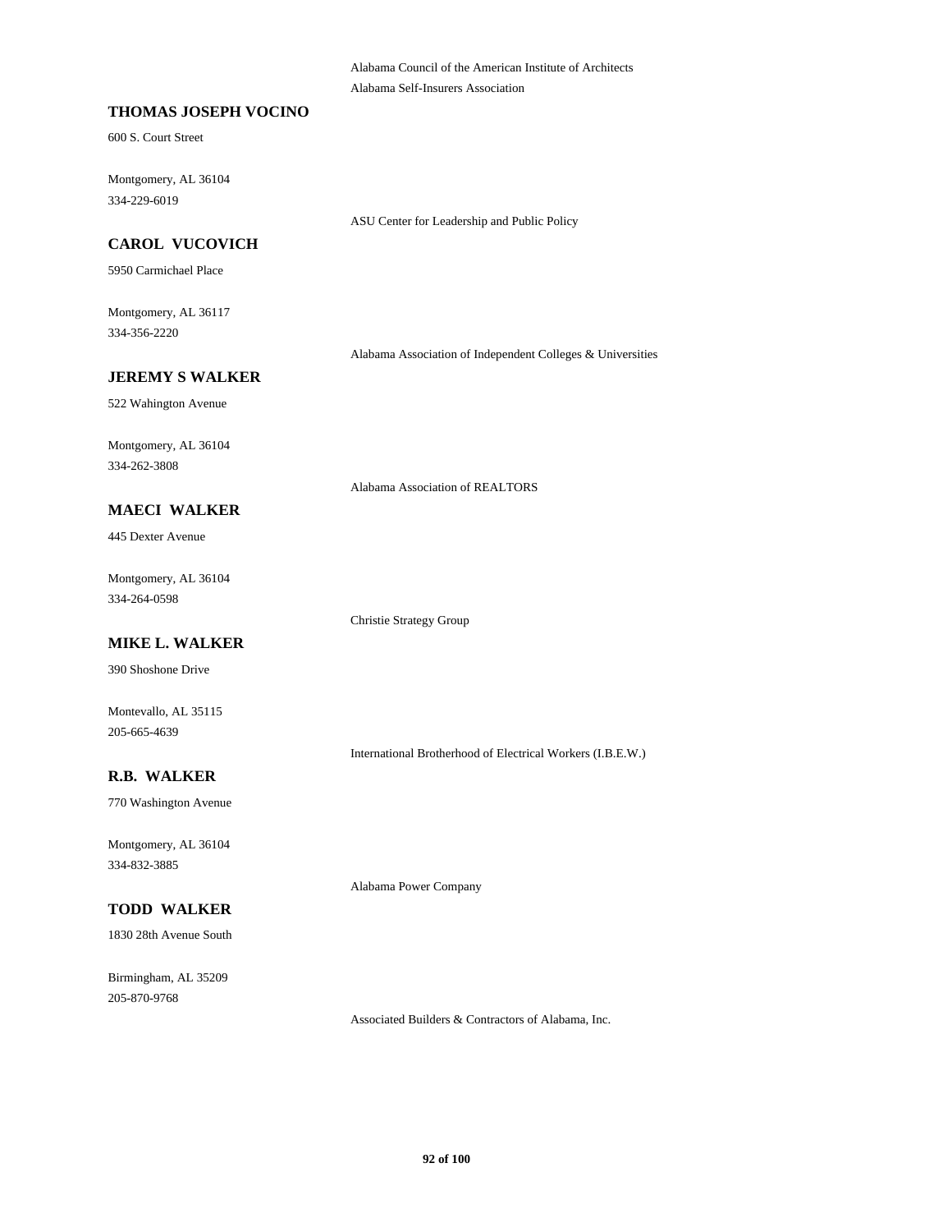Alabama Council of the American Institute of Architects
Alabama Self-Insurers Association

**THOMAS JOSEPH VOCINO**

600 S. Court Street

Montgomery, AL 36104
334-229-6019

ASU Center for Leadership and Public Policy

**CAROL VUCOVICH**

5950 Carmichael Place

Montgomery, AL 36117
334-356-2220

Alabama Association of Independent Colleges & Universities

**JEREMY S WALKER**

522 Wahington Avenue

Montgomery, AL 36104
334-262-3808

Alabama Association of REALTORS

**MAECI WALKER**

445 Dexter Avenue

Montgomery, AL 36104
334-264-0598

Christie Strategy Group

**MIKE L. WALKER**

390 Shoshone Drive

Montevallo, AL 35115
205-665-4639

International Brotherhood of Electrical Workers (I.B.E.W.)

**R.B. WALKER**

770 Washington Avenue

Montgomery, AL 36104
334-832-3885

Alabama Power Company

**TODD WALKER**

1830 28th Avenue South

Birmingham, AL 35209
205-870-9768

Associated Builders & Contractors of Alabama, Inc.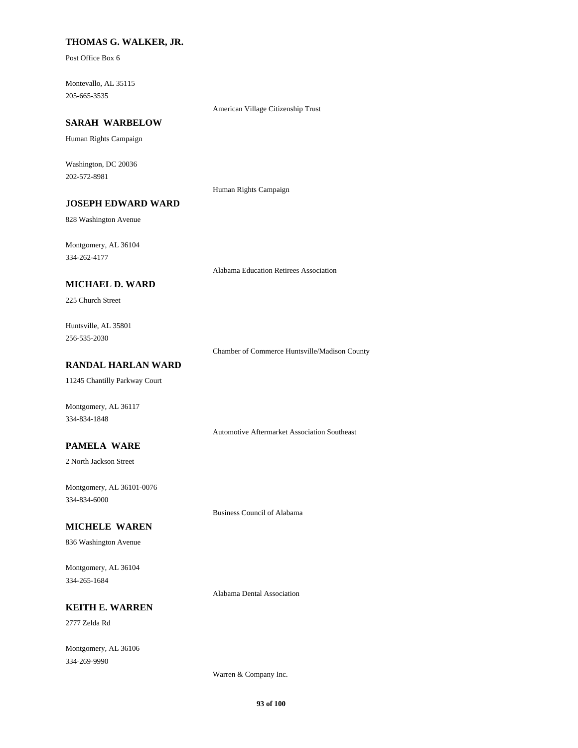**THOMAS G. WALKER, JR.**

Post Office Box 6

Montevallo, AL 35115
205-665-3535

American Village Citizenship Trust

**SARAH WARBELOW**

Human Rights Campaign

Washington, DC 20036
202-572-8981

Human Rights Campaign

**JOSEPH EDWARD WARD**

828 Washington Avenue

Montgomery, AL 36104
334-262-4177

Alabama Education Retirees Association

**MICHAEL D. WARD**

225 Church Street

Huntsville, AL 35801
256-535-2030

Chamber of Commerce Huntsville/Madison County

**RANDAL HARLAN WARD**

11245 Chantilly Parkway Court

Montgomery, AL 36117
334-834-1848

Automotive Aftermarket Association Southeast

**PAMELA WARE**

2 North Jackson Street

Montgomery, AL 36101-0076
334-834-6000

Business Council of Alabama

**MICHELE WAREN**

836 Washington Avenue

Montgomery, AL 36104
334-265-1684

Alabama Dental Association

**KEITH E. WARREN**

2777 Zelda Rd

Montgomery, AL 36106
334-269-9990

Warren & Company Inc.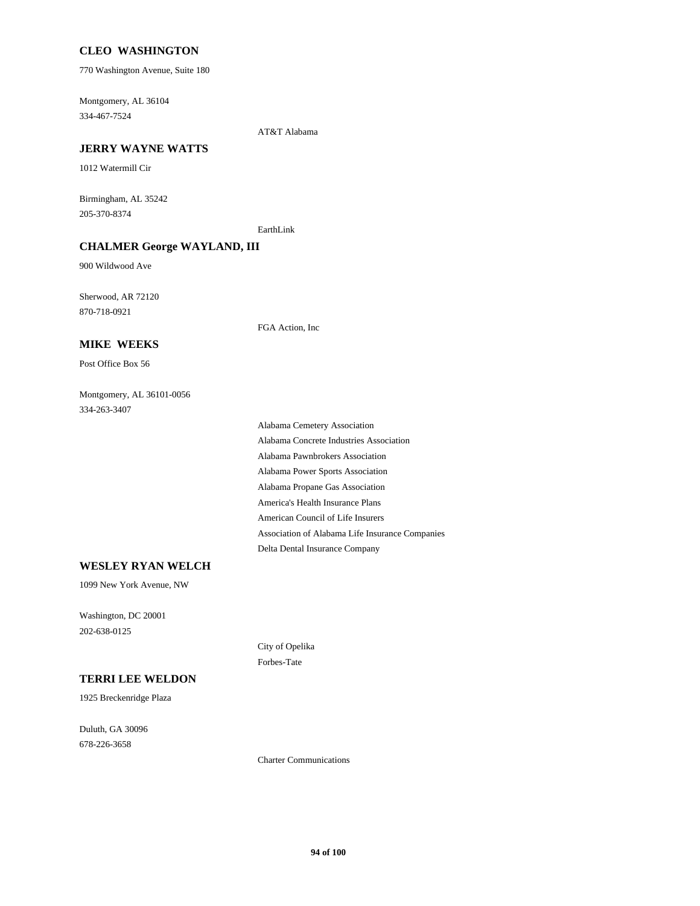**CLEO WASHINGTON**

770 Washington Avenue, Suite 180

Montgomery, AL 36104
334-467-7524

AT&T Alabama

**JERRY WAYNE WATTS**

1012 Watermill Cir

Birmingham, AL 35242
205-370-8374

EarthLink

**CHALMER George WAYLAND, III**

900 Wildwood Ave

Sherwood, AR 72120
870-718-0921

FGA Action, Inc

**MIKE WEEKS**

Post Office Box 56

Montgomery, AL 36101-0056
334-263-3407

Alabama Cemetery Association
Alabama Concrete Industries Association
Alabama Pawnbrokers Association
Alabama Power Sports Association
Alabama Propane Gas Association
America's Health Insurance Plans
American Council of Life Insurers
Association of Alabama Life Insurance Companies
Delta Dental Insurance Company

**WESLEY RYAN WELCH**

1099 New York Avenue, NW

Washington, DC 20001
202-638-0125

City of Opelika
Forbes-Tate

**TERRI LEE WELDON**

1925 Breckenridge Plaza

Duluth, GA 30096
678-226-3658

Charter Communications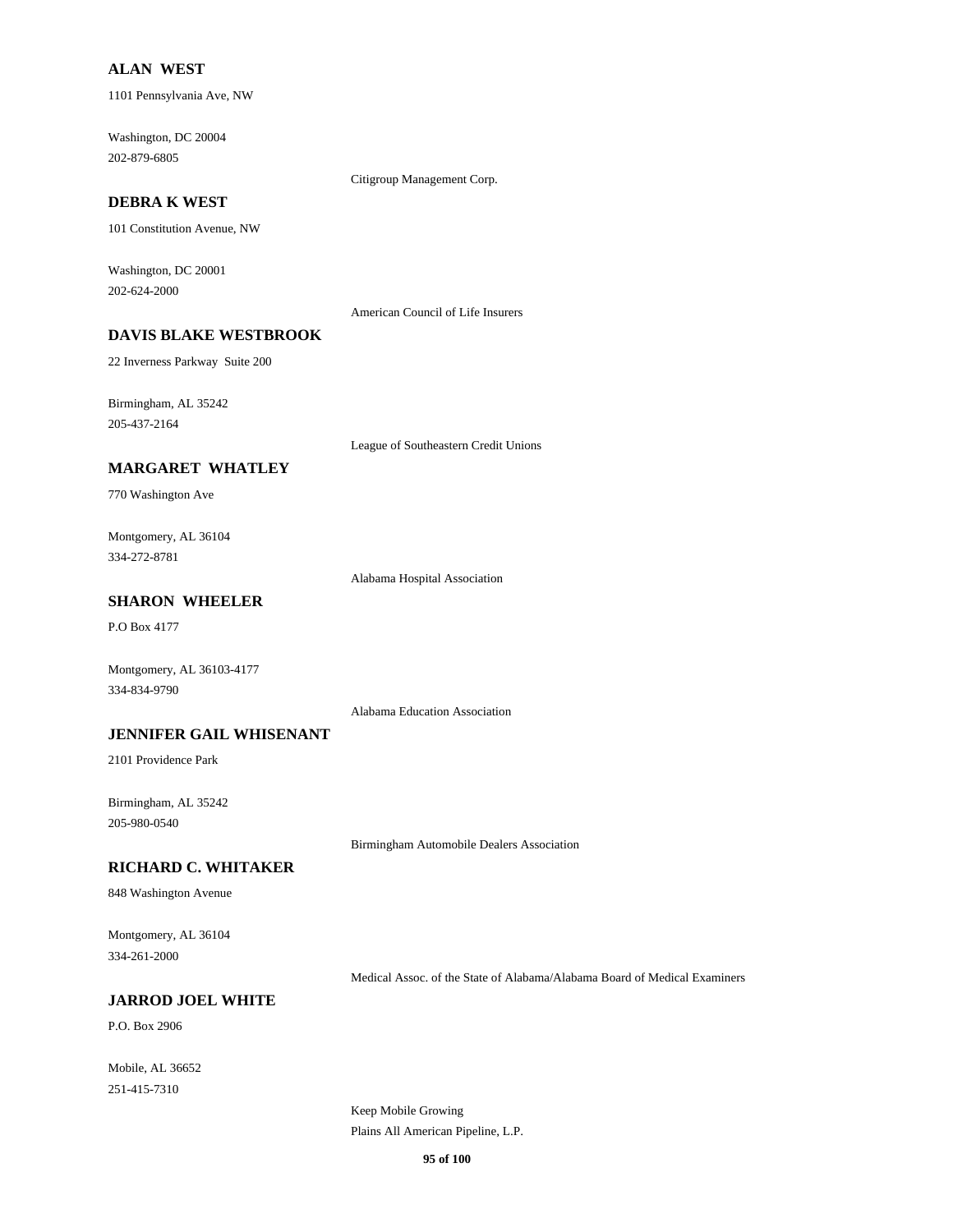**ALAN WEST**

1101 Pennsylvania Ave, NW

Washington, DC 20004
202-879-6805

Citigroup Management Corp.

**DEBRA K WEST**

101 Constitution Avenue, NW

Washington, DC 20001
202-624-2000

American Council of Life Insurers

**DAVIS BLAKE WESTBROOK**

22 Inverness Parkway Suite 200

Birmingham, AL 35242
205-437-2164

League of Southeastern Credit Unions

**MARGARET WHATLEY**

770 Washington Ave

Montgomery, AL 36104
334-272-8781

Alabama Hospital Association

**SHARON WHEELER**

P.O Box 4177

Montgomery, AL 36103-4177
334-834-9790

Alabama Education Association

**JENNIFER GAIL WHISENANT**

2101 Providence Park

Birmingham, AL 35242
205-980-0540

Birmingham Automobile Dealers Association

**RICHARD C. WHITAKER**

848 Washington Avenue

Montgomery, AL 36104
334-261-2000

Medical Assoc. of the State of Alabama/Alabama Board of Medical Examiners

**JARROD JOEL WHITE**

P.O. Box 2906

Mobile, AL 36652
251-415-7310

Keep Mobile Growing
Plains All American Pipeline, L.P.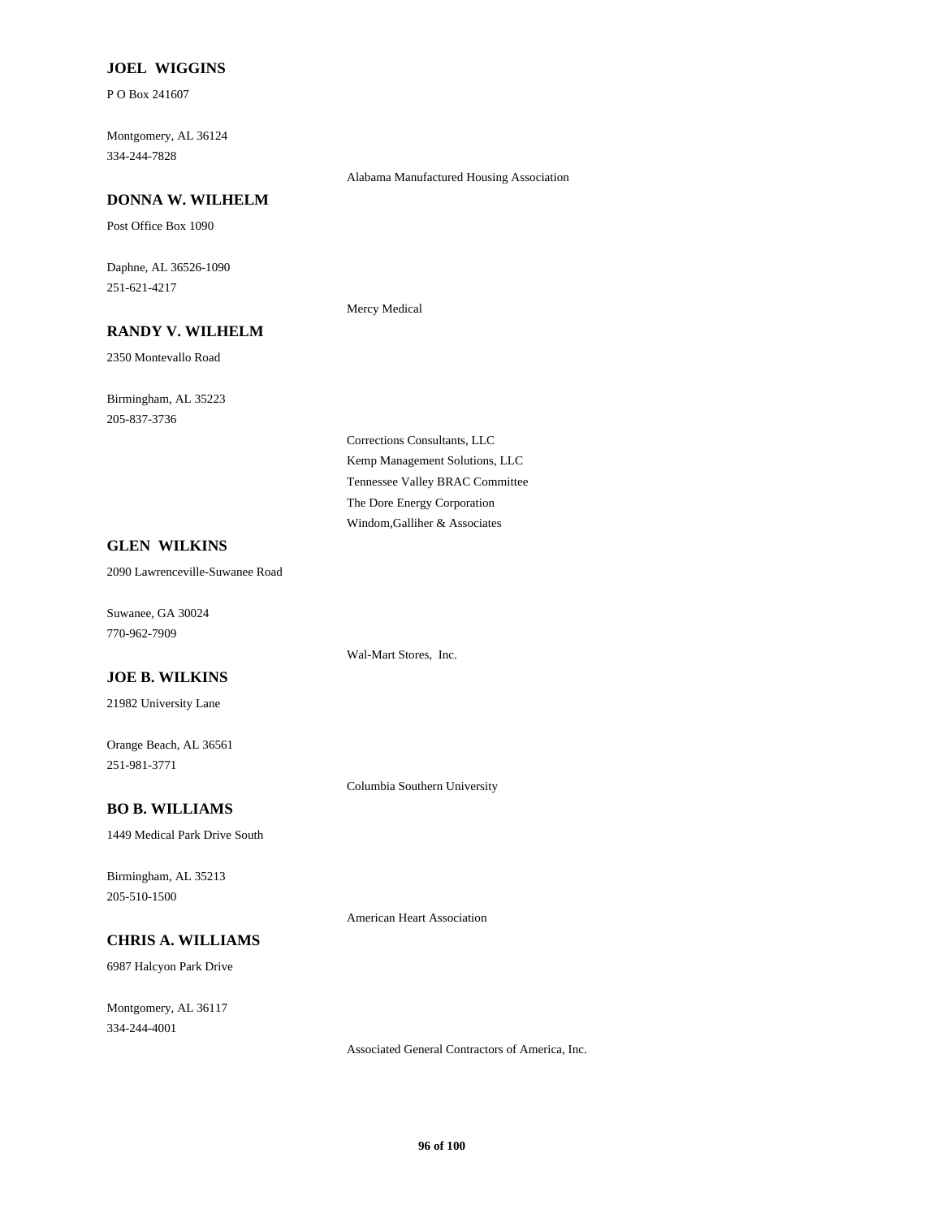**JOEL WIGGINS**

P O Box 241607

Montgomery, AL 36124
334-244-7828

Alabama Manufactured Housing Association

**DONNA W. WILHELM**

Post Office Box 1090

Daphne, AL 36526-1090
251-621-4217

Mercy Medical

**RANDY V. WILHELM**

2350 Montevallo Road

Birmingham, AL 35223
205-837-3736

Corrections Consultants, LLC
Kemp Management Solutions, LLC
Tennessee Valley BRAC Committee
The Dore Energy Corporation
Windom,Galliher & Associates

**GLEN WILKINS**

2090 Lawrenceville-Suwanee Road

Suwanee, GA 30024
770-962-7909

Wal-Mart Stores, Inc.

**JOE B. WILKINS**

21982 University Lane

Orange Beach, AL 36561
251-981-3771

Columbia Southern University

**BO B. WILLIAMS**

1449 Medical Park Drive South

Birmingham, AL 35213
205-510-1500

American Heart Association

**CHRIS A. WILLIAMS**

6987 Halcyon Park Drive

Montgomery, AL 36117
334-244-4001

Associated General Contractors of America, Inc.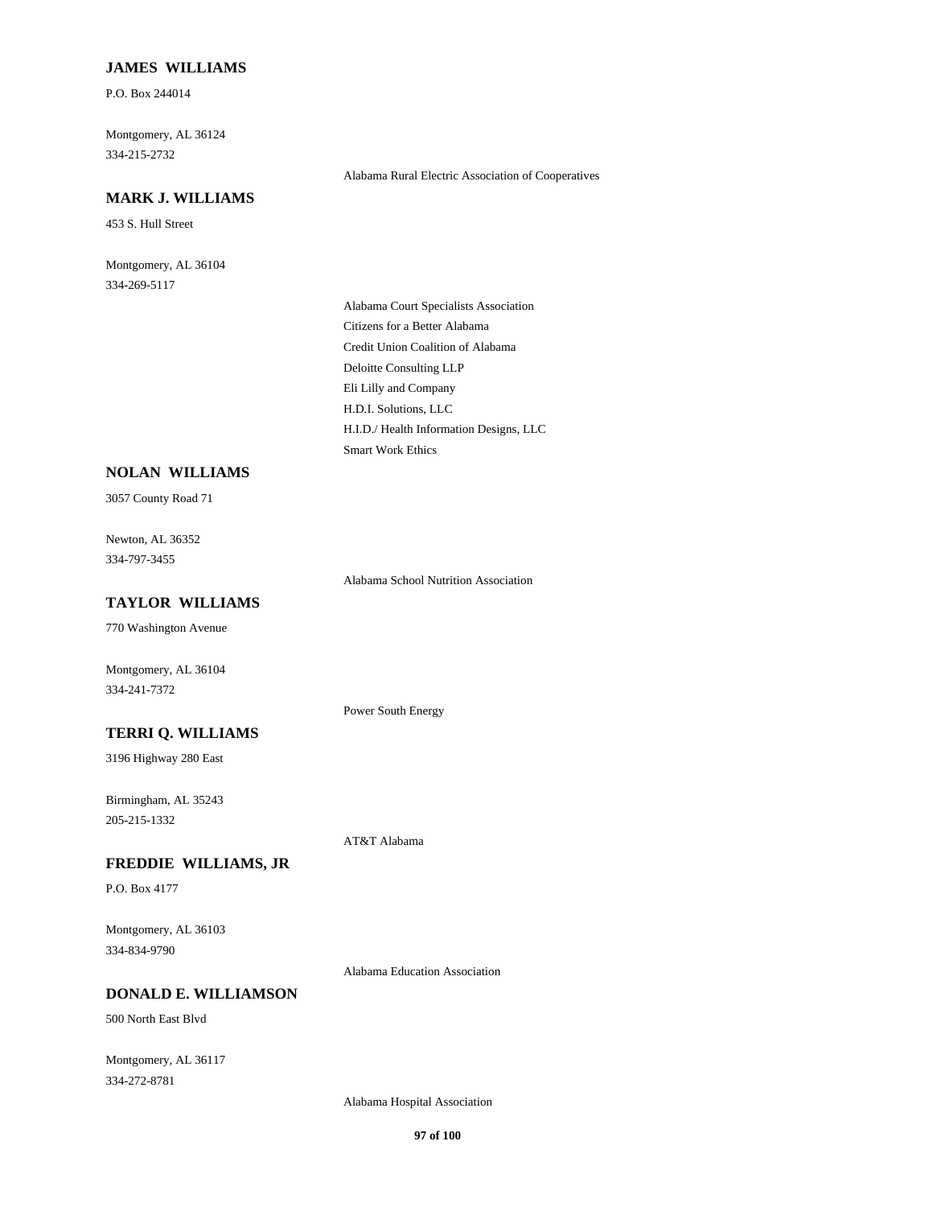**JAMES WILLIAMS**

P.O. Box 244014

Montgomery, AL 36124
334-215-2732

Alabama Rural Electric Association of Cooperatives

**MARK J. WILLIAMS**

453 S. Hull Street

Montgomery, AL 36104
334-269-5117

Alabama Court Specialists Association
Citizens for a Better Alabama
Credit Union Coalition of Alabama
Deloitte Consulting LLP
Eli Lilly and Company
H.D.I. Solutions, LLC
H.I.D./ Health Information Designs, LLC
Smart Work Ethics

**NOLAN WILLIAMS**

3057 County Road 71

Newton, AL 36352
334-797-3455

Alabama School Nutrition Association

**TAYLOR WILLIAMS**

770 Washington Avenue

Montgomery, AL 36104
334-241-7372

Power South Energy

**TERRI Q. WILLIAMS**

3196 Highway 280 East

Birmingham, AL 35243
205-215-1332

AT&T Alabama

**FREDDIE WILLIAMS, JR**

P.O. Box 4177

Montgomery, AL 36103
334-834-9790

Alabama Education Association

**DONALD E. WILLIAMSON**

500 North East Blvd

Montgomery, AL 36117
334-272-8781

Alabama Hospital Association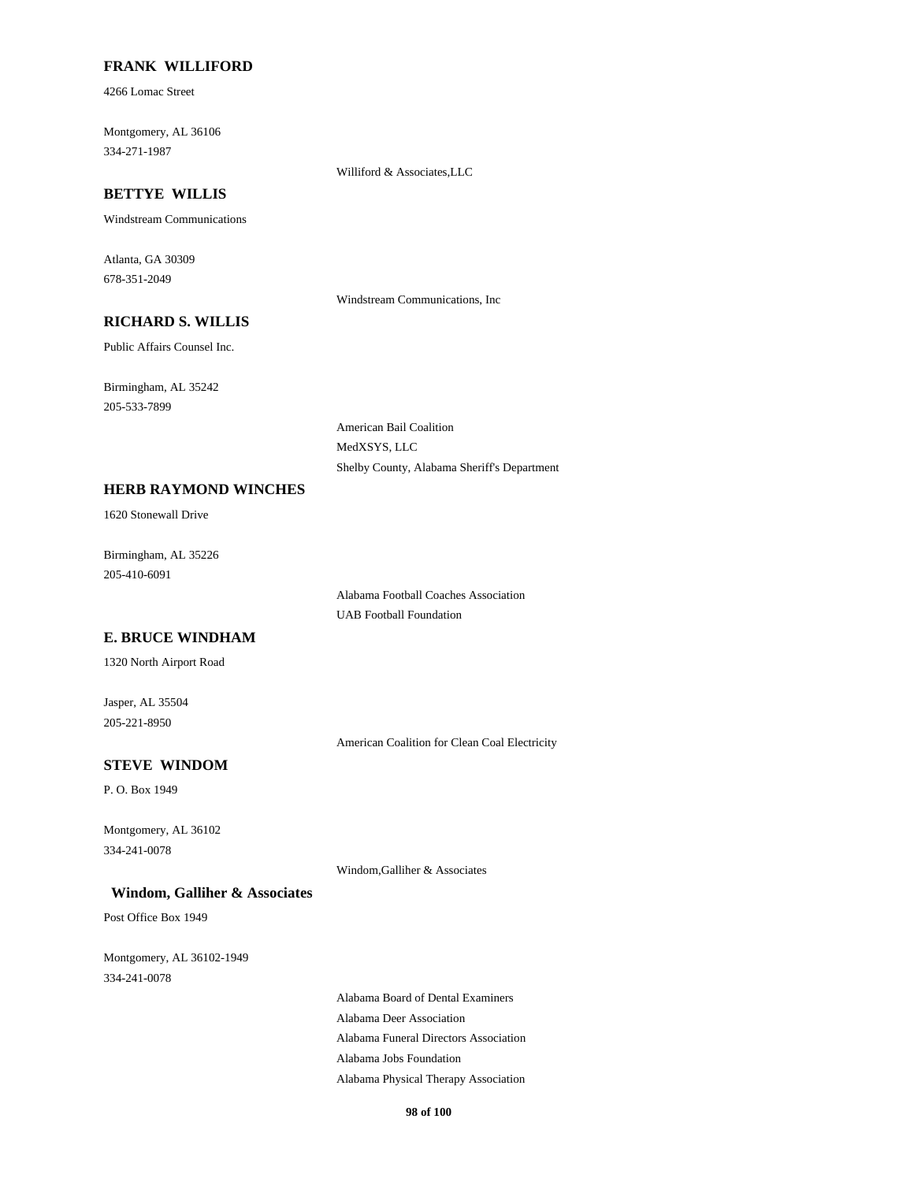**FRANK WILLIFORD**

4266 Lomac Street

Montgomery, AL 36106
334-271-1987

Williford & Associates,LLC

**BETTYE WILLIS**

Windstream Communications

Atlanta, GA 30309
678-351-2049

Windstream Communications, Inc

**RICHARD S. WILLIS**

Public Affairs Counsel Inc.

Birmingham, AL 35242
205-533-7899

American Bail Coalition
MedXSYS, LLC
Shelby County, Alabama Sheriff's Department

**HERB RAYMOND WINCHES**

1620 Stonewall Drive

Birmingham, AL 35226
205-410-6091

Alabama Football Coaches Association
UAB Football Foundation

**E. BRUCE WINDHAM**

1320 North Airport Road

Jasper, AL 35504
205-221-8950

American Coalition for Clean Coal Electricity

**STEVE WINDOM**

P. O. Box 1949

Montgomery, AL 36102
334-241-0078

Windom,Galliher & Associates

**Windom, Galliher & Associates**

Post Office Box 1949

Montgomery, AL 36102-1949
334-241-0078

Alabama Board of Dental Examiners
Alabama Deer Association
Alabama Funeral Directors Association
Alabama Jobs Foundation
Alabama Physical Therapy Association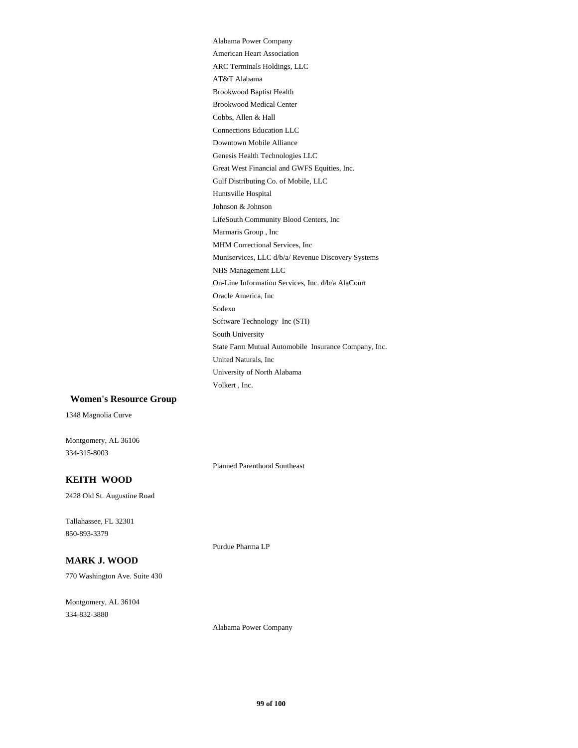Alabama Power Company
American Heart Association
ARC Terminals Holdings, LLC
AT&T Alabama
Brookwood Baptist Health
Brookwood Medical Center
Cobbs, Allen & Hall
Connections Education LLC
Downtown Mobile Alliance
Genesis Health Technologies LLC
Great West Financial and GWFS Equities, Inc.
Gulf Distributing Co. of Mobile, LLC
Huntsville Hospital
Johnson & Johnson
LifeSouth Community Blood Centers, Inc
Marmaris Group , Inc
MHM Correctional Services, Inc
Muniservices, LLC d/b/a/ Revenue Discovery Systems
NHS Management LLC
On-Line Information Services, Inc. d/b/a AlaCourt
Oracle America, Inc
Sodexo
Software Technology Inc (STI)
South University
State Farm Mutual Automobile Insurance Company, Inc.
United Naturals, Inc
University of North Alabama
Volkert , Inc.

**Women's Resource Group**

1348 Magnolia Curve

Montgomery, AL 36106
334-315-8003

Planned Parenthood Southeast

**KEITH WOOD**

2428 Old St. Augustine Road

Tallahassee, FL 32301
850-893-3379

Purdue Pharma LP

**MARK J. WOOD**

770 Washington Ave. Suite 430

Montgomery, AL 36104
334-832-3880

Alabama Power Company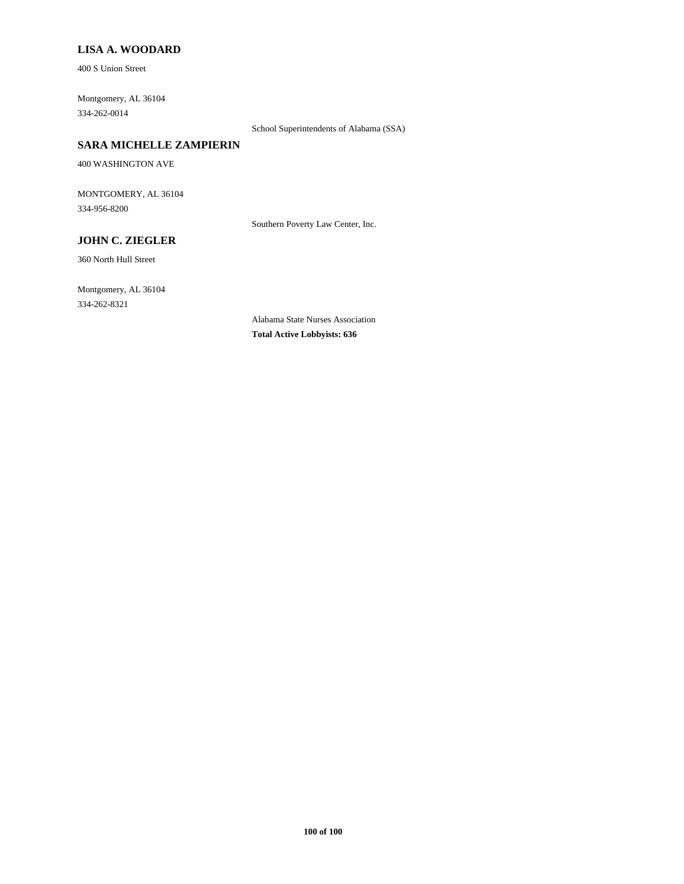**LISA A. WOODARD**

400 S Union Street

Montgomery, AL 36104
334-262-0014

School Superintendents of Alabama (SSA)

**SARA MICHELLE ZAMPIERIN**

400 WASHINGTON AVE

MONTGOMERY, AL 36104
334-956-8200

Southern Poverty Law Center, Inc.

**JOHN C. ZIEGLER**

360 North Hull Street

Montgomery, AL 36104
334-262-8321

Alabama State Nurses Association

**Total Active Lobbyists: 636**